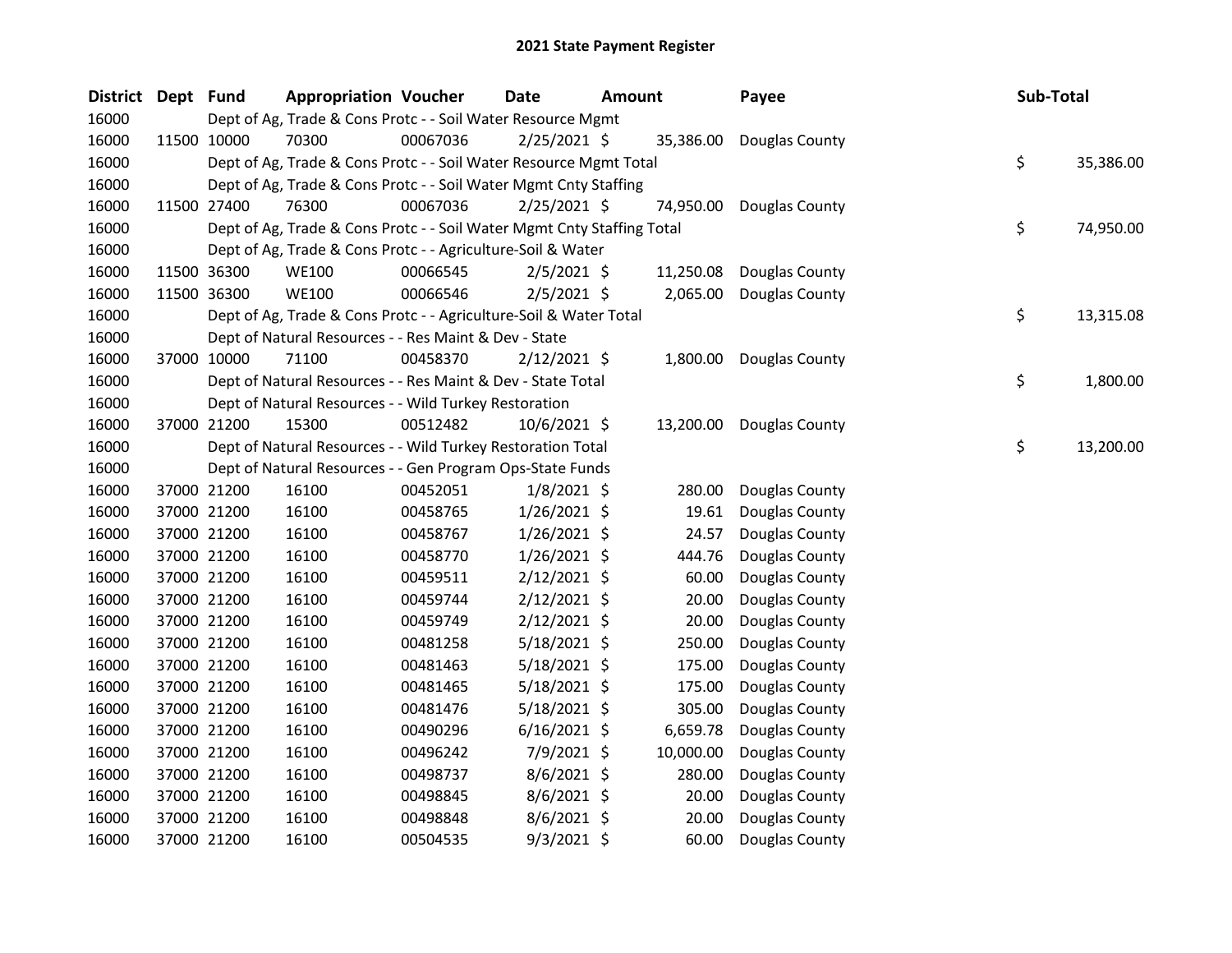# 2021 State Payment Register

| District | Dept | Fund | Appropriation | Voucher | Date | Amount | Payee | Sub-Total |
|---|---|---|---|---|---|---|---|---|
| 16000 | | Dept of Ag, Trade & Cons Protc - - Soil Water Resource Mgmt | | | | | | |
| 16000 | 11500 | 10000 | 70300 | 00067036 | 2/25/2021 | $ 35,386.00 | Douglas County | |
| 16000 | | Dept of Ag, Trade & Cons Protc - - Soil Water Resource Mgmt Total | | | | | | $ 35,386.00 |
| 16000 | | Dept of Ag, Trade & Cons Protc - - Soil Water Mgmt Cnty Staffing | | | | | | |
| 16000 | 11500 | 27400 | 76300 | 00067036 | 2/25/2021 | $ 74,950.00 | Douglas County | |
| 16000 | | Dept of Ag, Trade & Cons Protc - - Soil Water Mgmt Cnty Staffing Total | | | | | | $ 74,950.00 |
| 16000 | | Dept of Ag, Trade & Cons Protc - - Agriculture-Soil & Water | | | | | | |
| 16000 | 11500 | 36300 | WE100 | 00066545 | 2/5/2021 | $ 11,250.08 | Douglas County | |
| 16000 | 11500 | 36300 | WE100 | 00066546 | 2/5/2021 | $ 2,065.00 | Douglas County | |
| 16000 | | Dept of Ag, Trade & Cons Protc - - Agriculture-Soil & Water Total | | | | | | $ 13,315.08 |
| 16000 | | Dept of Natural Resources - - Res Maint & Dev - State | | | | | | |
| 16000 | 37000 | 10000 | 71100 | 00458370 | 2/12/2021 | $ 1,800.00 | Douglas County | |
| 16000 | | Dept of Natural Resources - - Res Maint & Dev - State Total | | | | | | $ 1,800.00 |
| 16000 | | Dept of Natural Resources - - Wild Turkey Restoration | | | | | | |
| 16000 | 37000 | 21200 | 15300 | 00512482 | 10/6/2021 | $ 13,200.00 | Douglas County | |
| 16000 | | Dept of Natural Resources - - Wild Turkey Restoration Total | | | | | | $ 13,200.00 |
| 16000 | | Dept of Natural Resources - - Gen Program Ops-State Funds | | | | | | |
| 16000 | 37000 | 21200 | 16100 | 00452051 | 1/8/2021 | $ 280.00 | Douglas County | |
| 16000 | 37000 | 21200 | 16100 | 00458765 | 1/26/2021 | $ 19.61 | Douglas County | |
| 16000 | 37000 | 21200 | 16100 | 00458767 | 1/26/2021 | $ 24.57 | Douglas County | |
| 16000 | 37000 | 21200 | 16100 | 00458770 | 1/26/2021 | $ 444.76 | Douglas County | |
| 16000 | 37000 | 21200 | 16100 | 00459511 | 2/12/2021 | $ 60.00 | Douglas County | |
| 16000 | 37000 | 21200 | 16100 | 00459744 | 2/12/2021 | $ 20.00 | Douglas County | |
| 16000 | 37000 | 21200 | 16100 | 00459749 | 2/12/2021 | $ 20.00 | Douglas County | |
| 16000 | 37000 | 21200 | 16100 | 00481258 | 5/18/2021 | $ 250.00 | Douglas County | |
| 16000 | 37000 | 21200 | 16100 | 00481463 | 5/18/2021 | $ 175.00 | Douglas County | |
| 16000 | 37000 | 21200 | 16100 | 00481465 | 5/18/2021 | $ 175.00 | Douglas County | |
| 16000 | 37000 | 21200 | 16100 | 00481476 | 5/18/2021 | $ 305.00 | Douglas County | |
| 16000 | 37000 | 21200 | 16100 | 00490296 | 6/16/2021 | $ 6,659.78 | Douglas County | |
| 16000 | 37000 | 21200 | 16100 | 00496242 | 7/9/2021 | $ 10,000.00 | Douglas County | |
| 16000 | 37000 | 21200 | 16100 | 00498737 | 8/6/2021 | $ 280.00 | Douglas County | |
| 16000 | 37000 | 21200 | 16100 | 00498845 | 8/6/2021 | $ 20.00 | Douglas County | |
| 16000 | 37000 | 21200 | 16100 | 00498848 | 8/6/2021 | $ 20.00 | Douglas County | |
| 16000 | 37000 | 21200 | 16100 | 00504535 | 9/3/2021 | $ 60.00 | Douglas County | |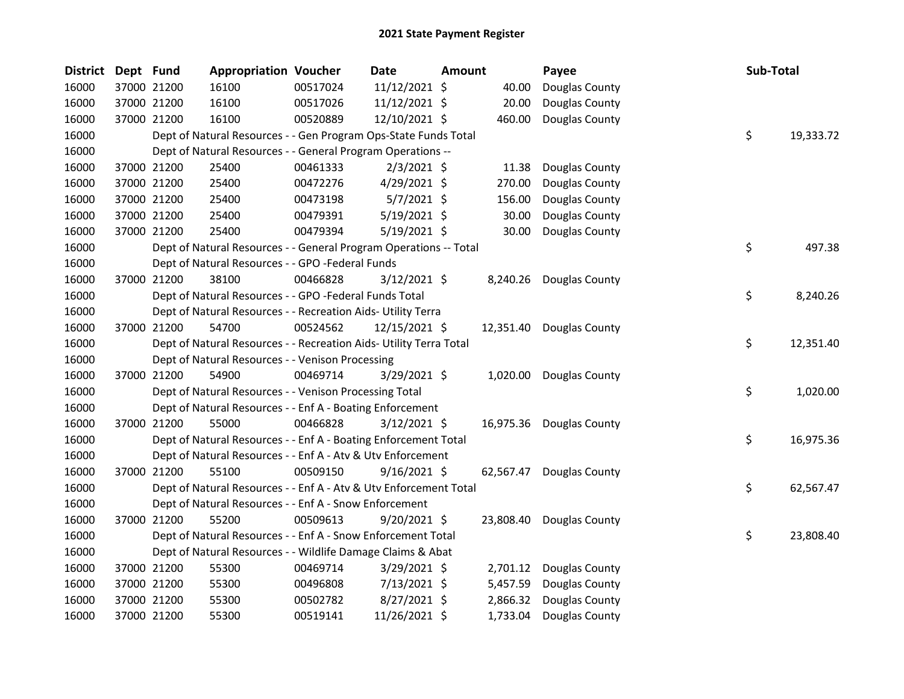## 2021 State Payment Register

| District | Dept | Fund | Appropriation | Voucher | Date | Amount | Payee | Sub-Total |
|---|---|---|---|---|---|---|---|---|
| 16000 | 37000 | 21200 | 16100 | 00517024 | 11/12/2021 | $ 40.00 | Douglas County | |
| 16000 | 37000 | 21200 | 16100 | 00517026 | 11/12/2021 | $ 20.00 | Douglas County | |
| 16000 | 37000 | 21200 | 16100 | 00520889 | 12/10/2021 | $ 460.00 | Douglas County | |
| 16000 | | Dept of Natural Resources - - Gen Program Ops-State Funds Total | | | | | | $ 19,333.72 |
| 16000 | | Dept of Natural Resources - - General Program Operations -- | | | | | | |
| 16000 | 37000 | 21200 | 25400 | 00461333 | 2/3/2021 | $ 11.38 | Douglas County | |
| 16000 | 37000 | 21200 | 25400 | 00472276 | 4/29/2021 | $ 270.00 | Douglas County | |
| 16000 | 37000 | 21200 | 25400 | 00473198 | 5/7/2021 | $ 156.00 | Douglas County | |
| 16000 | 37000 | 21200 | 25400 | 00479391 | 5/19/2021 | $ 30.00 | Douglas County | |
| 16000 | 37000 | 21200 | 25400 | 00479394 | 5/19/2021 | $ 30.00 | Douglas County | |
| 16000 | | Dept of Natural Resources - - General Program Operations -- Total | | | | | | $ 497.38 |
| 16000 | | Dept of Natural Resources - - GPO -Federal Funds | | | | | | |
| 16000 | 37000 | 21200 | 38100 | 00466828 | 3/12/2021 | $ 8,240.26 | Douglas County | |
| 16000 | | Dept of Natural Resources - - GPO -Federal Funds Total | | | | | | $ 8,240.26 |
| 16000 | | Dept of Natural Resources - - Recreation Aids- Utility Terra | | | | | | |
| 16000 | 37000 | 21200 | 54700 | 00524562 | 12/15/2021 | $ 12,351.40 | Douglas County | |
| 16000 | | Dept of Natural Resources - - Recreation Aids- Utility Terra Total | | | | | | $ 12,351.40 |
| 16000 | | Dept of Natural Resources - - Venison Processing | | | | | | |
| 16000 | 37000 | 21200 | 54900 | 00469714 | 3/29/2021 | $ 1,020.00 | Douglas County | |
| 16000 | | Dept of Natural Resources - - Venison Processing Total | | | | | | $ 1,020.00 |
| 16000 | | Dept of Natural Resources - - Enf A - Boating Enforcement | | | | | | |
| 16000 | 37000 | 21200 | 55000 | 00466828 | 3/12/2021 | $ 16,975.36 | Douglas County | |
| 16000 | | Dept of Natural Resources - - Enf A - Boating Enforcement Total | | | | | | $ 16,975.36 |
| 16000 | | Dept of Natural Resources - - Enf A - Atv & Utv Enforcement | | | | | | |
| 16000 | 37000 | 21200 | 55100 | 00509150 | 9/16/2021 | $ 62,567.47 | Douglas County | |
| 16000 | | Dept of Natural Resources - - Enf A - Atv & Utv Enforcement Total | | | | | | $ 62,567.47 |
| 16000 | | Dept of Natural Resources - - Enf A - Snow Enforcement | | | | | | |
| 16000 | 37000 | 21200 | 55200 | 00509613 | 9/20/2021 | $ 23,808.40 | Douglas County | |
| 16000 | | Dept of Natural Resources - - Enf A - Snow Enforcement Total | | | | | | $ 23,808.40 |
| 16000 | | Dept of Natural Resources - - Wildlife Damage Claims & Abat | | | | | | |
| 16000 | 37000 | 21200 | 55300 | 00469714 | 3/29/2021 | $ 2,701.12 | Douglas County | |
| 16000 | 37000 | 21200 | 55300 | 00496808 | 7/13/2021 | $ 5,457.59 | Douglas County | |
| 16000 | 37000 | 21200 | 55300 | 00502782 | 8/27/2021 | $ 2,866.32 | Douglas County | |
| 16000 | 37000 | 21200 | 55300 | 00519141 | 11/26/2021 | $ 1,733.04 | Douglas County | |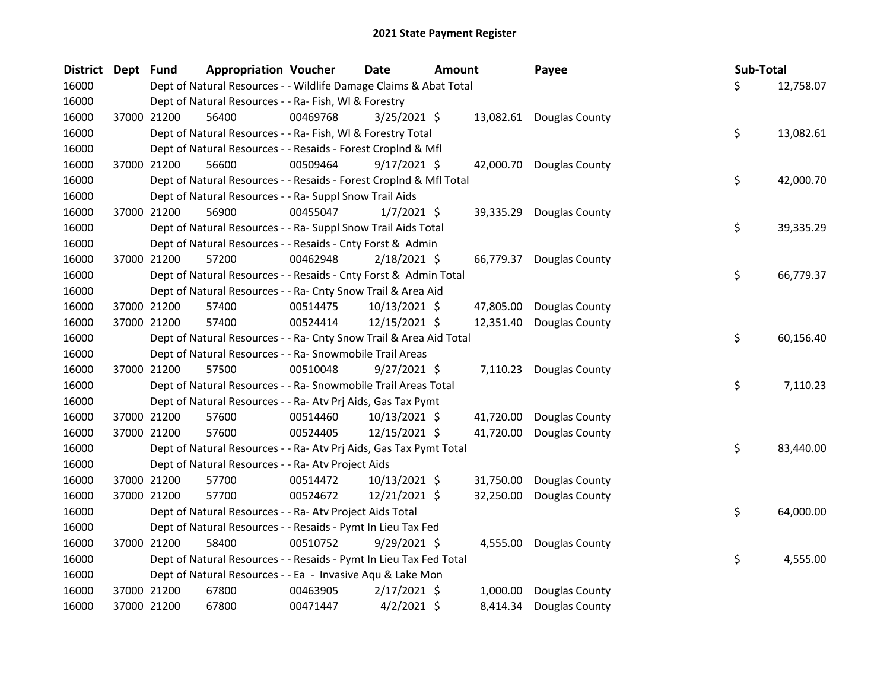## 2021 State Payment Register

| District | Dept | Fund | Appropriation | Voucher | Date | Amount | Payee | Sub-Total |
|---|---|---|---|---|---|---|---|---|
| 16000 | | | Dept of Natural Resources - - Wildlife Damage Claims & Abat Total | | | | | $ 12,758.07 |
| 16000 | | | Dept of Natural Resources - - Ra- Fish, Wl & Forestry | | | | | |
| 16000 | 37000 | 21200 | 56400 | 00469768 | 3/25/2021 | $ 13,082.61 | Douglas County | |
| 16000 | | | Dept of Natural Resources - - Ra- Fish, Wl & Forestry Total | | | | | $ 13,082.61 |
| 16000 | | | Dept of Natural Resources - - Resaids - Forest Croplnd & Mfl | | | | | |
| 16000 | 37000 | 21200 | 56600 | 00509464 | 9/17/2021 | $ 42,000.70 | Douglas County | |
| 16000 | | | Dept of Natural Resources - - Resaids - Forest Croplnd & Mfl Total | | | | | $ 42,000.70 |
| 16000 | | | Dept of Natural Resources - - Ra- Suppl Snow Trail Aids | | | | | |
| 16000 | 37000 | 21200 | 56900 | 00455047 | 1/7/2021 | $ 39,335.29 | Douglas County | |
| 16000 | | | Dept of Natural Resources - - Ra- Suppl Snow Trail Aids Total | | | | | $ 39,335.29 |
| 16000 | | | Dept of Natural Resources - - Resaids - Cnty Forst & Admin | | | | | |
| 16000 | 37000 | 21200 | 57200 | 00462948 | 2/18/2021 | $ 66,779.37 | Douglas County | |
| 16000 | | | Dept of Natural Resources - - Resaids - Cnty Forst & Admin Total | | | | | $ 66,779.37 |
| 16000 | | | Dept of Natural Resources - - Ra- Cnty Snow Trail & Area Aid | | | | | |
| 16000 | 37000 | 21200 | 57400 | 00514475 | 10/13/2021 | $ 47,805.00 | Douglas County | |
| 16000 | 37000 | 21200 | 57400 | 00524414 | 12/15/2021 | $ 12,351.40 | Douglas County | |
| 16000 | | | Dept of Natural Resources - - Ra- Cnty Snow Trail & Area Aid Total | | | | | $ 60,156.40 |
| 16000 | | | Dept of Natural Resources - - Ra- Snowmobile Trail Areas | | | | | |
| 16000 | 37000 | 21200 | 57500 | 00510048 | 9/27/2021 | $ 7,110.23 | Douglas County | |
| 16000 | | | Dept of Natural Resources - - Ra- Snowmobile Trail Areas Total | | | | | $ 7,110.23 |
| 16000 | | | Dept of Natural Resources - - Ra- Atv Prj Aids, Gas Tax Pymt | | | | | |
| 16000 | 37000 | 21200 | 57600 | 00514460 | 10/13/2021 | $ 41,720.00 | Douglas County | |
| 16000 | 37000 | 21200 | 57600 | 00524405 | 12/15/2021 | $ 41,720.00 | Douglas County | |
| 16000 | | | Dept of Natural Resources - - Ra- Atv Prj Aids, Gas Tax Pymt Total | | | | | $ 83,440.00 |
| 16000 | | | Dept of Natural Resources - - Ra- Atv Project Aids | | | | | |
| 16000 | 37000 | 21200 | 57700 | 00514472 | 10/13/2021 | $ 31,750.00 | Douglas County | |
| 16000 | 37000 | 21200 | 57700 | 00524672 | 12/21/2021 | $ 32,250.00 | Douglas County | |
| 16000 | | | Dept of Natural Resources - - Ra- Atv Project Aids Total | | | | | $ 64,000.00 |
| 16000 | | | Dept of Natural Resources - - Resaids - Pymt In Lieu Tax Fed | | | | | |
| 16000 | 37000 | 21200 | 58400 | 00510752 | 9/29/2021 | $ 4,555.00 | Douglas County | |
| 16000 | | | Dept of Natural Resources - - Resaids - Pymt In Lieu Tax Fed Total | | | | | $ 4,555.00 |
| 16000 | | | Dept of Natural Resources - - Ea - Invasive Aqu & Lake Mon | | | | | |
| 16000 | 37000 | 21200 | 67800 | 00463905 | 2/17/2021 | $ 1,000.00 | Douglas County | |
| 16000 | 37000 | 21200 | 67800 | 00471447 | 4/2/2021 | $ 8,414.34 | Douglas County | |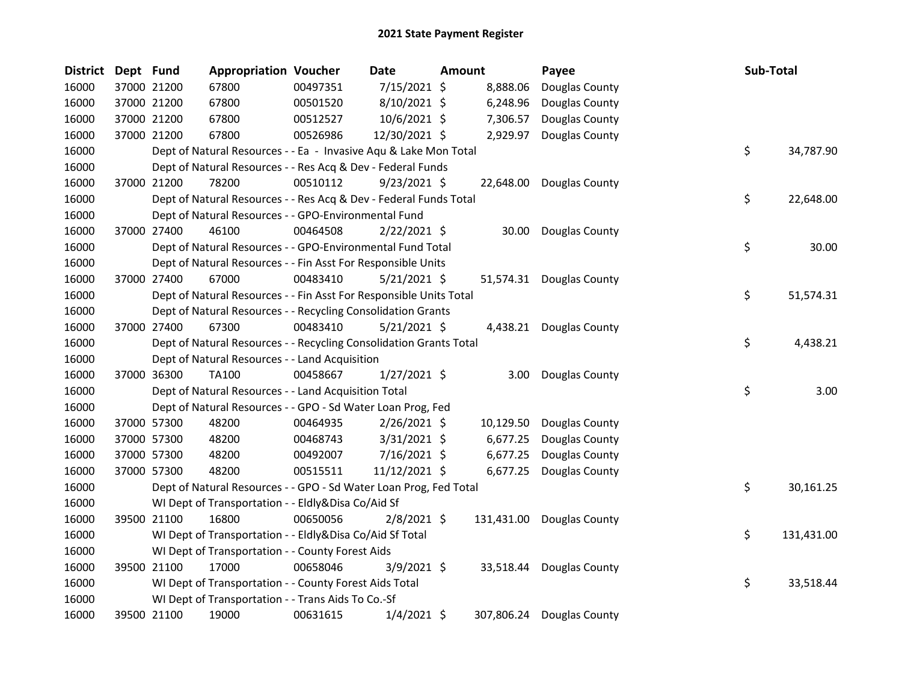# 2021 State Payment Register

| District | Dept | Fund | Appropriation | Voucher | Date | Amount | Payee | Sub-Total |
|---|---|---|---|---|---|---|---|---|
| 16000 | 37000 | 21200 | 67800 | 00497351 | 7/15/2021 | $ 8,888.06 | Douglas County | |
| 16000 | 37000 | 21200 | 67800 | 00501520 | 8/10/2021 | $ 6,248.96 | Douglas County | |
| 16000 | 37000 | 21200 | 67800 | 00512527 | 10/6/2021 | $ 7,306.57 | Douglas County | |
| 16000 | 37000 | 21200 | 67800 | 00526986 | 12/30/2021 | $ 2,929.97 | Douglas County | |
| 16000 | | Dept of Natural Resources - - Ea - Invasive Aqu & Lake Mon Total | | | | | | $ 34,787.90 |
| 16000 | | Dept of Natural Resources - - Res Acq & Dev - Federal Funds | | | | | | |
| 16000 | 37000 | 21200 | 78200 | 00510112 | 9/23/2021 | $ 22,648.00 | Douglas County | |
| 16000 | | Dept of Natural Resources - - Res Acq & Dev - Federal Funds Total | | | | | | $ 22,648.00 |
| 16000 | | Dept of Natural Resources - - GPO-Environmental Fund | | | | | | |
| 16000 | 37000 | 27400 | 46100 | 00464508 | 2/22/2021 | $ 30.00 | Douglas County | |
| 16000 | | Dept of Natural Resources - - GPO-Environmental Fund Total | | | | | | $ 30.00 |
| 16000 | | Dept of Natural Resources - - Fin Asst For Responsible Units | | | | | | |
| 16000 | 37000 | 27400 | 67000 | 00483410 | 5/21/2021 | $ 51,574.31 | Douglas County | |
| 16000 | | Dept of Natural Resources - - Fin Asst For Responsible Units Total | | | | | | $ 51,574.31 |
| 16000 | | Dept of Natural Resources - - Recycling Consolidation Grants | | | | | | |
| 16000 | 37000 | 27400 | 67300 | 00483410 | 5/21/2021 | $ 4,438.21 | Douglas County | |
| 16000 | | Dept of Natural Resources - - Recycling Consolidation Grants Total | | | | | | $ 4,438.21 |
| 16000 | | Dept of Natural Resources - - Land Acquisition | | | | | | |
| 16000 | 37000 | 36300 | TA100 | 00458667 | 1/27/2021 | $ 3.00 | Douglas County | |
| 16000 | | Dept of Natural Resources - - Land Acquisition Total | | | | | | $ 3.00 |
| 16000 | | Dept of Natural Resources - - GPO - Sd Water Loan Prog, Fed | | | | | | |
| 16000 | 37000 | 57300 | 48200 | 00464935 | 2/26/2021 | $ 10,129.50 | Douglas County | |
| 16000 | 37000 | 57300 | 48200 | 00468743 | 3/31/2021 | $ 6,677.25 | Douglas County | |
| 16000 | 37000 | 57300 | 48200 | 00492007 | 7/16/2021 | $ 6,677.25 | Douglas County | |
| 16000 | 37000 | 57300 | 48200 | 00515511 | 11/12/2021 | $ 6,677.25 | Douglas County | |
| 16000 | | Dept of Natural Resources - - GPO - Sd Water Loan Prog, Fed Total | | | | | | $ 30,161.25 |
| 16000 | | WI Dept of Transportation - - Eldly&Disa Co/Aid Sf | | | | | | |
| 16000 | 39500 | 21100 | 16800 | 00650056 | 2/8/2021 | $ 131,431.00 | Douglas County | |
| 16000 | | WI Dept of Transportation - - Eldly&Disa Co/Aid Sf Total | | | | | | $ 131,431.00 |
| 16000 | | WI Dept of Transportation - - County Forest Aids | | | | | | |
| 16000 | 39500 | 21100 | 17000 | 00658046 | 3/9/2021 | $ 33,518.44 | Douglas County | |
| 16000 | | WI Dept of Transportation - - County Forest Aids Total | | | | | | $ 33,518.44 |
| 16000 | | WI Dept of Transportation - - Trans Aids To Co.-Sf | | | | | | |
| 16000 | 39500 | 21100 | 19000 | 00631615 | 1/4/2021 | $ 307,806.24 | Douglas County | |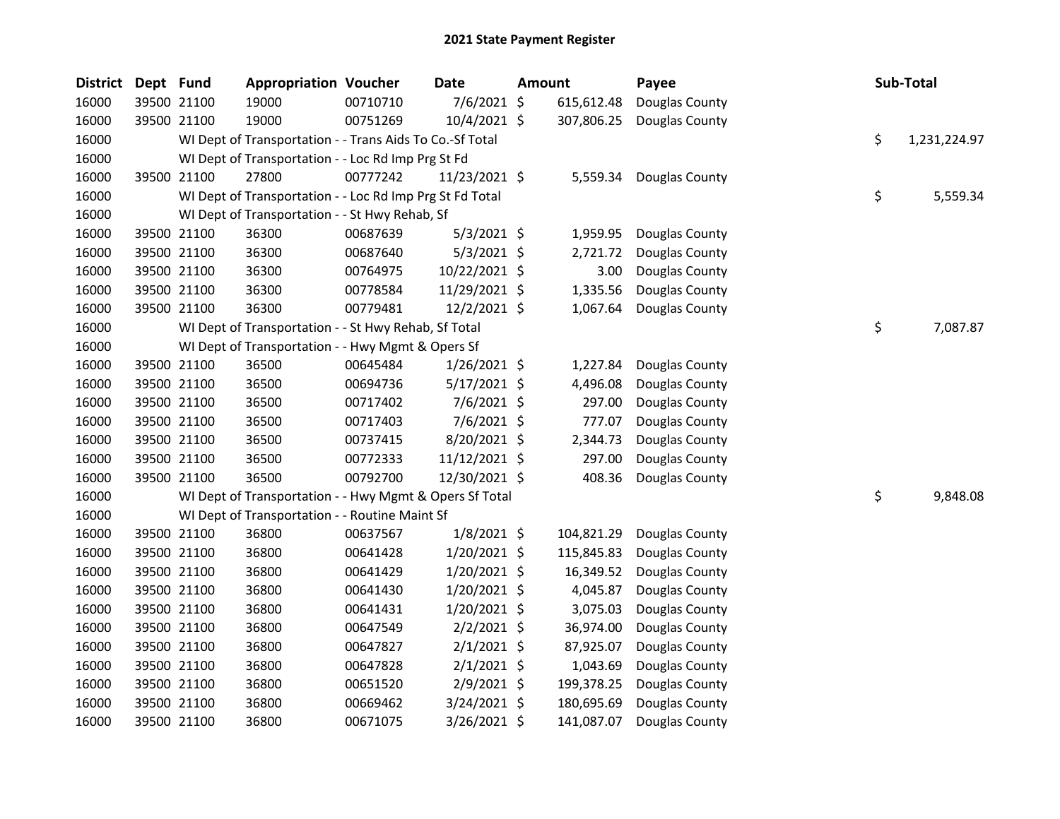# 2021 State Payment Register

| District | Dept | Fund | Appropriation | Voucher | Date | Amount | Payee | Sub-Total |
|---|---|---|---|---|---|---|---|---|
| 16000 | 39500 | 21100 | 19000 | 00710710 | 7/6/2021 | $ 615,612.48 | Douglas County | |
| 16000 | 39500 | 21100 | 19000 | 00751269 | 10/4/2021 | $ 307,806.25 | Douglas County | |
| 16000 | | WI Dept of Transportation - - Trans Aids To Co.-Sf Total | | | | | | $ 1,231,224.97 |
| 16000 | | WI Dept of Transportation - - Loc Rd Imp Prg St Fd | | | | | | |
| 16000 | 39500 | 21100 | 27800 | 00777242 | 11/23/2021 | $ 5,559.34 | Douglas County | |
| 16000 | | WI Dept of Transportation - - Loc Rd Imp Prg St Fd Total | | | | | | $ 5,559.34 |
| 16000 | | WI Dept of Transportation - - St Hwy Rehab, Sf | | | | | | |
| 16000 | 39500 | 21100 | 36300 | 00687639 | 5/3/2021 | $ 1,959.95 | Douglas County | |
| 16000 | 39500 | 21100 | 36300 | 00687640 | 5/3/2021 | $ 2,721.72 | Douglas County | |
| 16000 | 39500 | 21100 | 36300 | 00764975 | 10/22/2021 | $ 3.00 | Douglas County | |
| 16000 | 39500 | 21100 | 36300 | 00778584 | 11/29/2021 | $ 1,335.56 | Douglas County | |
| 16000 | 39500 | 21100 | 36300 | 00779481 | 12/2/2021 | $ 1,067.64 | Douglas County | |
| 16000 | | WI Dept of Transportation - - St Hwy Rehab, Sf Total | | | | | | $ 7,087.87 |
| 16000 | | WI Dept of Transportation - - Hwy Mgmt & Opers Sf | | | | | | |
| 16000 | 39500 | 21100 | 36500 | 00645484 | 1/26/2021 | $ 1,227.84 | Douglas County | |
| 16000 | 39500 | 21100 | 36500 | 00694736 | 5/17/2021 | $ 4,496.08 | Douglas County | |
| 16000 | 39500 | 21100 | 36500 | 00717402 | 7/6/2021 | $ 297.00 | Douglas County | |
| 16000 | 39500 | 21100 | 36500 | 00717403 | 7/6/2021 | $ 777.07 | Douglas County | |
| 16000 | 39500 | 21100 | 36500 | 00737415 | 8/20/2021 | $ 2,344.73 | Douglas County | |
| 16000 | 39500 | 21100 | 36500 | 00772333 | 11/12/2021 | $ 297.00 | Douglas County | |
| 16000 | 39500 | 21100 | 36500 | 00792700 | 12/30/2021 | $ 408.36 | Douglas County | |
| 16000 | | WI Dept of Transportation - - Hwy Mgmt & Opers Sf Total | | | | | | $ 9,848.08 |
| 16000 | | WI Dept of Transportation - - Routine Maint Sf | | | | | | |
| 16000 | 39500 | 21100 | 36800 | 00637567 | 1/8/2021 | $ 104,821.29 | Douglas County | |
| 16000 | 39500 | 21100 | 36800 | 00641428 | 1/20/2021 | $ 115,845.83 | Douglas County | |
| 16000 | 39500 | 21100 | 36800 | 00641429 | 1/20/2021 | $ 16,349.52 | Douglas County | |
| 16000 | 39500 | 21100 | 36800 | 00641430 | 1/20/2021 | $ 4,045.87 | Douglas County | |
| 16000 | 39500 | 21100 | 36800 | 00641431 | 1/20/2021 | $ 3,075.03 | Douglas County | |
| 16000 | 39500 | 21100 | 36800 | 00647549 | 2/2/2021 | $ 36,974.00 | Douglas County | |
| 16000 | 39500 | 21100 | 36800 | 00647827 | 2/1/2021 | $ 87,925.07 | Douglas County | |
| 16000 | 39500 | 21100 | 36800 | 00647828 | 2/1/2021 | $ 1,043.69 | Douglas County | |
| 16000 | 39500 | 21100 | 36800 | 00651520 | 2/9/2021 | $ 199,378.25 | Douglas County | |
| 16000 | 39500 | 21100 | 36800 | 00669462 | 3/24/2021 | $ 180,695.69 | Douglas County | |
| 16000 | 39500 | 21100 | 36800 | 00671075 | 3/26/2021 | $ 141,087.07 | Douglas County | |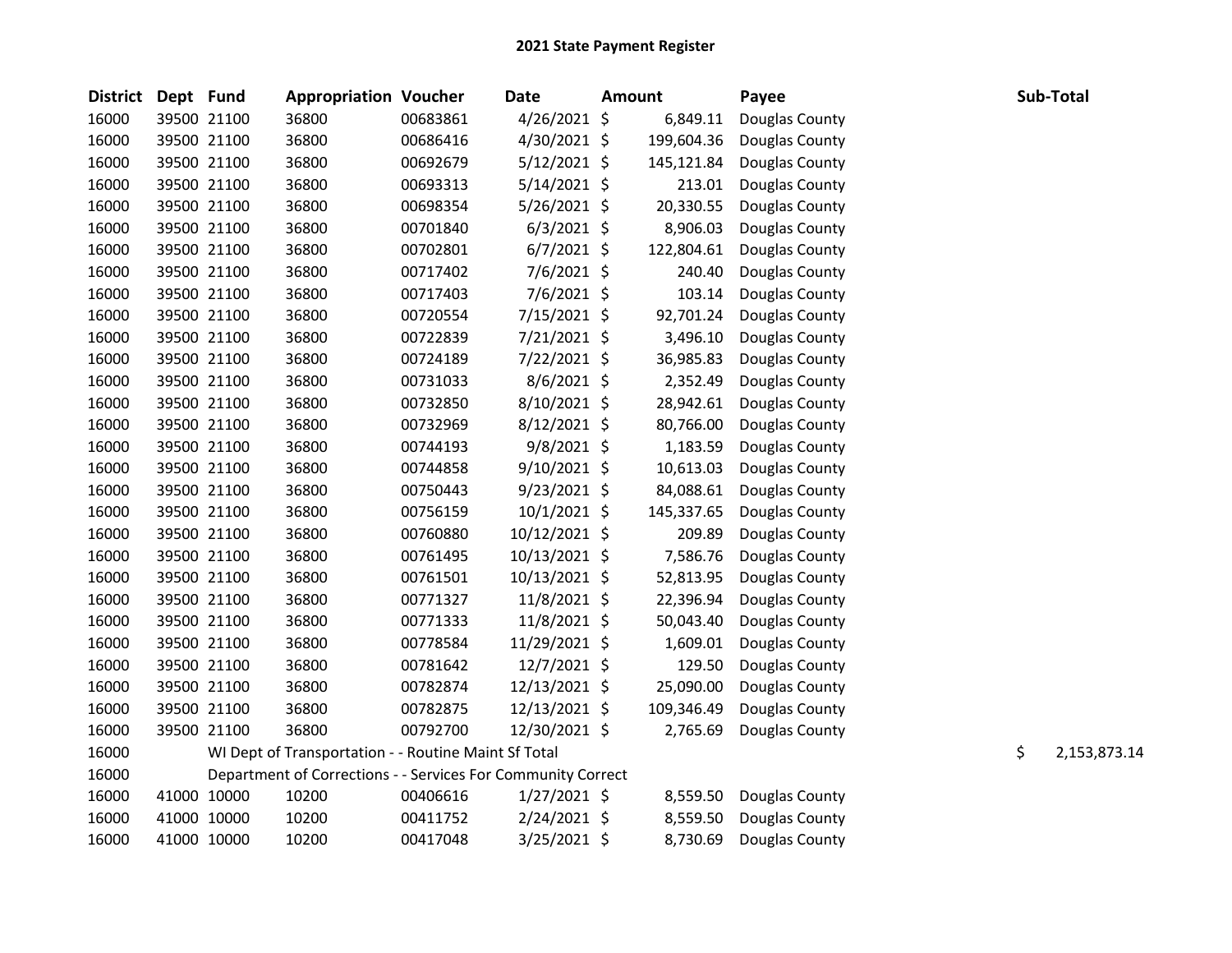# 2021 State Payment Register

| District | Dept | Fund | Appropriation | Voucher | Date | Amount | Payee | Sub-Total |
|---|---|---|---|---|---|---|---|---|
| 16000 | 39500 | 21100 | 36800 | 00683861 | 4/26/2021 | $ 6,849.11 | Douglas County | |
| 16000 | 39500 | 21100 | 36800 | 00686416 | 4/30/2021 | $ 199,604.36 | Douglas County | |
| 16000 | 39500 | 21100 | 36800 | 00692679 | 5/12/2021 | $ 145,121.84 | Douglas County | |
| 16000 | 39500 | 21100 | 36800 | 00693313 | 5/14/2021 | $ 213.01 | Douglas County | |
| 16000 | 39500 | 21100 | 36800 | 00698354 | 5/26/2021 | $ 20,330.55 | Douglas County | |
| 16000 | 39500 | 21100 | 36800 | 00701840 | 6/3/2021 | $ 8,906.03 | Douglas County | |
| 16000 | 39500 | 21100 | 36800 | 00702801 | 6/7/2021 | $ 122,804.61 | Douglas County | |
| 16000 | 39500 | 21100 | 36800 | 00717402 | 7/6/2021 | $ 240.40 | Douglas County | |
| 16000 | 39500 | 21100 | 36800 | 00717403 | 7/6/2021 | $ 103.14 | Douglas County | |
| 16000 | 39500 | 21100 | 36800 | 00720554 | 7/15/2021 | $ 92,701.24 | Douglas County | |
| 16000 | 39500 | 21100 | 36800 | 00722839 | 7/21/2021 | $ 3,496.10 | Douglas County | |
| 16000 | 39500 | 21100 | 36800 | 00724189 | 7/22/2021 | $ 36,985.83 | Douglas County | |
| 16000 | 39500 | 21100 | 36800 | 00731033 | 8/6/2021 | $ 2,352.49 | Douglas County | |
| 16000 | 39500 | 21100 | 36800 | 00732850 | 8/10/2021 | $ 28,942.61 | Douglas County | |
| 16000 | 39500 | 21100 | 36800 | 00732969 | 8/12/2021 | $ 80,766.00 | Douglas County | |
| 16000 | 39500 | 21100 | 36800 | 00744193 | 9/8/2021 | $ 1,183.59 | Douglas County | |
| 16000 | 39500 | 21100 | 36800 | 00744858 | 9/10/2021 | $ 10,613.03 | Douglas County | |
| 16000 | 39500 | 21100 | 36800 | 00750443 | 9/23/2021 | $ 84,088.61 | Douglas County | |
| 16000 | 39500 | 21100 | 36800 | 00756159 | 10/1/2021 | $ 145,337.65 | Douglas County | |
| 16000 | 39500 | 21100 | 36800 | 00760880 | 10/12/2021 | $ 209.89 | Douglas County | |
| 16000 | 39500 | 21100 | 36800 | 00761495 | 10/13/2021 | $ 7,586.76 | Douglas County | |
| 16000 | 39500 | 21100 | 36800 | 00761501 | 10/13/2021 | $ 52,813.95 | Douglas County | |
| 16000 | 39500 | 21100 | 36800 | 00771327 | 11/8/2021 | $ 22,396.94 | Douglas County | |
| 16000 | 39500 | 21100 | 36800 | 00771333 | 11/8/2021 | $ 50,043.40 | Douglas County | |
| 16000 | 39500 | 21100 | 36800 | 00778584 | 11/29/2021 | $ 1,609.01 | Douglas County | |
| 16000 | 39500 | 21100 | 36800 | 00781642 | 12/7/2021 | $ 129.50 | Douglas County | |
| 16000 | 39500 | 21100 | 36800 | 00782874 | 12/13/2021 | $ 25,090.00 | Douglas County | |
| 16000 | 39500 | 21100 | 36800 | 00782875 | 12/13/2021 | $ 109,346.49 | Douglas County | |
| 16000 | 39500 | 21100 | 36800 | 00792700 | 12/30/2021 | $ 2,765.69 | Douglas County | |
| 16000 | | WI Dept of Transportation - - Routine Maint Sf Total | | | | | | $ 2,153,873.14 |
| 16000 | | Department of Corrections - - Services For Community Correct | | | | | | |
| 16000 | 41000 | 10000 | 10200 | 00406616 | 1/27/2021 | $ 8,559.50 | Douglas County | |
| 16000 | 41000 | 10000 | 10200 | 00411752 | 2/24/2021 | $ 8,559.50 | Douglas County | |
| 16000 | 41000 | 10000 | 10200 | 00417048 | 3/25/2021 | $ 8,730.69 | Douglas County | |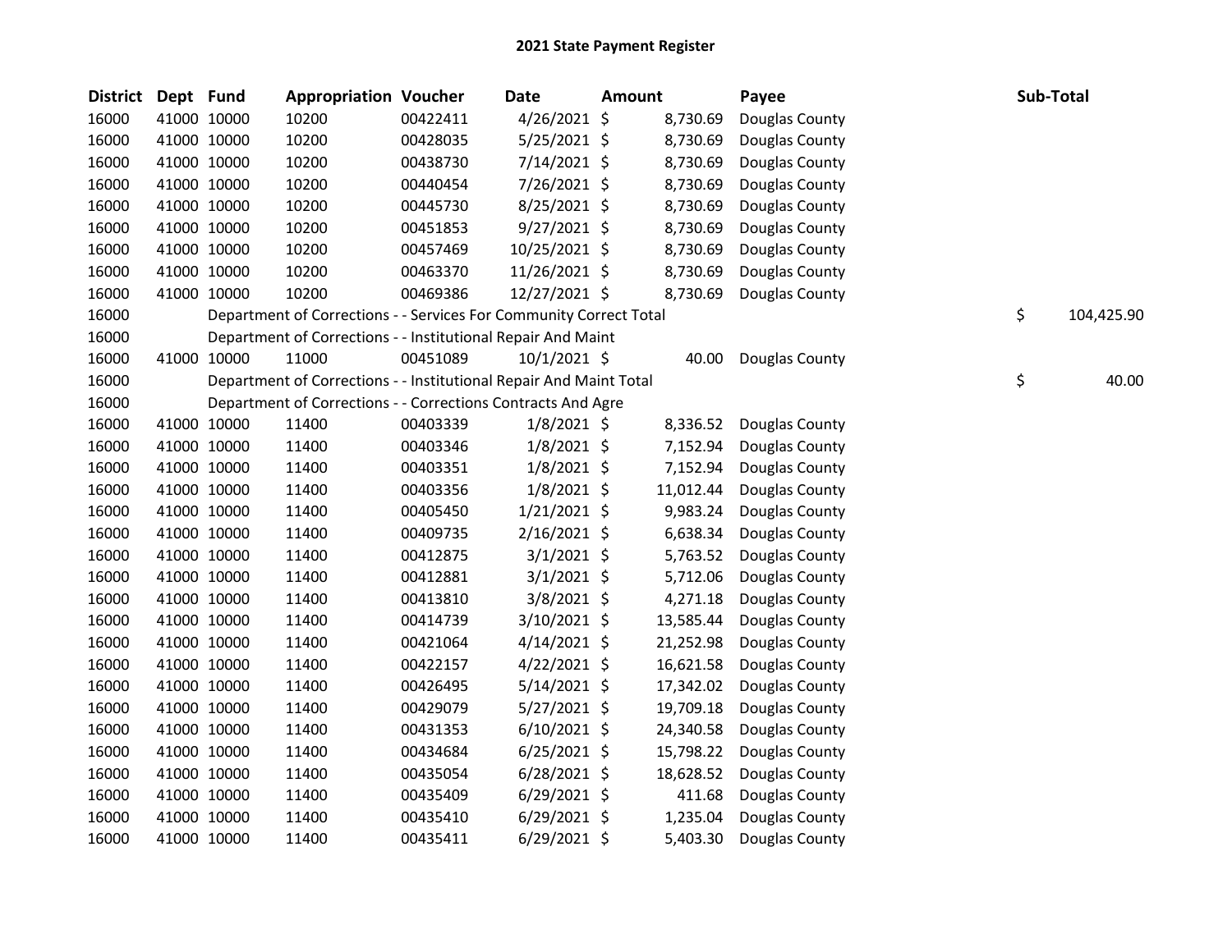# 2021 State Payment Register

| District | Dept | Fund | Appropriation | Voucher | Date | Amount | Payee | Sub-Total |
|---|---|---|---|---|---|---|---|---|
| 16000 | 41000 | 10000 | 10200 | 00422411 | 4/26/2021 | $ 8,730.69 | Douglas County | |
| 16000 | 41000 | 10000 | 10200 | 00428035 | 5/25/2021 | $ 8,730.69 | Douglas County | |
| 16000 | 41000 | 10000 | 10200 | 00438730 | 7/14/2021 | $ 8,730.69 | Douglas County | |
| 16000 | 41000 | 10000 | 10200 | 00440454 | 7/26/2021 | $ 8,730.69 | Douglas County | |
| 16000 | 41000 | 10000 | 10200 | 00445730 | 8/25/2021 | $ 8,730.69 | Douglas County | |
| 16000 | 41000 | 10000 | 10200 | 00451853 | 9/27/2021 | $ 8,730.69 | Douglas County | |
| 16000 | 41000 | 10000 | 10200 | 00457469 | 10/25/2021 | $ 8,730.69 | Douglas County | |
| 16000 | 41000 | 10000 | 10200 | 00463370 | 11/26/2021 | $ 8,730.69 | Douglas County | |
| 16000 | 41000 | 10000 | 10200 | 00469386 | 12/27/2021 | $ 8,730.69 | Douglas County | |
| 16000 | | Department of Corrections - - Services For Community Correct Total | | | | | | $ 104,425.90 |
| 16000 | | Department of Corrections - - Institutional Repair And Maint | | | | | | |
| 16000 | 41000 | 10000 | 11000 | 00451089 | 10/1/2021 | $ 40.00 | Douglas County | |
| 16000 | | Department of Corrections - - Institutional Repair And Maint Total | | | | | | $ 40.00 |
| 16000 | | Department of Corrections - - Corrections Contracts And Agre | | | | | | |
| 16000 | 41000 | 10000 | 11400 | 00403339 | 1/8/2021 | $ 8,336.52 | Douglas County | |
| 16000 | 41000 | 10000 | 11400 | 00403346 | 1/8/2021 | $ 7,152.94 | Douglas County | |
| 16000 | 41000 | 10000 | 11400 | 00403351 | 1/8/2021 | $ 7,152.94 | Douglas County | |
| 16000 | 41000 | 10000 | 11400 | 00403356 | 1/8/2021 | $ 11,012.44 | Douglas County | |
| 16000 | 41000 | 10000 | 11400 | 00405450 | 1/21/2021 | $ 9,983.24 | Douglas County | |
| 16000 | 41000 | 10000 | 11400 | 00409735 | 2/16/2021 | $ 6,638.34 | Douglas County | |
| 16000 | 41000 | 10000 | 11400 | 00412875 | 3/1/2021 | $ 5,763.52 | Douglas County | |
| 16000 | 41000 | 10000 | 11400 | 00412881 | 3/1/2021 | $ 5,712.06 | Douglas County | |
| 16000 | 41000 | 10000 | 11400 | 00413810 | 3/8/2021 | $ 4,271.18 | Douglas County | |
| 16000 | 41000 | 10000 | 11400 | 00414739 | 3/10/2021 | $ 13,585.44 | Douglas County | |
| 16000 | 41000 | 10000 | 11400 | 00421064 | 4/14/2021 | $ 21,252.98 | Douglas County | |
| 16000 | 41000 | 10000 | 11400 | 00422157 | 4/22/2021 | $ 16,621.58 | Douglas County | |
| 16000 | 41000 | 10000 | 11400 | 00426495 | 5/14/2021 | $ 17,342.02 | Douglas County | |
| 16000 | 41000 | 10000 | 11400 | 00429079 | 5/27/2021 | $ 19,709.18 | Douglas County | |
| 16000 | 41000 | 10000 | 11400 | 00431353 | 6/10/2021 | $ 24,340.58 | Douglas County | |
| 16000 | 41000 | 10000 | 11400 | 00434684 | 6/25/2021 | $ 15,798.22 | Douglas County | |
| 16000 | 41000 | 10000 | 11400 | 00435054 | 6/28/2021 | $ 18,628.52 | Douglas County | |
| 16000 | 41000 | 10000 | 11400 | 00435409 | 6/29/2021 | $ 411.68 | Douglas County | |
| 16000 | 41000 | 10000 | 11400 | 00435410 | 6/29/2021 | $ 1,235.04 | Douglas County | |
| 16000 | 41000 | 10000 | 11400 | 00435411 | 6/29/2021 | $ 5,403.30 | Douglas County | |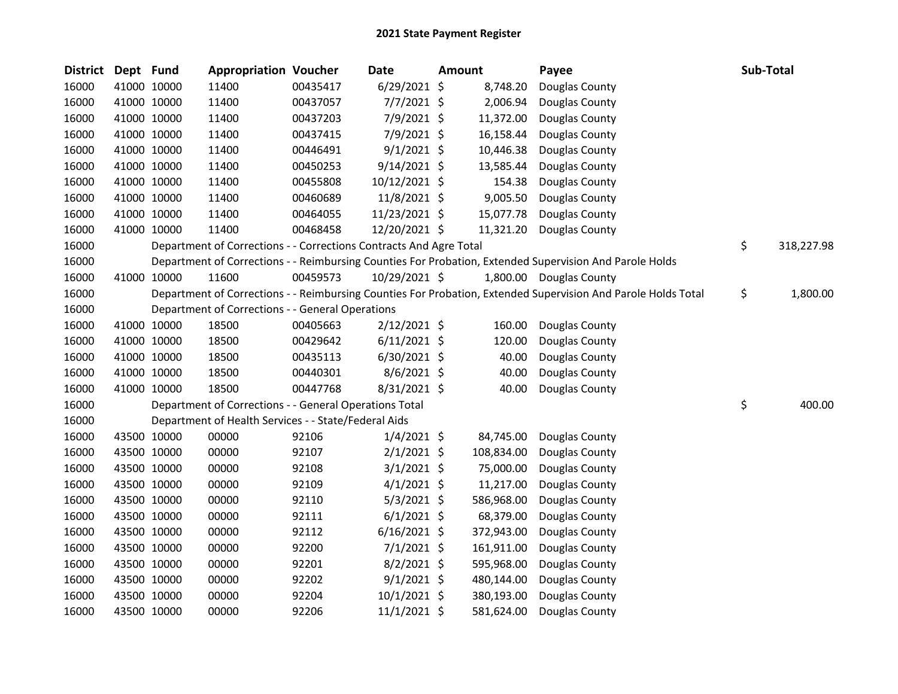# 2021 State Payment Register

| District | Dept | Fund | Appropriation | Voucher | Date | Amount | Payee | Sub-Total |
|---|---|---|---|---|---|---|---|---|
| 16000 | 41000 | 10000 | 11400 | 00435417 | 6/29/2021 | $ 8,748.20 | Douglas County | |
| 16000 | 41000 | 10000 | 11400 | 00437057 | 7/7/2021 | $ 2,006.94 | Douglas County | |
| 16000 | 41000 | 10000 | 11400 | 00437203 | 7/9/2021 | $ 11,372.00 | Douglas County | |
| 16000 | 41000 | 10000 | 11400 | 00437415 | 7/9/2021 | $ 16,158.44 | Douglas County | |
| 16000 | 41000 | 10000 | 11400 | 00446491 | 9/1/2021 | $ 10,446.38 | Douglas County | |
| 16000 | 41000 | 10000 | 11400 | 00450253 | 9/14/2021 | $ 13,585.44 | Douglas County | |
| 16000 | 41000 | 10000 | 11400 | 00455808 | 10/12/2021 | $ 154.38 | Douglas County | |
| 16000 | 41000 | 10000 | 11400 | 00460689 | 11/8/2021 | $ 9,005.50 | Douglas County | |
| 16000 | 41000 | 10000 | 11400 | 00464055 | 11/23/2021 | $ 15,077.78 | Douglas County | |
| 16000 | 41000 | 10000 | 11400 | 00468458 | 12/20/2021 | $ 11,321.20 | Douglas County | |
| 16000 | | | Department of Corrections - - Corrections Contracts And Agre Total | | | | | $ 318,227.98 |
| 16000 | | | Department of Corrections - - Reimbursing Counties For Probation, Extended Supervision And Parole Holds | | | | | |
| 16000 | 41000 | 10000 | 11600 | 00459573 | 10/29/2021 | $ 1,800.00 | Douglas County | |
| 16000 | | | Department of Corrections - - Reimbursing Counties For Probation, Extended Supervision And Parole Holds Total | | | | | $ 1,800.00 |
| 16000 | | | Department of Corrections - - General Operations | | | | | |
| 16000 | 41000 | 10000 | 18500 | 00405663 | 2/12/2021 | $ 160.00 | Douglas County | |
| 16000 | 41000 | 10000 | 18500 | 00429642 | 6/11/2021 | $ 120.00 | Douglas County | |
| 16000 | 41000 | 10000 | 18500 | 00435113 | 6/30/2021 | $ 40.00 | Douglas County | |
| 16000 | 41000 | 10000 | 18500 | 00440301 | 8/6/2021 | $ 40.00 | Douglas County | |
| 16000 | 41000 | 10000 | 18500 | 00447768 | 8/31/2021 | $ 40.00 | Douglas County | |
| 16000 | | | Department of Corrections - - General Operations Total | | | | | $ 400.00 |
| 16000 | | | Department of Health Services - - State/Federal Aids | | | | | |
| 16000 | 43500 | 10000 | 00000 | 92106 | 1/4/2021 | $ 84,745.00 | Douglas County | |
| 16000 | 43500 | 10000 | 00000 | 92107 | 2/1/2021 | $ 108,834.00 | Douglas County | |
| 16000 | 43500 | 10000 | 00000 | 92108 | 3/1/2021 | $ 75,000.00 | Douglas County | |
| 16000 | 43500 | 10000 | 00000 | 92109 | 4/1/2021 | $ 11,217.00 | Douglas County | |
| 16000 | 43500 | 10000 | 00000 | 92110 | 5/3/2021 | $ 586,968.00 | Douglas County | |
| 16000 | 43500 | 10000 | 00000 | 92111 | 6/1/2021 | $ 68,379.00 | Douglas County | |
| 16000 | 43500 | 10000 | 00000 | 92112 | 6/16/2021 | $ 372,943.00 | Douglas County | |
| 16000 | 43500 | 10000 | 00000 | 92200 | 7/1/2021 | $ 161,911.00 | Douglas County | |
| 16000 | 43500 | 10000 | 00000 | 92201 | 8/2/2021 | $ 595,968.00 | Douglas County | |
| 16000 | 43500 | 10000 | 00000 | 92202 | 9/1/2021 | $ 480,144.00 | Douglas County | |
| 16000 | 43500 | 10000 | 00000 | 92204 | 10/1/2021 | $ 380,193.00 | Douglas County | |
| 16000 | 43500 | 10000 | 00000 | 92206 | 11/1/2021 | $ 581,624.00 | Douglas County | |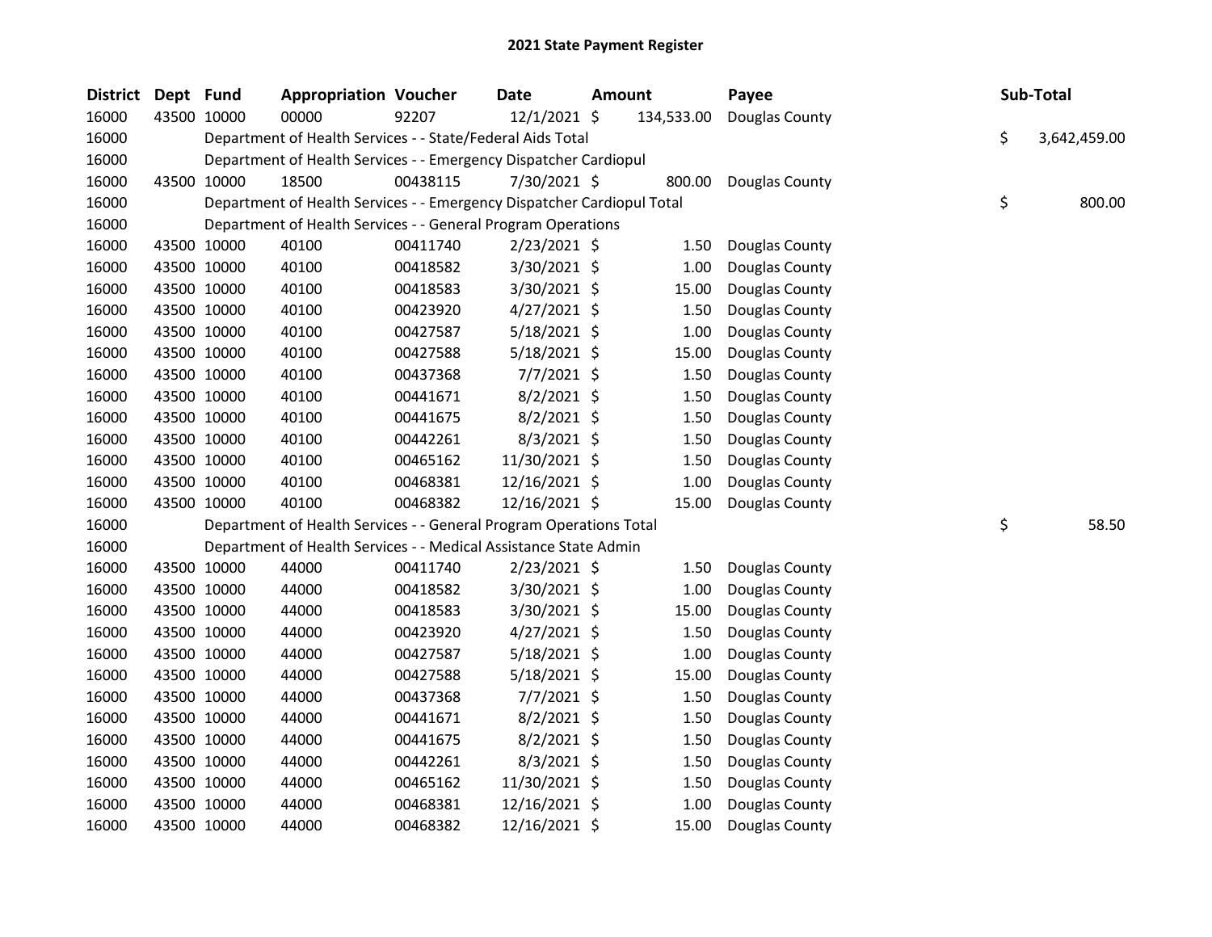# 2021 State Payment Register

| District | Dept | Fund | Appropriation | Voucher | Date | Amount | Payee | Sub-Total |
|---|---|---|---|---|---|---|---|---|
| 16000 | 43500 | 10000 | 00000 | 92207 | 12/1/2021 | $ 134,533.00 | Douglas County | |
| 16000 | | Department of Health Services - - State/Federal Aids Total | | | | | | $ 3,642,459.00 |
| 16000 | | Department of Health Services - - Emergency Dispatcher Cardiopul | | | | | | |
| 16000 | 43500 | 10000 | 18500 | 00438115 | 7/30/2021 | $ 800.00 | Douglas County | |
| 16000 | | Department of Health Services - - Emergency Dispatcher Cardiopul Total | | | | | | $ 800.00 |
| 16000 | | Department of Health Services - - General Program Operations | | | | | | |
| 16000 | 43500 | 10000 | 40100 | 00411740 | 2/23/2021 | $ 1.50 | Douglas County | |
| 16000 | 43500 | 10000 | 40100 | 00418582 | 3/30/2021 | $ 1.00 | Douglas County | |
| 16000 | 43500 | 10000 | 40100 | 00418583 | 3/30/2021 | $ 15.00 | Douglas County | |
| 16000 | 43500 | 10000 | 40100 | 00423920 | 4/27/2021 | $ 1.50 | Douglas County | |
| 16000 | 43500 | 10000 | 40100 | 00427587 | 5/18/2021 | $ 1.00 | Douglas County | |
| 16000 | 43500 | 10000 | 40100 | 00427588 | 5/18/2021 | $ 15.00 | Douglas County | |
| 16000 | 43500 | 10000 | 40100 | 00437368 | 7/7/2021 | $ 1.50 | Douglas County | |
| 16000 | 43500 | 10000 | 40100 | 00441671 | 8/2/2021 | $ 1.50 | Douglas County | |
| 16000 | 43500 | 10000 | 40100 | 00441675 | 8/2/2021 | $ 1.50 | Douglas County | |
| 16000 | 43500 | 10000 | 40100 | 00442261 | 8/3/2021 | $ 1.50 | Douglas County | |
| 16000 | 43500 | 10000 | 40100 | 00465162 | 11/30/2021 | $ 1.50 | Douglas County | |
| 16000 | 43500 | 10000 | 40100 | 00468381 | 12/16/2021 | $ 1.00 | Douglas County | |
| 16000 | 43500 | 10000 | 40100 | 00468382 | 12/16/2021 | $ 15.00 | Douglas County | |
| 16000 | | Department of Health Services - - General Program Operations Total | | | | | | $ 58.50 |
| 16000 | | Department of Health Services - - Medical Assistance State Admin | | | | | | |
| 16000 | 43500 | 10000 | 44000 | 00411740 | 2/23/2021 | $ 1.50 | Douglas County | |
| 16000 | 43500 | 10000 | 44000 | 00418582 | 3/30/2021 | $ 1.00 | Douglas County | |
| 16000 | 43500 | 10000 | 44000 | 00418583 | 3/30/2021 | $ 15.00 | Douglas County | |
| 16000 | 43500 | 10000 | 44000 | 00423920 | 4/27/2021 | $ 1.50 | Douglas County | |
| 16000 | 43500 | 10000 | 44000 | 00427587 | 5/18/2021 | $ 1.00 | Douglas County | |
| 16000 | 43500 | 10000 | 44000 | 00427588 | 5/18/2021 | $ 15.00 | Douglas County | |
| 16000 | 43500 | 10000 | 44000 | 00437368 | 7/7/2021 | $ 1.50 | Douglas County | |
| 16000 | 43500 | 10000 | 44000 | 00441671 | 8/2/2021 | $ 1.50 | Douglas County | |
| 16000 | 43500 | 10000 | 44000 | 00441675 | 8/2/2021 | $ 1.50 | Douglas County | |
| 16000 | 43500 | 10000 | 44000 | 00442261 | 8/3/2021 | $ 1.50 | Douglas County | |
| 16000 | 43500 | 10000 | 44000 | 00465162 | 11/30/2021 | $ 1.50 | Douglas County | |
| 16000 | 43500 | 10000 | 44000 | 00468381 | 12/16/2021 | $ 1.00 | Douglas County | |
| 16000 | 43500 | 10000 | 44000 | 00468382 | 12/16/2021 | $ 15.00 | Douglas County | |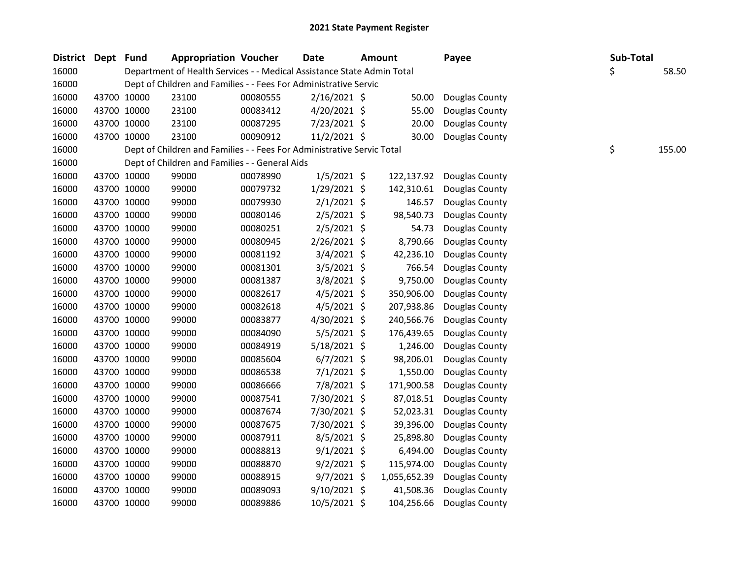# 2021 State Payment Register

| District | Dept | Fund | Appropriation | Voucher | Date | Amount | Payee | Sub-Total |
|---|---|---|---|---|---|---|---|---|
| 16000 | | Department of Health Services - - Medical Assistance State Admin Total | | | | | | $ 58.50 |
| 16000 | | Dept of Children and Families - - Fees For Administrative Servic | | | | | | |
| 16000 | 43700 | 10000 | 23100 | 00080555 | 2/16/2021 | $ 50.00 | Douglas County | |
| 16000 | 43700 | 10000 | 23100 | 00083412 | 4/20/2021 | $ 55.00 | Douglas County | |
| 16000 | 43700 | 10000 | 23100 | 00087295 | 7/23/2021 | $ 20.00 | Douglas County | |
| 16000 | 43700 | 10000 | 23100 | 00090912 | 11/2/2021 | $ 30.00 | Douglas County | |
| 16000 | | Dept of Children and Families - - Fees For Administrative Servic Total | | | | | | $ 155.00 |
| 16000 | | Dept of Children and Families - - General Aids | | | | | | |
| 16000 | 43700 | 10000 | 99000 | 00078990 | 1/5/2021 | $ 122,137.92 | Douglas County | |
| 16000 | 43700 | 10000 | 99000 | 00079732 | 1/29/2021 | $ 142,310.61 | Douglas County | |
| 16000 | 43700 | 10000 | 99000 | 00079930 | 2/1/2021 | $ 146.57 | Douglas County | |
| 16000 | 43700 | 10000 | 99000 | 00080146 | 2/5/2021 | $ 98,540.73 | Douglas County | |
| 16000 | 43700 | 10000 | 99000 | 00080251 | 2/5/2021 | $ 54.73 | Douglas County | |
| 16000 | 43700 | 10000 | 99000 | 00080945 | 2/26/2021 | $ 8,790.66 | Douglas County | |
| 16000 | 43700 | 10000 | 99000 | 00081192 | 3/4/2021 | $ 42,236.10 | Douglas County | |
| 16000 | 43700 | 10000 | 99000 | 00081301 | 3/5/2021 | $ 766.54 | Douglas County | |
| 16000 | 43700 | 10000 | 99000 | 00081387 | 3/8/2021 | $ 9,750.00 | Douglas County | |
| 16000 | 43700 | 10000 | 99000 | 00082617 | 4/5/2021 | $ 350,906.00 | Douglas County | |
| 16000 | 43700 | 10000 | 99000 | 00082618 | 4/5/2021 | $ 207,938.86 | Douglas County | |
| 16000 | 43700 | 10000 | 99000 | 00083877 | 4/30/2021 | $ 240,566.76 | Douglas County | |
| 16000 | 43700 | 10000 | 99000 | 00084090 | 5/5/2021 | $ 176,439.65 | Douglas County | |
| 16000 | 43700 | 10000 | 99000 | 00084919 | 5/18/2021 | $ 1,246.00 | Douglas County | |
| 16000 | 43700 | 10000 | 99000 | 00085604 | 6/7/2021 | $ 98,206.01 | Douglas County | |
| 16000 | 43700 | 10000 | 99000 | 00086538 | 7/1/2021 | $ 1,550.00 | Douglas County | |
| 16000 | 43700 | 10000 | 99000 | 00086666 | 7/8/2021 | $ 171,900.58 | Douglas County | |
| 16000 | 43700 | 10000 | 99000 | 00087541 | 7/30/2021 | $ 87,018.51 | Douglas County | |
| 16000 | 43700 | 10000 | 99000 | 00087674 | 7/30/2021 | $ 52,023.31 | Douglas County | |
| 16000 | 43700 | 10000 | 99000 | 00087675 | 7/30/2021 | $ 39,396.00 | Douglas County | |
| 16000 | 43700 | 10000 | 99000 | 00087911 | 8/5/2021 | $ 25,898.80 | Douglas County | |
| 16000 | 43700 | 10000 | 99000 | 00088813 | 9/1/2021 | $ 6,494.00 | Douglas County | |
| 16000 | 43700 | 10000 | 99000 | 00088870 | 9/2/2021 | $ 115,974.00 | Douglas County | |
| 16000 | 43700 | 10000 | 99000 | 00088915 | 9/7/2021 | $ 1,055,652.39 | Douglas County | |
| 16000 | 43700 | 10000 | 99000 | 00089093 | 9/10/2021 | $ 41,508.36 | Douglas County | |
| 16000 | 43700 | 10000 | 99000 | 00089886 | 10/5/2021 | $ 104,256.66 | Douglas County | |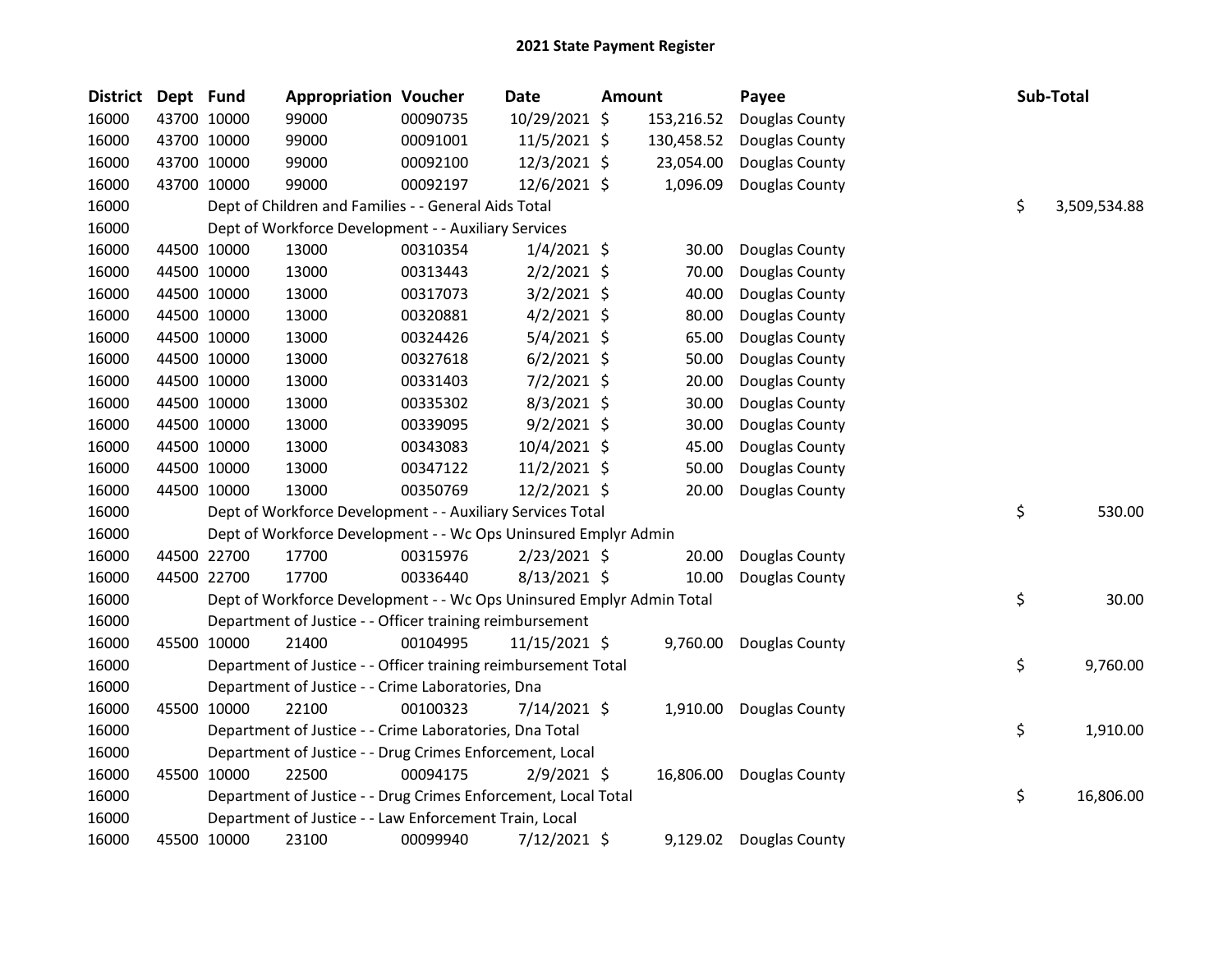# 2021 State Payment Register

| District | Dept | Fund | Appropriation | Voucher | Date | Amount | Payee | Sub-Total |
|---|---|---|---|---|---|---|---|---|
| 16000 | 43700 | 10000 | 99000 | 00090735 | 10/29/2021 | $ 153,216.52 | Douglas County | |
| 16000 | 43700 | 10000 | 99000 | 00091001 | 11/5/2021 | $ 130,458.52 | Douglas County | |
| 16000 | 43700 | 10000 | 99000 | 00092100 | 12/3/2021 | $ 23,054.00 | Douglas County | |
| 16000 | 43700 | 10000 | 99000 | 00092197 | 12/6/2021 | $ 1,096.09 | Douglas County | |
| 16000 | | Dept of Children and Families - - General Aids Total | | | | | | $ 3,509,534.88 |
| 16000 | | Dept of Workforce Development - - Auxiliary Services | | | | | | |
| 16000 | 44500 | 10000 | 13000 | 00310354 | 1/4/2021 | $ 30.00 | Douglas County | |
| 16000 | 44500 | 10000 | 13000 | 00313443 | 2/2/2021 | $ 70.00 | Douglas County | |
| 16000 | 44500 | 10000 | 13000 | 00317073 | 3/2/2021 | $ 40.00 | Douglas County | |
| 16000 | 44500 | 10000 | 13000 | 00320881 | 4/2/2021 | $ 80.00 | Douglas County | |
| 16000 | 44500 | 10000 | 13000 | 00324426 | 5/4/2021 | $ 65.00 | Douglas County | |
| 16000 | 44500 | 10000 | 13000 | 00327618 | 6/2/2021 | $ 50.00 | Douglas County | |
| 16000 | 44500 | 10000 | 13000 | 00331403 | 7/2/2021 | $ 20.00 | Douglas County | |
| 16000 | 44500 | 10000 | 13000 | 00335302 | 8/3/2021 | $ 30.00 | Douglas County | |
| 16000 | 44500 | 10000 | 13000 | 00339095 | 9/2/2021 | $ 30.00 | Douglas County | |
| 16000 | 44500 | 10000 | 13000 | 00343083 | 10/4/2021 | $ 45.00 | Douglas County | |
| 16000 | 44500 | 10000 | 13000 | 00347122 | 11/2/2021 | $ 50.00 | Douglas County | |
| 16000 | 44500 | 10000 | 13000 | 00350769 | 12/2/2021 | $ 20.00 | Douglas County | |
| 16000 | | Dept of Workforce Development - - Auxiliary Services Total | | | | | | $ 530.00 |
| 16000 | | Dept of Workforce Development - - Wc Ops Uninsured Emplyr Admin | | | | | | |
| 16000 | 44500 | 22700 | 17700 | 00315976 | 2/23/2021 | $ 20.00 | Douglas County | |
| 16000 | 44500 | 22700 | 17700 | 00336440 | 8/13/2021 | $ 10.00 | Douglas County | |
| 16000 | | Dept of Workforce Development - - Wc Ops Uninsured Emplyr Admin Total | | | | | | $ 30.00 |
| 16000 | | Department of Justice - - Officer training reimbursement | | | | | | |
| 16000 | 45500 | 10000 | 21400 | 00104995 | 11/15/2021 | $ 9,760.00 | Douglas County | |
| 16000 | | Department of Justice - - Officer training reimbursement Total | | | | | | $ 9,760.00 |
| 16000 | | Department of Justice - - Crime Laboratories, Dna | | | | | | |
| 16000 | 45500 | 10000 | 22100 | 00100323 | 7/14/2021 | $ 1,910.00 | Douglas County | |
| 16000 | | Department of Justice - - Crime Laboratories, Dna Total | | | | | | $ 1,910.00 |
| 16000 | | Department of Justice - - Drug Crimes Enforcement, Local | | | | | | |
| 16000 | 45500 | 10000 | 22500 | 00094175 | 2/9/2021 | $ 16,806.00 | Douglas County | |
| 16000 | | Department of Justice - - Drug Crimes Enforcement, Local Total | | | | | | $ 16,806.00 |
| 16000 | | Department of Justice - - Law Enforcement Train, Local | | | | | | |
| 16000 | 45500 | 10000 | 23100 | 00099940 | 7/12/2021 | $ 9,129.02 | Douglas County | |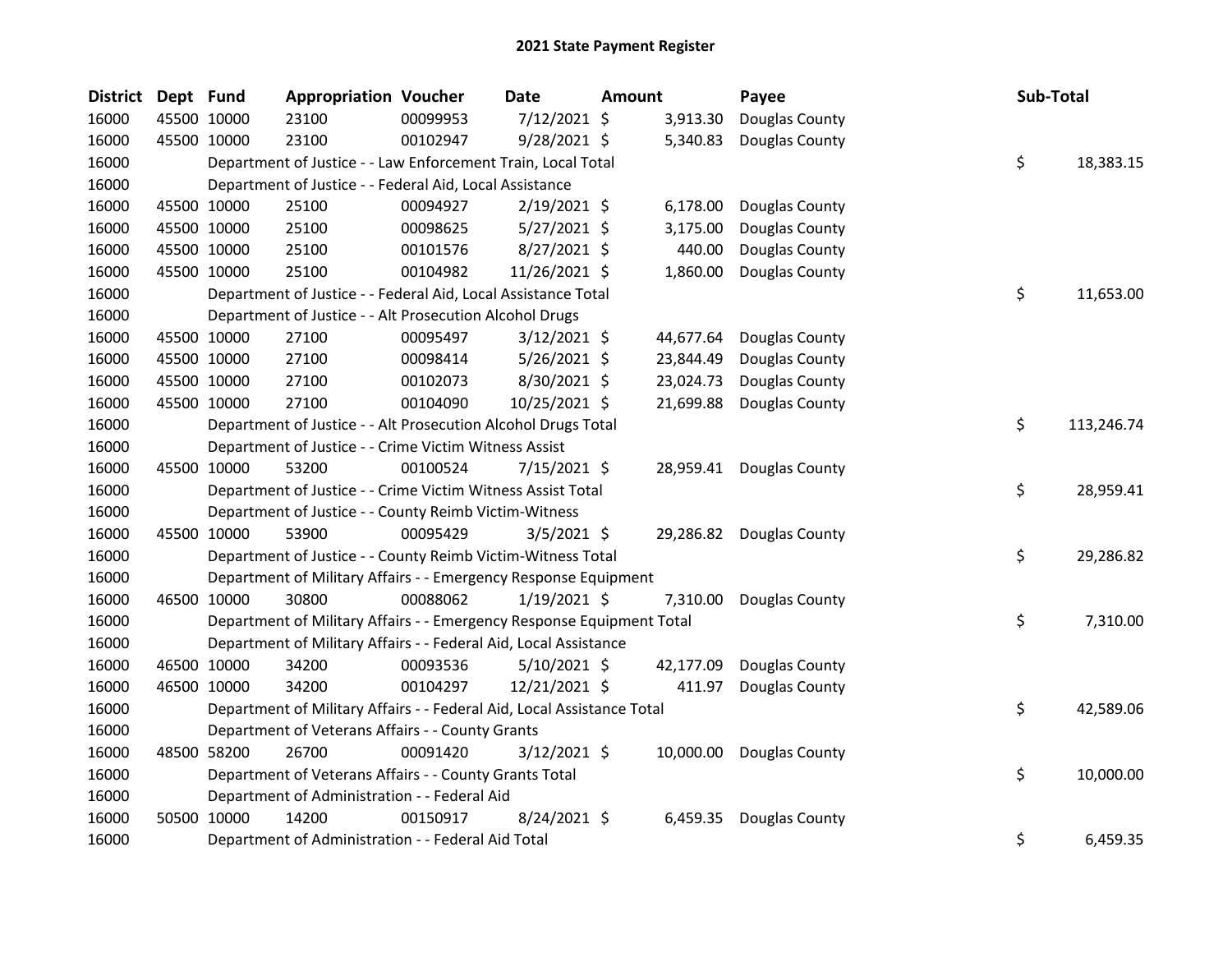# 2021 State Payment Register

| District | Dept | Fund | Appropriation | Voucher | Date | Amount | Payee | Sub-Total |
|---|---|---|---|---|---|---|---|---|
| 16000 | 45500 | 10000 | 23100 | 00099953 | 7/12/2021 | $ 3,913.30 | Douglas County | |
| 16000 | 45500 | 10000 | 23100 | 00102947 | 9/28/2021 | $ 5,340.83 | Douglas County | |
| 16000 | | | Department of Justice - - Law Enforcement Train, Local Total | | | | | $ 18,383.15 |
| 16000 | | | Department of Justice - - Federal Aid, Local Assistance | | | | | |
| 16000 | 45500 | 10000 | 25100 | 00094927 | 2/19/2021 | $ 6,178.00 | Douglas County | |
| 16000 | 45500 | 10000 | 25100 | 00098625 | 5/27/2021 | $ 3,175.00 | Douglas County | |
| 16000 | 45500 | 10000 | 25100 | 00101576 | 8/27/2021 | $ 440.00 | Douglas County | |
| 16000 | 45500 | 10000 | 25100 | 00104982 | 11/26/2021 | $ 1,860.00 | Douglas County | |
| 16000 | | | Department of Justice - - Federal Aid, Local Assistance Total | | | | | $ 11,653.00 |
| 16000 | | | Department of Justice - - Alt Prosecution Alcohol Drugs | | | | | |
| 16000 | 45500 | 10000 | 27100 | 00095497 | 3/12/2021 | $ 44,677.64 | Douglas County | |
| 16000 | 45500 | 10000 | 27100 | 00098414 | 5/26/2021 | $ 23,844.49 | Douglas County | |
| 16000 | 45500 | 10000 | 27100 | 00102073 | 8/30/2021 | $ 23,024.73 | Douglas County | |
| 16000 | 45500 | 10000 | 27100 | 00104090 | 10/25/2021 | $ 21,699.88 | Douglas County | |
| 16000 | | | Department of Justice - - Alt Prosecution Alcohol Drugs Total | | | | | $ 113,246.74 |
| 16000 | | | Department of Justice - - Crime Victim Witness Assist | | | | | |
| 16000 | 45500 | 10000 | 53200 | 00100524 | 7/15/2021 | $ 28,959.41 | Douglas County | |
| 16000 | | | Department of Justice - - Crime Victim Witness Assist Total | | | | | $ 28,959.41 |
| 16000 | | | Department of Justice - - County Reimb Victim-Witness | | | | | |
| 16000 | 45500 | 10000 | 53900 | 00095429 | 3/5/2021 | $ 29,286.82 | Douglas County | |
| 16000 | | | Department of Justice - - County Reimb Victim-Witness Total | | | | | $ 29,286.82 |
| 16000 | | | Department of Military Affairs - - Emergency Response Equipment | | | | | |
| 16000 | 46500 | 10000 | 30800 | 00088062 | 1/19/2021 | $ 7,310.00 | Douglas County | |
| 16000 | | | Department of Military Affairs - - Emergency Response Equipment Total | | | | | $ 7,310.00 |
| 16000 | | | Department of Military Affairs - - Federal Aid, Local Assistance | | | | | |
| 16000 | 46500 | 10000 | 34200 | 00093536 | 5/10/2021 | $ 42,177.09 | Douglas County | |
| 16000 | 46500 | 10000 | 34200 | 00104297 | 12/21/2021 | $ 411.97 | Douglas County | |
| 16000 | | | Department of Military Affairs - - Federal Aid, Local Assistance Total | | | | | $ 42,589.06 |
| 16000 | | | Department of Veterans Affairs - - County Grants | | | | | |
| 16000 | 48500 | 58200 | 26700 | 00091420 | 3/12/2021 | $ 10,000.00 | Douglas County | |
| 16000 | | | Department of Veterans Affairs - - County Grants Total | | | | | $ 10,000.00 |
| 16000 | | | Department of Administration - - Federal Aid | | | | | |
| 16000 | 50500 | 10000 | 14200 | 00150917 | 8/24/2021 | $ 6,459.35 | Douglas County | |
| 16000 | | | Department of Administration - - Federal Aid Total | | | | | $ 6,459.35 |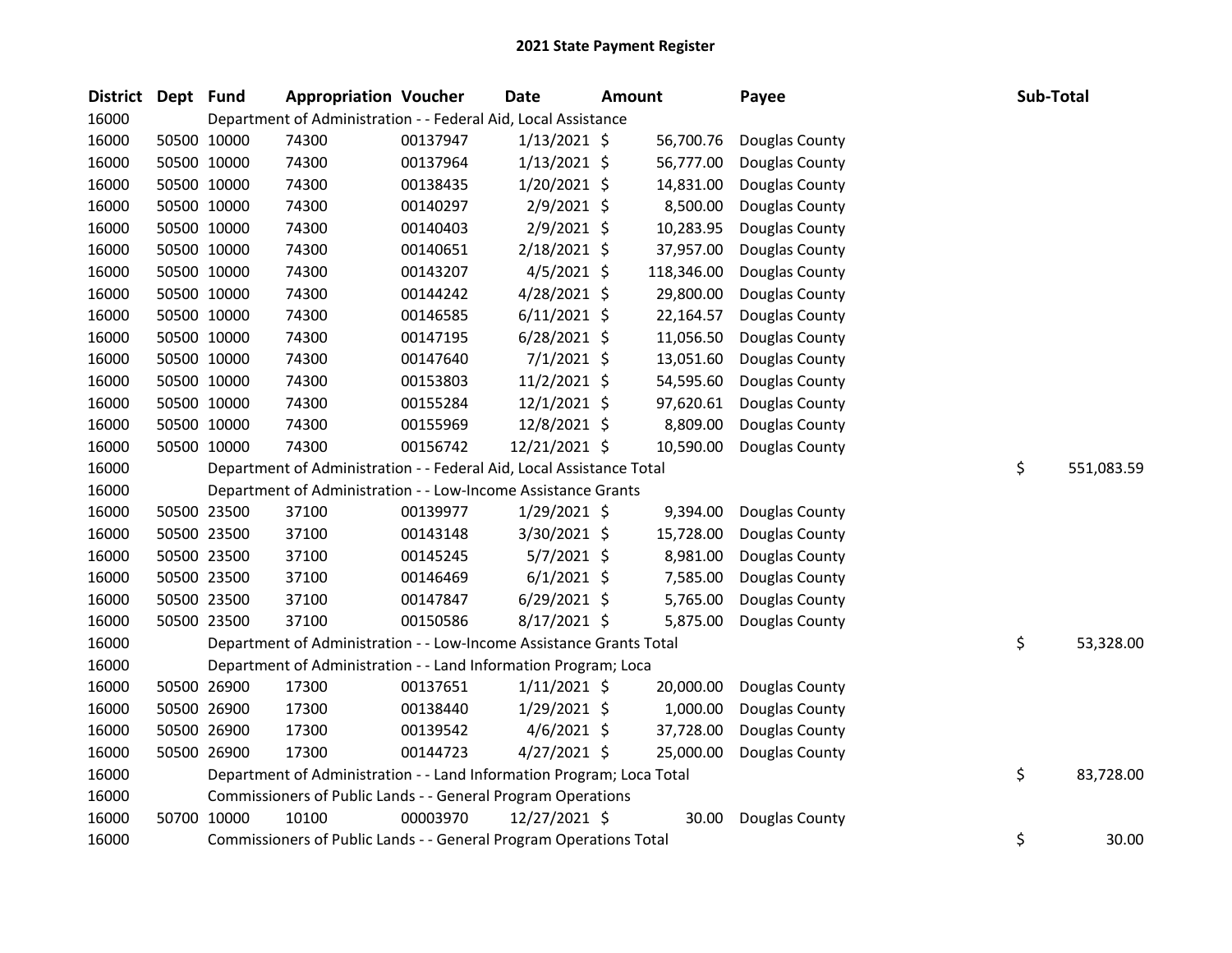# 2021 State Payment Register

| District | Dept | Fund | Appropriation | Voucher | Date | Amount | Payee | Sub-Total |
|---|---|---|---|---|---|---|---|---|
| 16000 | | Department of Administration - - Federal Aid, Local Assistance | | | | | | |
| 16000 | 50500 | 10000 | 74300 | 00137947 | 1/13/2021 | $ 56,700.76 | Douglas County | |
| 16000 | 50500 | 10000 | 74300 | 00137964 | 1/13/2021 | $ 56,777.00 | Douglas County | |
| 16000 | 50500 | 10000 | 74300 | 00138435 | 1/20/2021 | $ 14,831.00 | Douglas County | |
| 16000 | 50500 | 10000 | 74300 | 00140297 | 2/9/2021 | $ 8,500.00 | Douglas County | |
| 16000 | 50500 | 10000 | 74300 | 00140403 | 2/9/2021 | $ 10,283.95 | Douglas County | |
| 16000 | 50500 | 10000 | 74300 | 00140651 | 2/18/2021 | $ 37,957.00 | Douglas County | |
| 16000 | 50500 | 10000 | 74300 | 00143207 | 4/5/2021 | $ 118,346.00 | Douglas County | |
| 16000 | 50500 | 10000 | 74300 | 00144242 | 4/28/2021 | $ 29,800.00 | Douglas County | |
| 16000 | 50500 | 10000 | 74300 | 00146585 | 6/11/2021 | $ 22,164.57 | Douglas County | |
| 16000 | 50500 | 10000 | 74300 | 00147195 | 6/28/2021 | $ 11,056.50 | Douglas County | |
| 16000 | 50500 | 10000 | 74300 | 00147640 | 7/1/2021 | $ 13,051.60 | Douglas County | |
| 16000 | 50500 | 10000 | 74300 | 00153803 | 11/2/2021 | $ 54,595.60 | Douglas County | |
| 16000 | 50500 | 10000 | 74300 | 00155284 | 12/1/2021 | $ 97,620.61 | Douglas County | |
| 16000 | 50500 | 10000 | 74300 | 00155969 | 12/8/2021 | $ 8,809.00 | Douglas County | |
| 16000 | 50500 | 10000 | 74300 | 00156742 | 12/21/2021 | $ 10,590.00 | Douglas County | |
| 16000 | | Department of Administration - - Federal Aid, Local Assistance Total | | | | | | $ 551,083.59 |
| 16000 | | Department of Administration - - Low-Income Assistance Grants | | | | | | |
| 16000 | 50500 | 23500 | 37100 | 00139977 | 1/29/2021 | $ 9,394.00 | Douglas County | |
| 16000 | 50500 | 23500 | 37100 | 00143148 | 3/30/2021 | $ 15,728.00 | Douglas County | |
| 16000 | 50500 | 23500 | 37100 | 00145245 | 5/7/2021 | $ 8,981.00 | Douglas County | |
| 16000 | 50500 | 23500 | 37100 | 00146469 | 6/1/2021 | $ 7,585.00 | Douglas County | |
| 16000 | 50500 | 23500 | 37100 | 00147847 | 6/29/2021 | $ 5,765.00 | Douglas County | |
| 16000 | 50500 | 23500 | 37100 | 00150586 | 8/17/2021 | $ 5,875.00 | Douglas County | |
| 16000 | | Department of Administration - - Low-Income Assistance Grants Total | | | | | | $ 53,328.00 |
| 16000 | | Department of Administration - - Land Information Program; Loca | | | | | | |
| 16000 | 50500 | 26900 | 17300 | 00137651 | 1/11/2021 | $ 20,000.00 | Douglas County | |
| 16000 | 50500 | 26900 | 17300 | 00138440 | 1/29/2021 | $ 1,000.00 | Douglas County | |
| 16000 | 50500 | 26900 | 17300 | 00139542 | 4/6/2021 | $ 37,728.00 | Douglas County | |
| 16000 | 50500 | 26900 | 17300 | 00144723 | 4/27/2021 | $ 25,000.00 | Douglas County | |
| 16000 | | Department of Administration - - Land Information Program; Loca Total | | | | | | $ 83,728.00 |
| 16000 | | Commissioners of Public Lands - - General Program Operations | | | | | | |
| 16000 | 50700 | 10000 | 10100 | 00003970 | 12/27/2021 | $ 30.00 | Douglas County | |
| 16000 | | Commissioners of Public Lands - - General Program Operations Total | | | | | | $ 30.00 |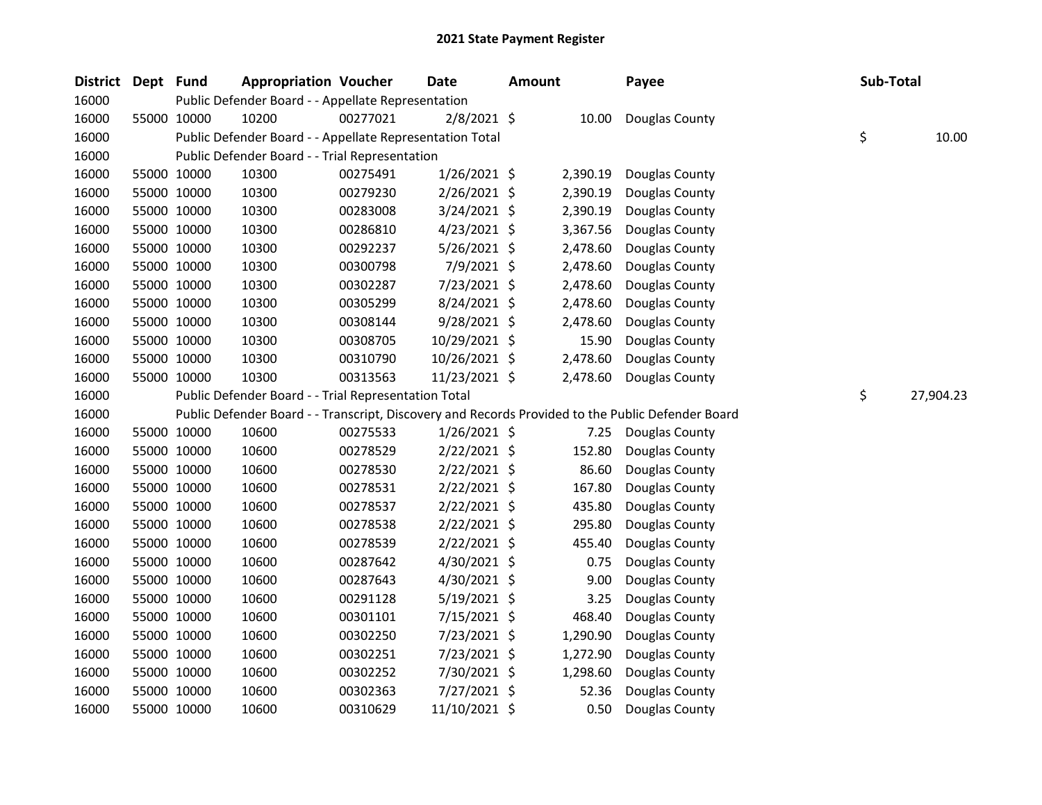## 2021 State Payment Register

| District | Dept | Fund | Appropriation | Voucher | Date | Amount | Payee | Sub-Total |
|---|---|---|---|---|---|---|---|---|
| 16000 | | Public Defender Board - - Appellate Representation | | | | | | |
| 16000 | 55000 | 10000 | 10200 | 00277021 | 2/8/2021 | $ 10.00 | Douglas County | |
| 16000 | | Public Defender Board - - Appellate Representation Total | | | | | | $ 10.00 |
| 16000 | | Public Defender Board - - Trial Representation | | | | | | |
| 16000 | 55000 | 10000 | 10300 | 00275491 | 1/26/2021 | $ 2,390.19 | Douglas County | |
| 16000 | 55000 | 10000 | 10300 | 00279230 | 2/26/2021 | $ 2,390.19 | Douglas County | |
| 16000 | 55000 | 10000 | 10300 | 00283008 | 3/24/2021 | $ 2,390.19 | Douglas County | |
| 16000 | 55000 | 10000 | 10300 | 00286810 | 4/23/2021 | $ 3,367.56 | Douglas County | |
| 16000 | 55000 | 10000 | 10300 | 00292237 | 5/26/2021 | $ 2,478.60 | Douglas County | |
| 16000 | 55000 | 10000 | 10300 | 00300798 | 7/9/2021 | $ 2,478.60 | Douglas County | |
| 16000 | 55000 | 10000 | 10300 | 00302287 | 7/23/2021 | $ 2,478.60 | Douglas County | |
| 16000 | 55000 | 10000 | 10300 | 00305299 | 8/24/2021 | $ 2,478.60 | Douglas County | |
| 16000 | 55000 | 10000 | 10300 | 00308144 | 9/28/2021 | $ 2,478.60 | Douglas County | |
| 16000 | 55000 | 10000 | 10300 | 00308705 | 10/29/2021 | $ 15.90 | Douglas County | |
| 16000 | 55000 | 10000 | 10300 | 00310790 | 10/26/2021 | $ 2,478.60 | Douglas County | |
| 16000 | 55000 | 10000 | 10300 | 00313563 | 11/23/2021 | $ 2,478.60 | Douglas County | |
| 16000 | | Public Defender Board - - Trial Representation Total | | | | | | $ 27,904.23 |
| 16000 | | Public Defender Board - - Transcript, Discovery and Records Provided to the Public Defender Board | | | | | | |
| 16000 | 55000 | 10000 | 10600 | 00275533 | 1/26/2021 | $ 7.25 | Douglas County | |
| 16000 | 55000 | 10000 | 10600 | 00278529 | 2/22/2021 | $ 152.80 | Douglas County | |
| 16000 | 55000 | 10000 | 10600 | 00278530 | 2/22/2021 | $ 86.60 | Douglas County | |
| 16000 | 55000 | 10000 | 10600 | 00278531 | 2/22/2021 | $ 167.80 | Douglas County | |
| 16000 | 55000 | 10000 | 10600 | 00278537 | 2/22/2021 | $ 435.80 | Douglas County | |
| 16000 | 55000 | 10000 | 10600 | 00278538 | 2/22/2021 | $ 295.80 | Douglas County | |
| 16000 | 55000 | 10000 | 10600 | 00278539 | 2/22/2021 | $ 455.40 | Douglas County | |
| 16000 | 55000 | 10000 | 10600 | 00287642 | 4/30/2021 | $ 0.75 | Douglas County | |
| 16000 | 55000 | 10000 | 10600 | 00287643 | 4/30/2021 | $ 9.00 | Douglas County | |
| 16000 | 55000 | 10000 | 10600 | 00291128 | 5/19/2021 | $ 3.25 | Douglas County | |
| 16000 | 55000 | 10000 | 10600 | 00301101 | 7/15/2021 | $ 468.40 | Douglas County | |
| 16000 | 55000 | 10000 | 10600 | 00302250 | 7/23/2021 | $ 1,290.90 | Douglas County | |
| 16000 | 55000 | 10000 | 10600 | 00302251 | 7/23/2021 | $ 1,272.90 | Douglas County | |
| 16000 | 55000 | 10000 | 10600 | 00302252 | 7/30/2021 | $ 1,298.60 | Douglas County | |
| 16000 | 55000 | 10000 | 10600 | 00302363 | 7/27/2021 | $ 52.36 | Douglas County | |
| 16000 | 55000 | 10000 | 10600 | 00310629 | 11/10/2021 | $ 0.50 | Douglas County | |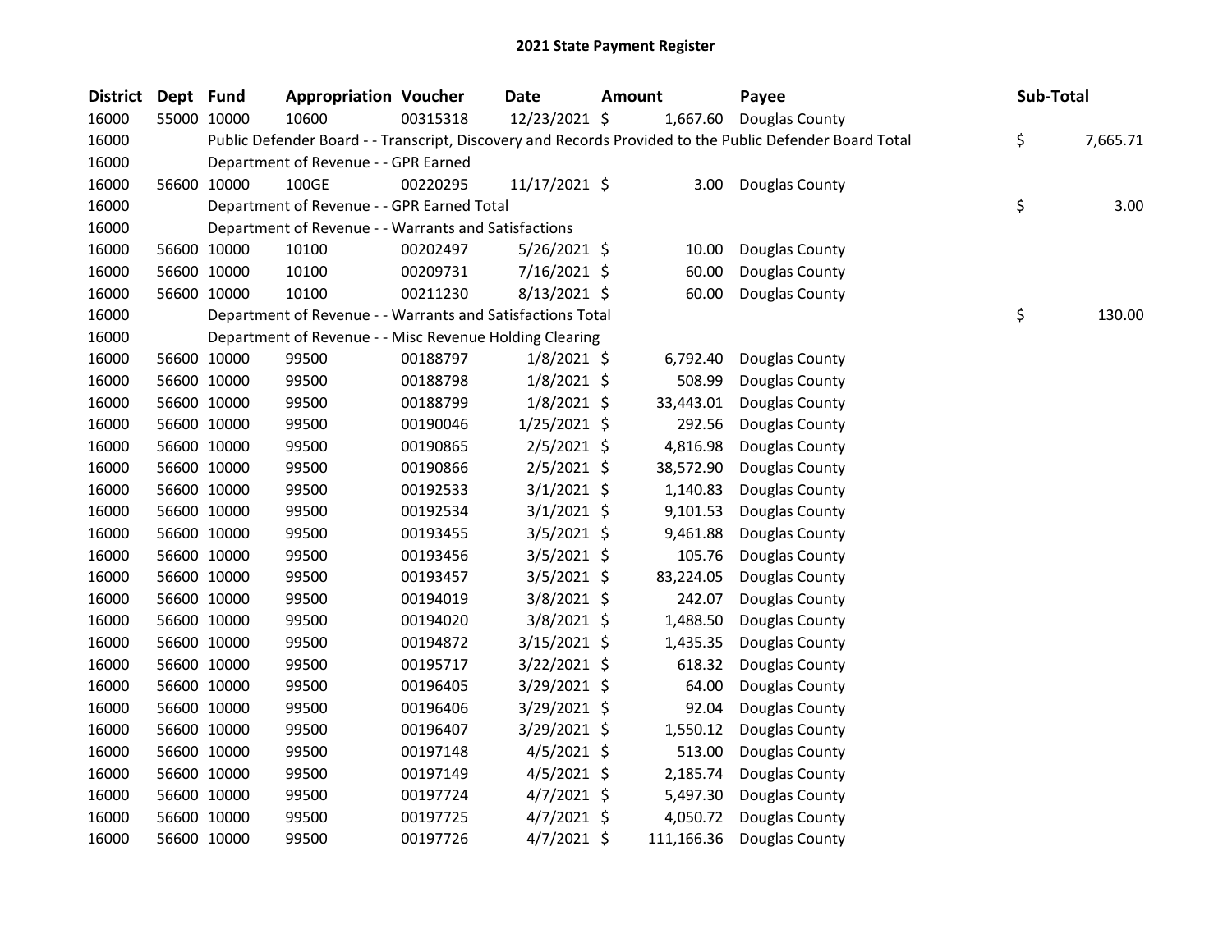# 2021 State Payment Register

| District | Dept | Fund | Appropriation | Voucher | Date | Amount | Payee | Sub-Total |
|---|---|---|---|---|---|---|---|---|
| 16000 | 55000 | 10000 | 10600 | 00315318 | 12/23/2021 | $ 1,667.60 | Douglas County | |
| 16000 | | Public Defender Board - - Transcript, Discovery and Records Provided to the Public Defender Board Total | | | | | | $ 7,665.71 |
| 16000 | | Department of Revenue - - GPR Earned | | | | | | |
| 16000 | 56600 | 10000 | 100GE | 00220295 | 11/17/2021 | $ 3.00 | Douglas County | |
| 16000 | | Department of Revenue - - GPR Earned Total | | | | | | $ 3.00 |
| 16000 | | Department of Revenue - - Warrants and Satisfactions | | | | | | |
| 16000 | 56600 | 10000 | 10100 | 00202497 | 5/26/2021 | $ 10.00 | Douglas County | |
| 16000 | 56600 | 10000 | 10100 | 00209731 | 7/16/2021 | $ 60.00 | Douglas County | |
| 16000 | 56600 | 10000 | 10100 | 00211230 | 8/13/2021 | $ 60.00 | Douglas County | |
| 16000 | | Department of Revenue - - Warrants and Satisfactions Total | | | | | | $ 130.00 |
| 16000 | | Department of Revenue - - Misc Revenue Holding Clearing | | | | | | |
| 16000 | 56600 | 10000 | 99500 | 00188797 | 1/8/2021 | $ 6,792.40 | Douglas County | |
| 16000 | 56600 | 10000 | 99500 | 00188798 | 1/8/2021 | $ 508.99 | Douglas County | |
| 16000 | 56600 | 10000 | 99500 | 00188799 | 1/8/2021 | $ 33,443.01 | Douglas County | |
| 16000 | 56600 | 10000 | 99500 | 00190046 | 1/25/2021 | $ 292.56 | Douglas County | |
| 16000 | 56600 | 10000 | 99500 | 00190865 | 2/5/2021 | $ 4,816.98 | Douglas County | |
| 16000 | 56600 | 10000 | 99500 | 00190866 | 2/5/2021 | $ 38,572.90 | Douglas County | |
| 16000 | 56600 | 10000 | 99500 | 00192533 | 3/1/2021 | $ 1,140.83 | Douglas County | |
| 16000 | 56600 | 10000 | 99500 | 00192534 | 3/1/2021 | $ 9,101.53 | Douglas County | |
| 16000 | 56600 | 10000 | 99500 | 00193455 | 3/5/2021 | $ 9,461.88 | Douglas County | |
| 16000 | 56600 | 10000 | 99500 | 00193456 | 3/5/2021 | $ 105.76 | Douglas County | |
| 16000 | 56600 | 10000 | 99500 | 00193457 | 3/5/2021 | $ 83,224.05 | Douglas County | |
| 16000 | 56600 | 10000 | 99500 | 00194019 | 3/8/2021 | $ 242.07 | Douglas County | |
| 16000 | 56600 | 10000 | 99500 | 00194020 | 3/8/2021 | $ 1,488.50 | Douglas County | |
| 16000 | 56600 | 10000 | 99500 | 00194872 | 3/15/2021 | $ 1,435.35 | Douglas County | |
| 16000 | 56600 | 10000 | 99500 | 00195717 | 3/22/2021 | $ 618.32 | Douglas County | |
| 16000 | 56600 | 10000 | 99500 | 00196405 | 3/29/2021 | $ 64.00 | Douglas County | |
| 16000 | 56600 | 10000 | 99500 | 00196406 | 3/29/2021 | $ 92.04 | Douglas County | |
| 16000 | 56600 | 10000 | 99500 | 00196407 | 3/29/2021 | $ 1,550.12 | Douglas County | |
| 16000 | 56600 | 10000 | 99500 | 00197148 | 4/5/2021 | $ 513.00 | Douglas County | |
| 16000 | 56600 | 10000 | 99500 | 00197149 | 4/5/2021 | $ 2,185.74 | Douglas County | |
| 16000 | 56600 | 10000 | 99500 | 00197724 | 4/7/2021 | $ 5,497.30 | Douglas County | |
| 16000 | 56600 | 10000 | 99500 | 00197725 | 4/7/2021 | $ 4,050.72 | Douglas County | |
| 16000 | 56600 | 10000 | 99500 | 00197726 | 4/7/2021 | $ 111,166.36 | Douglas County | |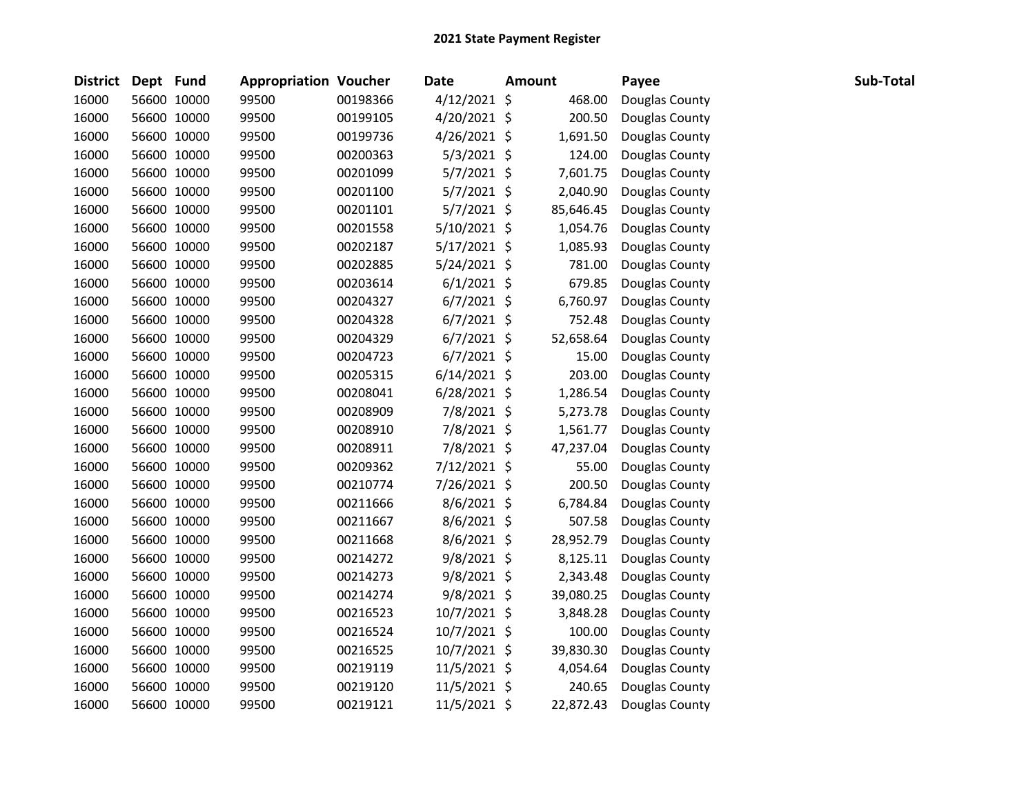## 2021 State Payment Register

| District | Dept | Fund | Appropriation | Voucher | Date | Amount | Payee | Sub-Total |
|---|---|---|---|---|---|---|---|---|
| 16000 | 56600 | 10000 | 99500 | 00198366 | 4/12/2021 | $ 468.00 | Douglas County | |
| 16000 | 56600 | 10000 | 99500 | 00199105 | 4/20/2021 | $ 200.50 | Douglas County | |
| 16000 | 56600 | 10000 | 99500 | 00199736 | 4/26/2021 | $ 1,691.50 | Douglas County | |
| 16000 | 56600 | 10000 | 99500 | 00200363 | 5/3/2021 | $ 124.00 | Douglas County | |
| 16000 | 56600 | 10000 | 99500 | 00201099 | 5/7/2021 | $ 7,601.75 | Douglas County | |
| 16000 | 56600 | 10000 | 99500 | 00201100 | 5/7/2021 | $ 2,040.90 | Douglas County | |
| 16000 | 56600 | 10000 | 99500 | 00201101 | 5/7/2021 | $ 85,646.45 | Douglas County | |
| 16000 | 56600 | 10000 | 99500 | 00201558 | 5/10/2021 | $ 1,054.76 | Douglas County | |
| 16000 | 56600 | 10000 | 99500 | 00202187 | 5/17/2021 | $ 1,085.93 | Douglas County | |
| 16000 | 56600 | 10000 | 99500 | 00202885 | 5/24/2021 | $ 781.00 | Douglas County | |
| 16000 | 56600 | 10000 | 99500 | 00203614 | 6/1/2021 | $ 679.85 | Douglas County | |
| 16000 | 56600 | 10000 | 99500 | 00204327 | 6/7/2021 | $ 6,760.97 | Douglas County | |
| 16000 | 56600 | 10000 | 99500 | 00204328 | 6/7/2021 | $ 752.48 | Douglas County | |
| 16000 | 56600 | 10000 | 99500 | 00204329 | 6/7/2021 | $ 52,658.64 | Douglas County | |
| 16000 | 56600 | 10000 | 99500 | 00204723 | 6/7/2021 | $ 15.00 | Douglas County | |
| 16000 | 56600 | 10000 | 99500 | 00205315 | 6/14/2021 | $ 203.00 | Douglas County | |
| 16000 | 56600 | 10000 | 99500 | 00208041 | 6/28/2021 | $ 1,286.54 | Douglas County | |
| 16000 | 56600 | 10000 | 99500 | 00208909 | 7/8/2021 | $ 5,273.78 | Douglas County | |
| 16000 | 56600 | 10000 | 99500 | 00208910 | 7/8/2021 | $ 1,561.77 | Douglas County | |
| 16000 | 56600 | 10000 | 99500 | 00208911 | 7/8/2021 | $ 47,237.04 | Douglas County | |
| 16000 | 56600 | 10000 | 99500 | 00209362 | 7/12/2021 | $ 55.00 | Douglas County | |
| 16000 | 56600 | 10000 | 99500 | 00210774 | 7/26/2021 | $ 200.50 | Douglas County | |
| 16000 | 56600 | 10000 | 99500 | 00211666 | 8/6/2021 | $ 6,784.84 | Douglas County | |
| 16000 | 56600 | 10000 | 99500 | 00211667 | 8/6/2021 | $ 507.58 | Douglas County | |
| 16000 | 56600 | 10000 | 99500 | 00211668 | 8/6/2021 | $ 28,952.79 | Douglas County | |
| 16000 | 56600 | 10000 | 99500 | 00214272 | 9/8/2021 | $ 8,125.11 | Douglas County | |
| 16000 | 56600 | 10000 | 99500 | 00214273 | 9/8/2021 | $ 2,343.48 | Douglas County | |
| 16000 | 56600 | 10000 | 99500 | 00214274 | 9/8/2021 | $ 39,080.25 | Douglas County | |
| 16000 | 56600 | 10000 | 99500 | 00216523 | 10/7/2021 | $ 3,848.28 | Douglas County | |
| 16000 | 56600 | 10000 | 99500 | 00216524 | 10/7/2021 | $ 100.00 | Douglas County | |
| 16000 | 56600 | 10000 | 99500 | 00216525 | 10/7/2021 | $ 39,830.30 | Douglas County | |
| 16000 | 56600 | 10000 | 99500 | 00219119 | 11/5/2021 | $ 4,054.64 | Douglas County | |
| 16000 | 56600 | 10000 | 99500 | 00219120 | 11/5/2021 | $ 240.65 | Douglas County | |
| 16000 | 56600 | 10000 | 99500 | 00219121 | 11/5/2021 | $ 22,872.43 | Douglas County | |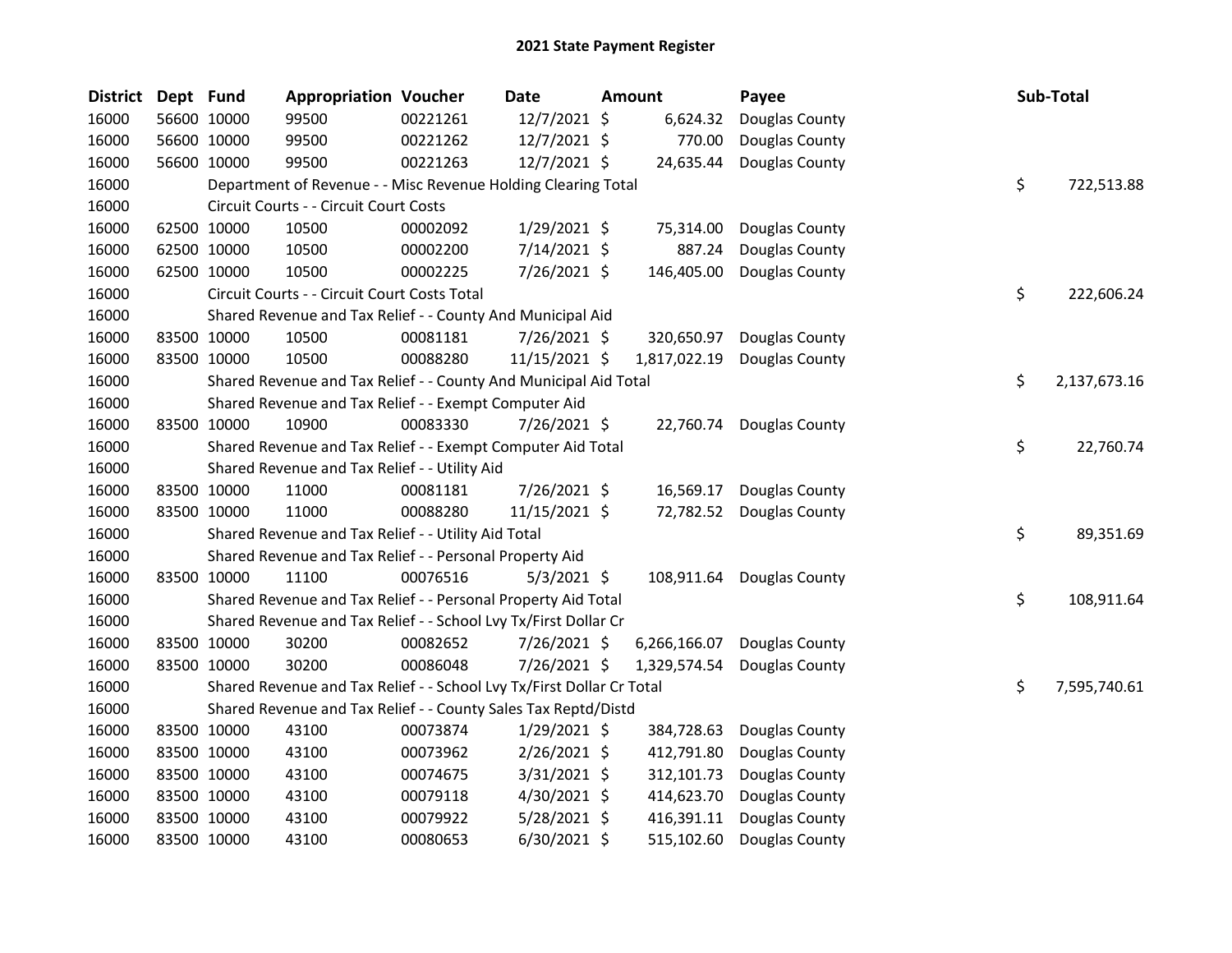# 2021 State Payment Register

| District | Dept | Fund | Appropriation | Voucher | Date | Amount | Payee | Sub-Total |
|---|---|---|---|---|---|---|---|---|
| 16000 | 56600 | 10000 | 99500 | 00221261 | 12/7/2021 | $ 6,624.32 | Douglas County | |
| 16000 | 56600 | 10000 | 99500 | 00221262 | 12/7/2021 | $ 770.00 | Douglas County | |
| 16000 | 56600 | 10000 | 99500 | 00221263 | 12/7/2021 | $ 24,635.44 | Douglas County | |
| 16000 | | Department of Revenue - - Misc Revenue Holding Clearing Total | | | | | | $ 722,513.88 |
| 16000 | | Circuit Courts - - Circuit Court Costs | | | | | | |
| 16000 | 62500 | 10000 | 10500 | 00002092 | 1/29/2021 | $ 75,314.00 | Douglas County | |
| 16000 | 62500 | 10000 | 10500 | 00002200 | 7/14/2021 | $ 887.24 | Douglas County | |
| 16000 | 62500 | 10000 | 10500 | 00002225 | 7/26/2021 | $ 146,405.00 | Douglas County | |
| 16000 | | Circuit Courts - - Circuit Court Costs Total | | | | | | $ 222,606.24 |
| 16000 | | Shared Revenue and Tax Relief - - County And Municipal Aid | | | | | | |
| 16000 | 83500 | 10000 | 10500 | 00081181 | 7/26/2021 | $ 320,650.97 | Douglas County | |
| 16000 | 83500 | 10000 | 10500 | 00088280 | 11/15/2021 | $ 1,817,022.19 | Douglas County | |
| 16000 | | Shared Revenue and Tax Relief - - County And Municipal Aid Total | | | | | | $ 2,137,673.16 |
| 16000 | | Shared Revenue and Tax Relief - - Exempt Computer Aid | | | | | | |
| 16000 | 83500 | 10000 | 10900 | 00083330 | 7/26/2021 | $ 22,760.74 | Douglas County | |
| 16000 | | Shared Revenue and Tax Relief - - Exempt Computer Aid Total | | | | | | $ 22,760.74 |
| 16000 | | Shared Revenue and Tax Relief - - Utility Aid | | | | | | |
| 16000 | 83500 | 10000 | 11000 | 00081181 | 7/26/2021 | $ 16,569.17 | Douglas County | |
| 16000 | 83500 | 10000 | 11000 | 00088280 | 11/15/2021 | $ 72,782.52 | Douglas County | |
| 16000 | | Shared Revenue and Tax Relief - - Utility Aid Total | | | | | | $ 89,351.69 |
| 16000 | | Shared Revenue and Tax Relief - - Personal Property Aid | | | | | | |
| 16000 | 83500 | 10000 | 11100 | 00076516 | 5/3/2021 | $ 108,911.64 | Douglas County | |
| 16000 | | Shared Revenue and Tax Relief - - Personal Property Aid Total | | | | | | $ 108,911.64 |
| 16000 | | Shared Revenue and Tax Relief - - School Lvy Tx/First Dollar Cr | | | | | | |
| 16000 | 83500 | 10000 | 30200 | 00082652 | 7/26/2021 | $ 6,266,166.07 | Douglas County | |
| 16000 | 83500 | 10000 | 30200 | 00086048 | 7/26/2021 | $ 1,329,574.54 | Douglas County | |
| 16000 | | Shared Revenue and Tax Relief - - School Lvy Tx/First Dollar Cr Total | | | | | | $ 7,595,740.61 |
| 16000 | | Shared Revenue and Tax Relief - - County Sales Tax Reptd/Distd | | | | | | |
| 16000 | 83500 | 10000 | 43100 | 00073874 | 1/29/2021 | $ 384,728.63 | Douglas County | |
| 16000 | 83500 | 10000 | 43100 | 00073962 | 2/26/2021 | $ 412,791.80 | Douglas County | |
| 16000 | 83500 | 10000 | 43100 | 00074675 | 3/31/2021 | $ 312,101.73 | Douglas County | |
| 16000 | 83500 | 10000 | 43100 | 00079118 | 4/30/2021 | $ 414,623.70 | Douglas County | |
| 16000 | 83500 | 10000 | 43100 | 00079922 | 5/28/2021 | $ 416,391.11 | Douglas County | |
| 16000 | 83500 | 10000 | 43100 | 00080653 | 6/30/2021 | $ 515,102.60 | Douglas County | |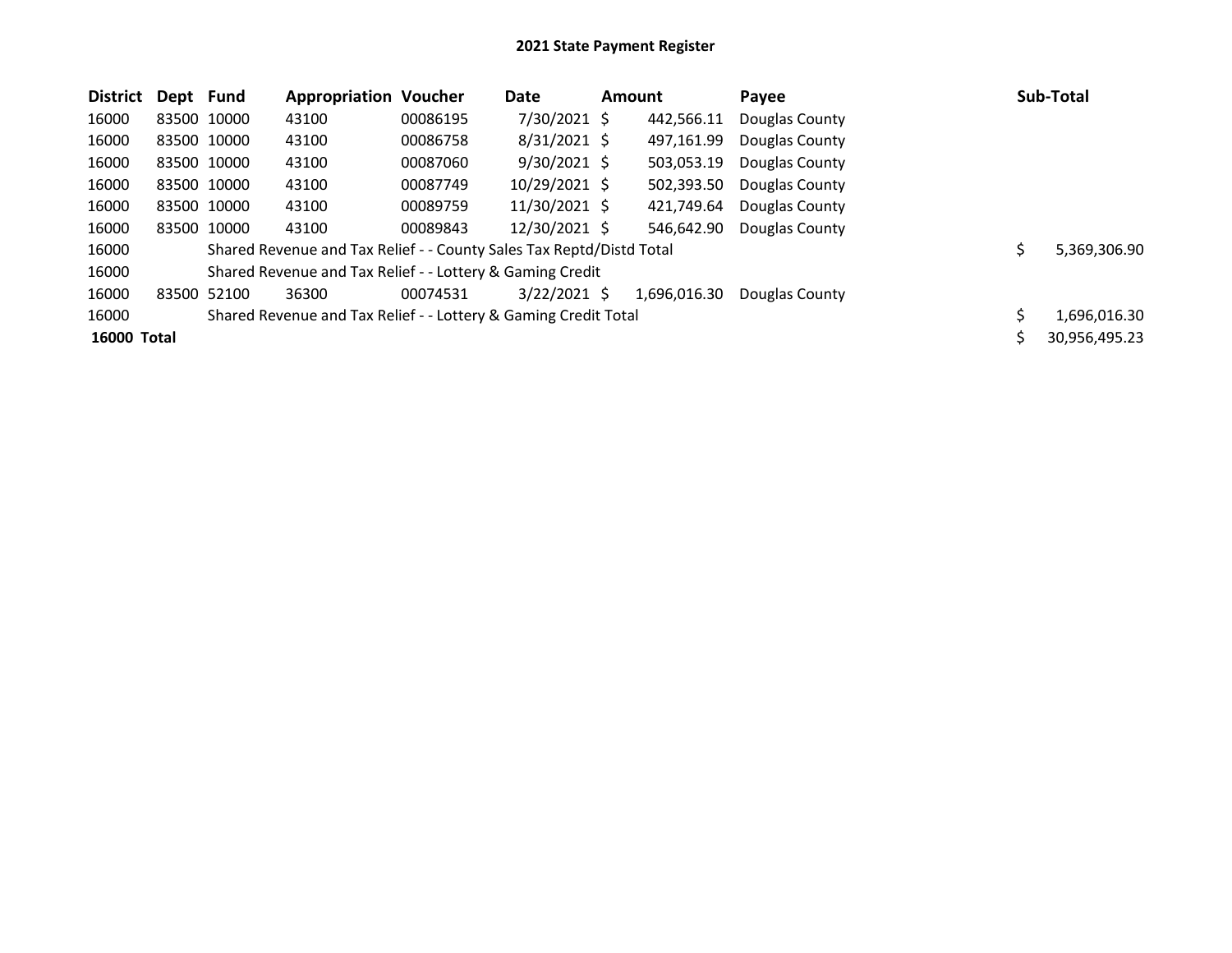## 2021 State Payment Register

| District | Dept | Fund | Appropriation | Voucher | Date | Amount | Payee | Sub-Total |
|---|---|---|---|---|---|---|---|---|
| 16000 | 83500 | 10000 | 43100 | 00086195 | 7/30/2021 | $ 442,566.11 | Douglas County | |
| 16000 | 83500 | 10000 | 43100 | 00086758 | 8/31/2021 | $ 497,161.99 | Douglas County | |
| 16000 | 83500 | 10000 | 43100 | 00087060 | 9/30/2021 | $ 503,053.19 | Douglas County | |
| 16000 | 83500 | 10000 | 43100 | 00087749 | 10/29/2021 | $ 502,393.50 | Douglas County | |
| 16000 | 83500 | 10000 | 43100 | 00089759 | 11/30/2021 | $ 421,749.64 | Douglas County | |
| 16000 | 83500 | 10000 | 43100 | 00089843 | 12/30/2021 | $ 546,642.90 | Douglas County | |
| 16000 | | Shared Revenue and Tax Relief - - County Sales Tax Reptd/Distd Total | | | | | | $ 5,369,306.90 |
| 16000 | | Shared Revenue and Tax Relief - - Lottery & Gaming Credit | | | | | | |
| 16000 | 83500 | 52100 | 36300 | 00074531 | 3/22/2021 | $ 1,696,016.30 | Douglas County | |
| 16000 | | Shared Revenue and Tax Relief - - Lottery & Gaming Credit Total | | | | | | $ 1,696,016.30 |
| **16000 Total** | | | | | | | | $ 30,956,495.23 |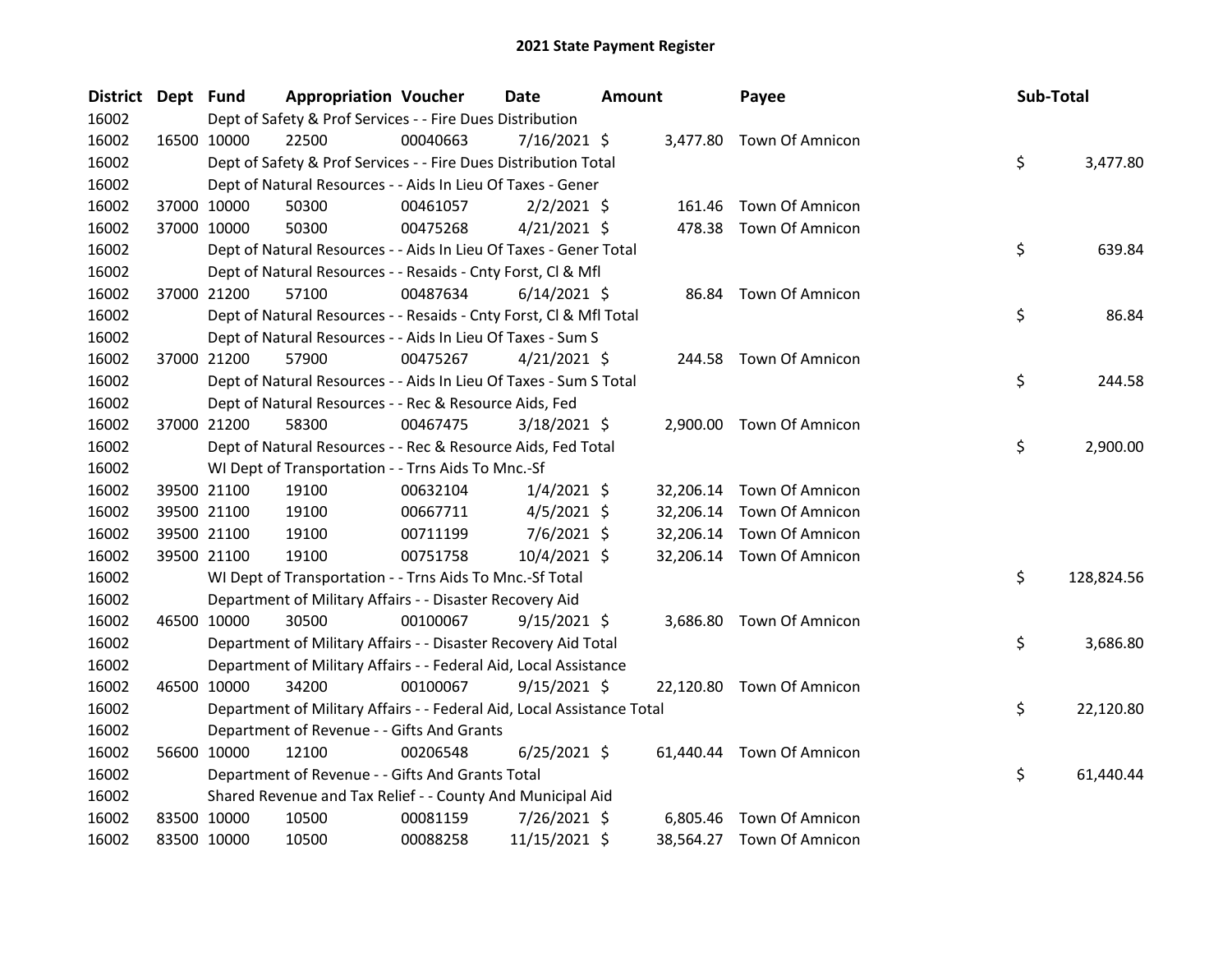# 2021 State Payment Register

| District | Dept | Fund | Appropriation | Voucher | Date | Amount | Payee | Sub-Total |
|---|---|---|---|---|---|---|---|---|
| 16002 | | Dept of Safety & Prof Services - - Fire Dues Distribution | | | | | | |
| 16002 | 16500 | 10000 | 22500 | 00040663 | 7/16/2021 | $ 3,477.80 | Town Of Amnicon | |
| 16002 | | Dept of Safety & Prof Services - - Fire Dues Distribution Total | | | | | | $ 3,477.80 |
| 16002 | | Dept of Natural Resources - - Aids In Lieu Of Taxes - Gener | | | | | | |
| 16002 | 37000 | 10000 | 50300 | 00461057 | 2/2/2021 | $ 161.46 | Town Of Amnicon | |
| 16002 | 37000 | 10000 | 50300 | 00475268 | 4/21/2021 | $ 478.38 | Town Of Amnicon | |
| 16002 | | Dept of Natural Resources - - Aids In Lieu Of Taxes - Gener Total | | | | | | $ 639.84 |
| 16002 | | Dept of Natural Resources - - Resaids - Cnty Forst, Cl & Mfl | | | | | | |
| 16002 | 37000 | 21200 | 57100 | 00487634 | 6/14/2021 | $ 86.84 | Town Of Amnicon | |
| 16002 | | Dept of Natural Resources - - Resaids - Cnty Forst, Cl & Mfl Total | | | | | | $ 86.84 |
| 16002 | | Dept of Natural Resources - - Aids In Lieu Of Taxes - Sum S | | | | | | |
| 16002 | 37000 | 21200 | 57900 | 00475267 | 4/21/2021 | $ 244.58 | Town Of Amnicon | |
| 16002 | | Dept of Natural Resources - - Aids In Lieu Of Taxes - Sum S Total | | | | | | $ 244.58 |
| 16002 | | Dept of Natural Resources - - Rec & Resource Aids, Fed | | | | | | |
| 16002 | 37000 | 21200 | 58300 | 00467475 | 3/18/2021 | $ 2,900.00 | Town Of Amnicon | |
| 16002 | | Dept of Natural Resources - - Rec & Resource Aids, Fed Total | | | | | | $ 2,900.00 |
| 16002 | | WI Dept of Transportation - - Trns Aids To Mnc.-Sf | | | | | | |
| 16002 | 39500 | 21100 | 19100 | 00632104 | 1/4/2021 | $ 32,206.14 | Town Of Amnicon | |
| 16002 | 39500 | 21100 | 19100 | 00667711 | 4/5/2021 | $ 32,206.14 | Town Of Amnicon | |
| 16002 | 39500 | 21100 | 19100 | 00711199 | 7/6/2021 | $ 32,206.14 | Town Of Amnicon | |
| 16002 | 39500 | 21100 | 19100 | 00751758 | 10/4/2021 | $ 32,206.14 | Town Of Amnicon | |
| 16002 | | WI Dept of Transportation - - Trns Aids To Mnc.-Sf Total | | | | | | $ 128,824.56 |
| 16002 | | Department of Military Affairs - - Disaster Recovery Aid | | | | | | |
| 16002 | 46500 | 10000 | 30500 | 00100067 | 9/15/2021 | $ 3,686.80 | Town Of Amnicon | |
| 16002 | | Department of Military Affairs - - Disaster Recovery Aid Total | | | | | | $ 3,686.80 |
| 16002 | | Department of Military Affairs - - Federal Aid, Local Assistance | | | | | | |
| 16002 | 46500 | 10000 | 34200 | 00100067 | 9/15/2021 | $ 22,120.80 | Town Of Amnicon | |
| 16002 | | Department of Military Affairs - - Federal Aid, Local Assistance Total | | | | | | $ 22,120.80 |
| 16002 | | Department of Revenue - - Gifts And Grants | | | | | | |
| 16002 | 56600 | 10000 | 12100 | 00206548 | 6/25/2021 | $ 61,440.44 | Town Of Amnicon | |
| 16002 | | Department of Revenue - - Gifts And Grants Total | | | | | | $ 61,440.44 |
| 16002 | | Shared Revenue and Tax Relief - - County And Municipal Aid | | | | | | |
| 16002 | 83500 | 10000 | 10500 | 00081159 | 7/26/2021 | $ 6,805.46 | Town Of Amnicon | |
| 16002 | 83500 | 10000 | 10500 | 00088258 | 11/15/2021 | $ 38,564.27 | Town Of Amnicon | |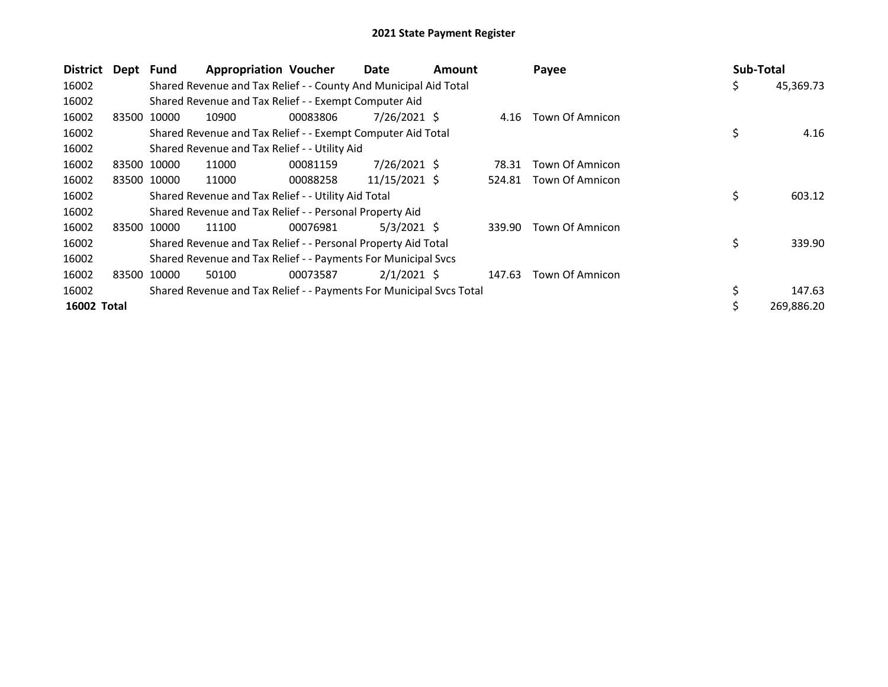# 2021 State Payment Register

| District | Dept | Fund | Appropriation | Voucher | Date | Amount | Payee | Sub-Total |
|---|---|---|---|---|---|---|---|---|
| 16002 | | Shared Revenue and Tax Relief - - County And Municipal Aid Total | | | | | | $ 45,369.73 |
| 16002 | | Shared Revenue and Tax Relief - - Exempt Computer Aid | | | | | | |
| 16002 | 83500 | 10000 | 10900 | 00083806 | 7/26/2021 | $ 4.16 | Town Of Amnicon | |
| 16002 | | Shared Revenue and Tax Relief - - Exempt Computer Aid Total | | | | | | $ 4.16 |
| 16002 | | Shared Revenue and Tax Relief - - Utility Aid | | | | | | |
| 16002 | 83500 | 10000 | 11000 | 00081159 | 7/26/2021 | $ 78.31 | Town Of Amnicon | |
| 16002 | 83500 | 10000 | 11000 | 00088258 | 11/15/2021 | $ 524.81 | Town Of Amnicon | |
| 16002 | | Shared Revenue and Tax Relief - - Utility Aid Total | | | | | | $ 603.12 |
| 16002 | | Shared Revenue and Tax Relief - - Personal Property Aid | | | | | | |
| 16002 | 83500 | 10000 | 11100 | 00076981 | 5/3/2021 | $ 339.90 | Town Of Amnicon | |
| 16002 | | Shared Revenue and Tax Relief - - Personal Property Aid Total | | | | | | $ 339.90 |
| 16002 | | Shared Revenue and Tax Relief - - Payments For Municipal Svcs | | | | | | |
| 16002 | 83500 | 10000 | 50100 | 00073587 | 2/1/2021 | $ 147.63 | Town Of Amnicon | |
| 16002 | | Shared Revenue and Tax Relief - - Payments For Municipal Svcs Total | | | | | | $ 147.63 |
| **16002 Total** | | | | | | | | $ 269,886.20 |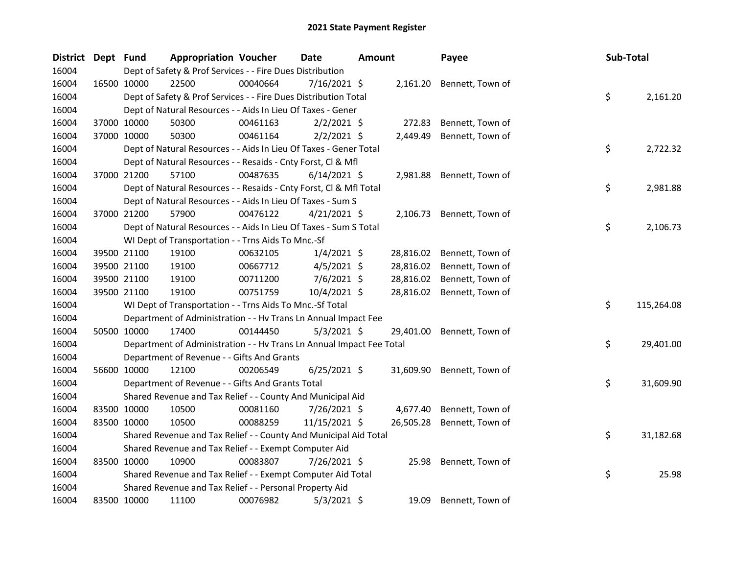# 2021 State Payment Register

| District | Dept | Fund | Appropriation | Voucher | Date | Amount | Payee | Sub-Total |
|---|---|---|---|---|---|---|---|---|
| 16004 | | Dept of Safety & Prof Services - - Fire Dues Distribution | | | | | | |
| 16004 | 16500 | 10000 | 22500 | 00040664 | 7/16/2021 | $ 2,161.20 | Bennett, Town of | |
| 16004 | | Dept of Safety & Prof Services - - Fire Dues Distribution Total | | | | | | $ 2,161.20 |
| 16004 | | Dept of Natural Resources - - Aids In Lieu Of Taxes - Gener | | | | | | |
| 16004 | 37000 | 10000 | 50300 | 00461163 | 2/2/2021 | $ 272.83 | Bennett, Town of | |
| 16004 | 37000 | 10000 | 50300 | 00461164 | 2/2/2021 | $ 2,449.49 | Bennett, Town of | |
| 16004 | | Dept of Natural Resources - - Aids In Lieu Of Taxes - Gener Total | | | | | | $ 2,722.32 |
| 16004 | | Dept of Natural Resources - - Resaids - Cnty Forst, Cl & Mfl | | | | | | |
| 16004 | 37000 | 21200 | 57100 | 00487635 | 6/14/2021 | $ 2,981.88 | Bennett, Town of | |
| 16004 | | Dept of Natural Resources - - Resaids - Cnty Forst, Cl & Mfl Total | | | | | | $ 2,981.88 |
| 16004 | | Dept of Natural Resources - - Aids In Lieu Of Taxes - Sum S | | | | | | |
| 16004 | 37000 | 21200 | 57900 | 00476122 | 4/21/2021 | $ 2,106.73 | Bennett, Town of | |
| 16004 | | Dept of Natural Resources - - Aids In Lieu Of Taxes - Sum S Total | | | | | | $ 2,106.73 |
| 16004 | | WI Dept of Transportation - - Trns Aids To Mnc.-Sf | | | | | | |
| 16004 | 39500 | 21100 | 19100 | 00632105 | 1/4/2021 | $ 28,816.02 | Bennett, Town of | |
| 16004 | 39500 | 21100 | 19100 | 00667712 | 4/5/2021 | $ 28,816.02 | Bennett, Town of | |
| 16004 | 39500 | 21100 | 19100 | 00711200 | 7/6/2021 | $ 28,816.02 | Bennett, Town of | |
| 16004 | 39500 | 21100 | 19100 | 00751759 | 10/4/2021 | $ 28,816.02 | Bennett, Town of | |
| 16004 | | WI Dept of Transportation - - Trns Aids To Mnc.-Sf Total | | | | | | $ 115,264.08 |
| 16004 | | Department of Administration - - Hv Trans Ln Annual Impact Fee | | | | | | |
| 16004 | 50500 | 10000 | 17400 | 00144450 | 5/3/2021 | $ 29,401.00 | Bennett, Town of | |
| 16004 | | Department of Administration - - Hv Trans Ln Annual Impact Fee Total | | | | | | $ 29,401.00 |
| 16004 | | Department of Revenue - - Gifts And Grants | | | | | | |
| 16004 | 56600 | 10000 | 12100 | 00206549 | 6/25/2021 | $ 31,609.90 | Bennett, Town of | |
| 16004 | | Department of Revenue - - Gifts And Grants Total | | | | | | $ 31,609.90 |
| 16004 | | Shared Revenue and Tax Relief - - County And Municipal Aid | | | | | | |
| 16004 | 83500 | 10000 | 10500 | 00081160 | 7/26/2021 | $ 4,677.40 | Bennett, Town of | |
| 16004 | 83500 | 10000 | 10500 | 00088259 | 11/15/2021 | $ 26,505.28 | Bennett, Town of | |
| 16004 | | Shared Revenue and Tax Relief - - County And Municipal Aid Total | | | | | | $ 31,182.68 |
| 16004 | | Shared Revenue and Tax Relief - - Exempt Computer Aid | | | | | | |
| 16004 | 83500 | 10000 | 10900 | 00083807 | 7/26/2021 | $ 25.98 | Bennett, Town of | |
| 16004 | | Shared Revenue and Tax Relief - - Exempt Computer Aid Total | | | | | | $ 25.98 |
| 16004 | | Shared Revenue and Tax Relief - - Personal Property Aid | | | | | | |
| 16004 | 83500 | 10000 | 11100 | 00076982 | 5/3/2021 | $ 19.09 | Bennett, Town of | |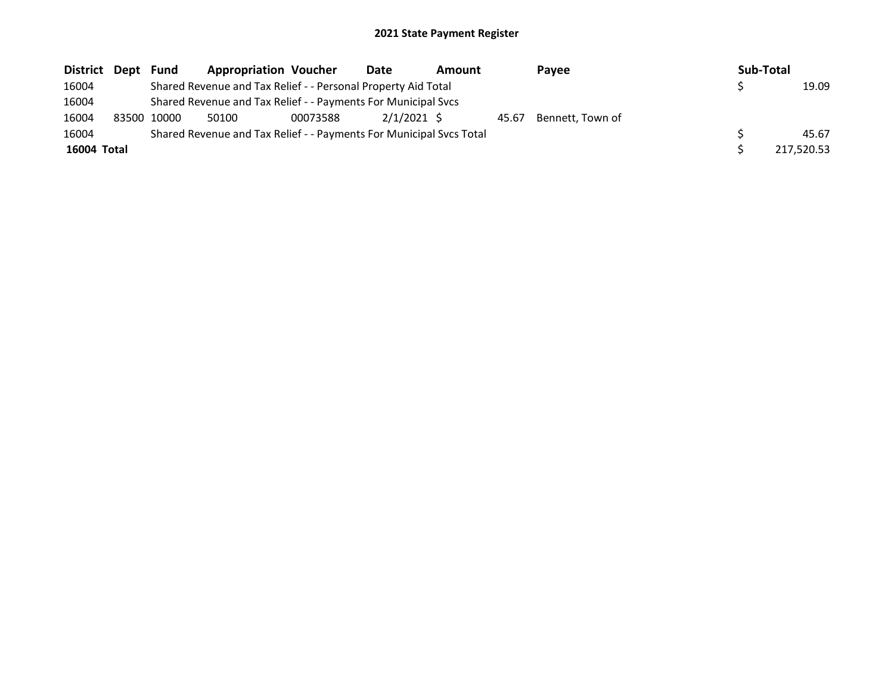## 2021 State Payment Register

| District | Dept | Fund | Appropriation | Voucher | Date | Amount | Payee | Sub-Total |
|---|---|---|---|---|---|---|---|---|
| 16004 | | Shared Revenue and Tax Relief - - Personal Property Aid Total | | | | | | $ 19.09 |
| 16004 | | Shared Revenue and Tax Relief - - Payments For Municipal Svcs | | | | | | |
| 16004 | 83500 | 10000 | 50100 | 00073588 | 2/1/2021 | $ 45.67 | Bennett, Town of | |
| 16004 | | Shared Revenue and Tax Relief - - Payments For Municipal Svcs Total | | | | | | $ 45.67 |
| **16004 Total** | | | | | | | | $ 217,520.53 |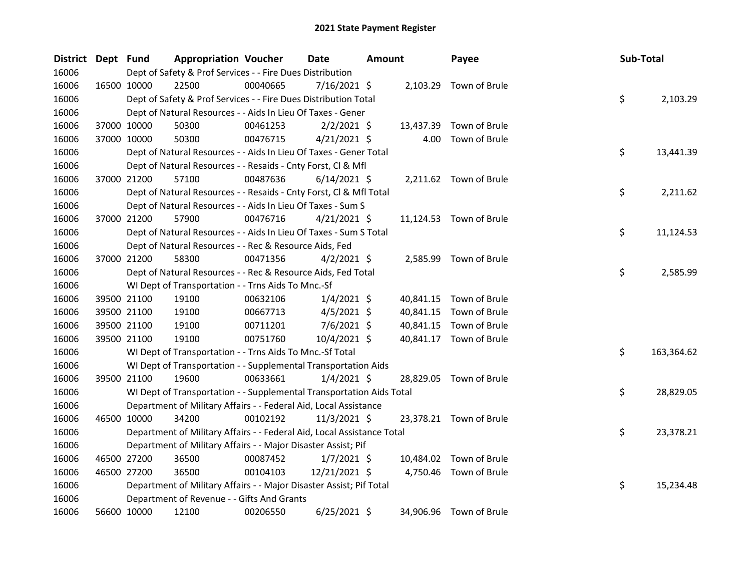# 2021 State Payment Register

| District | Dept | Fund | Appropriation | Voucher | Date | Amount | Payee | Sub-Total |
|---|---|---|---|---|---|---|---|---|
| 16006 | | Dept of Safety & Prof Services - - Fire Dues Distribution | | | | | | |
| 16006 | 16500 | 10000 | 22500 | 00040665 | 7/16/2021 | $ 2,103.29 | Town of Brule | |
| 16006 | | Dept of Safety & Prof Services - - Fire Dues Distribution Total | | | | | | $ 2,103.29 |
| 16006 | | Dept of Natural Resources - - Aids In Lieu Of Taxes - Gener | | | | | | |
| 16006 | 37000 | 10000 | 50300 | 00461253 | 2/2/2021 | $ 13,437.39 | Town of Brule | |
| 16006 | 37000 | 10000 | 50300 | 00476715 | 4/21/2021 | $ 4.00 | Town of Brule | |
| 16006 | | Dept of Natural Resources - - Aids In Lieu Of Taxes - Gener Total | | | | | | $ 13,441.39 |
| 16006 | | Dept of Natural Resources - - Resaids - Cnty Forst, Cl & Mfl | | | | | | |
| 16006 | 37000 | 21200 | 57100 | 00487636 | 6/14/2021 | $ 2,211.62 | Town of Brule | |
| 16006 | | Dept of Natural Resources - - Resaids - Cnty Forst, Cl & Mfl Total | | | | | | $ 2,211.62 |
| 16006 | | Dept of Natural Resources - - Aids In Lieu Of Taxes - Sum S | | | | | | |
| 16006 | 37000 | 21200 | 57900 | 00476716 | 4/21/2021 | $ 11,124.53 | Town of Brule | |
| 16006 | | Dept of Natural Resources - - Aids In Lieu Of Taxes - Sum S Total | | | | | | $ 11,124.53 |
| 16006 | | Dept of Natural Resources - - Rec & Resource Aids, Fed | | | | | | |
| 16006 | 37000 | 21200 | 58300 | 00471356 | 4/2/2021 | $ 2,585.99 | Town of Brule | |
| 16006 | | Dept of Natural Resources - - Rec & Resource Aids, Fed Total | | | | | | $ 2,585.99 |
| 16006 | | WI Dept of Transportation - - Trns Aids To Mnc.-Sf | | | | | | |
| 16006 | 39500 | 21100 | 19100 | 00632106 | 1/4/2021 | $ 40,841.15 | Town of Brule | |
| 16006 | 39500 | 21100 | 19100 | 00667713 | 4/5/2021 | $ 40,841.15 | Town of Brule | |
| 16006 | 39500 | 21100 | 19100 | 00711201 | 7/6/2021 | $ 40,841.15 | Town of Brule | |
| 16006 | 39500 | 21100 | 19100 | 00751760 | 10/4/2021 | $ 40,841.17 | Town of Brule | |
| 16006 | | WI Dept of Transportation - - Trns Aids To Mnc.-Sf Total | | | | | | $ 163,364.62 |
| 16006 | | WI Dept of Transportation - - Supplemental Transportation Aids | | | | | | |
| 16006 | 39500 | 21100 | 19600 | 00633661 | 1/4/2021 | $ 28,829.05 | Town of Brule | |
| 16006 | | WI Dept of Transportation - - Supplemental Transportation Aids Total | | | | | | $ 28,829.05 |
| 16006 | | Department of Military Affairs - - Federal Aid, Local Assistance | | | | | | |
| 16006 | 46500 | 10000 | 34200 | 00102192 | 11/3/2021 | $ 23,378.21 | Town of Brule | |
| 16006 | | Department of Military Affairs - - Federal Aid, Local Assistance Total | | | | | | $ 23,378.21 |
| 16006 | | Department of Military Affairs - - Major Disaster Assist; Pif | | | | | | |
| 16006 | 46500 | 27200 | 36500 | 00087452 | 1/7/2021 | $ 10,484.02 | Town of Brule | |
| 16006 | 46500 | 27200 | 36500 | 00104103 | 12/21/2021 | $ 4,750.46 | Town of Brule | |
| 16006 | | Department of Military Affairs - - Major Disaster Assist; Pif Total | | | | | | $ 15,234.48 |
| 16006 | | Department of Revenue - - Gifts And Grants | | | | | | |
| 16006 | 56600 | 10000 | 12100 | 00206550 | 6/25/2021 | $ 34,906.96 | Town of Brule | |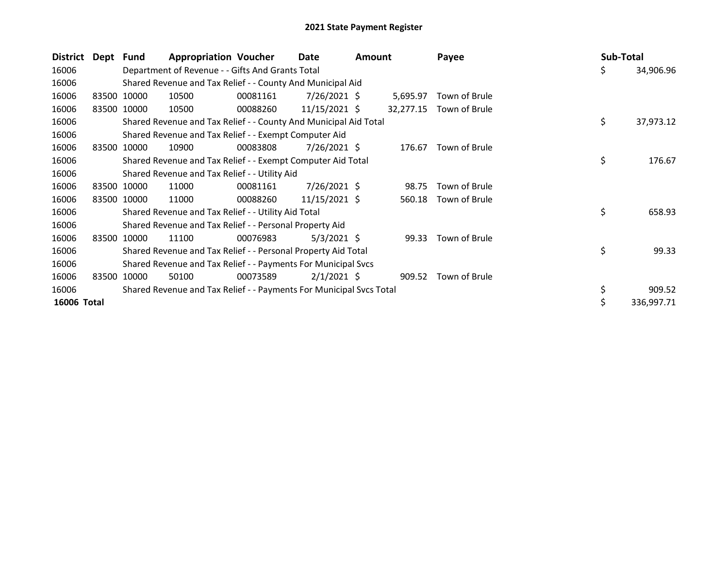# 2021 State Payment Register

| District | Dept | Fund | Appropriation | Voucher | Date | Amount | Payee | Sub-Total |
|---|---|---|---|---|---|---|---|---|
| 16006 | | Department of Revenue - - Gifts And Grants Total | | | | | | $ 34,906.96 |
| 16006 | | Shared Revenue and Tax Relief - - County And Municipal Aid | | | | | | |
| 16006 | 83500 | 10000 | 10500 | 00081161 | 7/26/2021 | $ 5,695.97 | Town of Brule | |
| 16006 | 83500 | 10000 | 10500 | 00088260 | 11/15/2021 | $ 32,277.15 | Town of Brule | |
| 16006 | | Shared Revenue and Tax Relief - - County And Municipal Aid Total | | | | | | $ 37,973.12 |
| 16006 | | Shared Revenue and Tax Relief - - Exempt Computer Aid | | | | | | |
| 16006 | 83500 | 10000 | 10900 | 00083808 | 7/26/2021 | $ 176.67 | Town of Brule | |
| 16006 | | Shared Revenue and Tax Relief - - Exempt Computer Aid Total | | | | | | $ 176.67 |
| 16006 | | Shared Revenue and Tax Relief - - Utility Aid | | | | | | |
| 16006 | 83500 | 10000 | 11000 | 00081161 | 7/26/2021 | $ 98.75 | Town of Brule | |
| 16006 | 83500 | 10000 | 11000 | 00088260 | 11/15/2021 | $ 560.18 | Town of Brule | |
| 16006 | | Shared Revenue and Tax Relief - - Utility Aid Total | | | | | | $ 658.93 |
| 16006 | | Shared Revenue and Tax Relief - - Personal Property Aid | | | | | | |
| 16006 | 83500 | 10000 | 11100 | 00076983 | 5/3/2021 | $ 99.33 | Town of Brule | |
| 16006 | | Shared Revenue and Tax Relief - - Personal Property Aid Total | | | | | | $ 99.33 |
| 16006 | | Shared Revenue and Tax Relief - - Payments For Municipal Svcs | | | | | | |
| 16006 | 83500 | 10000 | 50100 | 00073589 | 2/1/2021 | $ 909.52 | Town of Brule | |
| 16006 | | Shared Revenue and Tax Relief - - Payments For Municipal Svcs Total | | | | | | $ 909.52 |
| **16006 Total** | | | | | | | | $ 336,997.71 |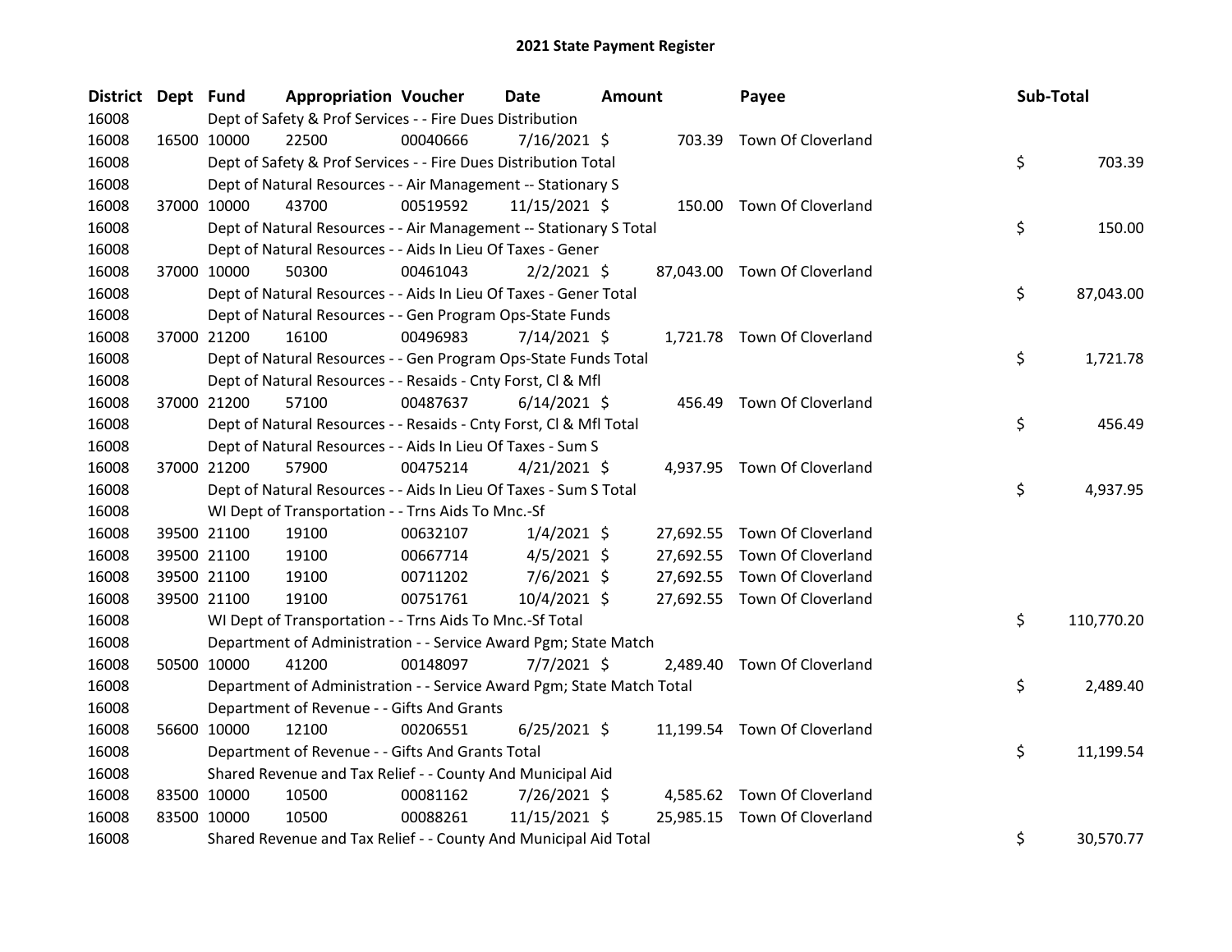# 2021 State Payment Register

| District | Dept | Fund | Appropriation | Voucher | Date | Amount | Payee | Sub-Total |
|---|---|---|---|---|---|---|---|---|
| 16008 | | Dept of Safety & Prof Services - - Fire Dues Distribution | | | | | | |
| 16008 | 16500 | 10000 | 22500 | 00040666 | 7/16/2021 | $ 703.39 | Town Of Cloverland | |
| 16008 | | Dept of Safety & Prof Services - - Fire Dues Distribution Total | | | | | | $ 703.39 |
| 16008 | | Dept of Natural Resources - - Air Management -- Stationary S | | | | | | |
| 16008 | 37000 | 10000 | 43700 | 00519592 | 11/15/2021 | $ 150.00 | Town Of Cloverland | |
| 16008 | | Dept of Natural Resources - - Air Management -- Stationary S Total | | | | | | $ 150.00 |
| 16008 | | Dept of Natural Resources - - Aids In Lieu Of Taxes - Gener | | | | | | |
| 16008 | 37000 | 10000 | 50300 | 00461043 | 2/2/2021 | $ 87,043.00 | Town Of Cloverland | |
| 16008 | | Dept of Natural Resources - - Aids In Lieu Of Taxes - Gener Total | | | | | | $ 87,043.00 |
| 16008 | | Dept of Natural Resources - - Gen Program Ops-State Funds | | | | | | |
| 16008 | 37000 | 21200 | 16100 | 00496983 | 7/14/2021 | $ 1,721.78 | Town Of Cloverland | |
| 16008 | | Dept of Natural Resources - - Gen Program Ops-State Funds Total | | | | | | $ 1,721.78 |
| 16008 | | Dept of Natural Resources - - Resaids - Cnty Forst, Cl & Mfl | | | | | | |
| 16008 | 37000 | 21200 | 57100 | 00487637 | 6/14/2021 | $ 456.49 | Town Of Cloverland | |
| 16008 | | Dept of Natural Resources - - Resaids - Cnty Forst, Cl & Mfl Total | | | | | | $ 456.49 |
| 16008 | | Dept of Natural Resources - - Aids In Lieu Of Taxes - Sum S | | | | | | |
| 16008 | 37000 | 21200 | 57900 | 00475214 | 4/21/2021 | $ 4,937.95 | Town Of Cloverland | |
| 16008 | | Dept of Natural Resources - - Aids In Lieu Of Taxes - Sum S Total | | | | | | $ 4,937.95 |
| 16008 | | WI Dept of Transportation - - Trns Aids To Mnc.-Sf | | | | | | |
| 16008 | 39500 | 21100 | 19100 | 00632107 | 1/4/2021 | $ 27,692.55 | Town Of Cloverland | |
| 16008 | 39500 | 21100 | 19100 | 00667714 | 4/5/2021 | $ 27,692.55 | Town Of Cloverland | |
| 16008 | 39500 | 21100 | 19100 | 00711202 | 7/6/2021 | $ 27,692.55 | Town Of Cloverland | |
| 16008 | 39500 | 21100 | 19100 | 00751761 | 10/4/2021 | $ 27,692.55 | Town Of Cloverland | |
| 16008 | | WI Dept of Transportation - - Trns Aids To Mnc.-Sf Total | | | | | | $ 110,770.20 |
| 16008 | | Department of Administration - - Service Award Pgm; State Match | | | | | | |
| 16008 | 50500 | 10000 | 41200 | 00148097 | 7/7/2021 | $ 2,489.40 | Town Of Cloverland | |
| 16008 | | Department of Administration - - Service Award Pgm; State Match Total | | | | | | $ 2,489.40 |
| 16008 | | Department of Revenue - - Gifts And Grants | | | | | | |
| 16008 | 56600 | 10000 | 12100 | 00206551 | 6/25/2021 | $ 11,199.54 | Town Of Cloverland | |
| 16008 | | Department of Revenue - - Gifts And Grants Total | | | | | | $ 11,199.54 |
| 16008 | | Shared Revenue and Tax Relief - - County And Municipal Aid | | | | | | |
| 16008 | 83500 | 10000 | 10500 | 00081162 | 7/26/2021 | $ 4,585.62 | Town Of Cloverland | |
| 16008 | 83500 | 10000 | 10500 | 00088261 | 11/15/2021 | $ 25,985.15 | Town Of Cloverland | |
| 16008 | | Shared Revenue and Tax Relief - - County And Municipal Aid Total | | | | | | $ 30,570.77 |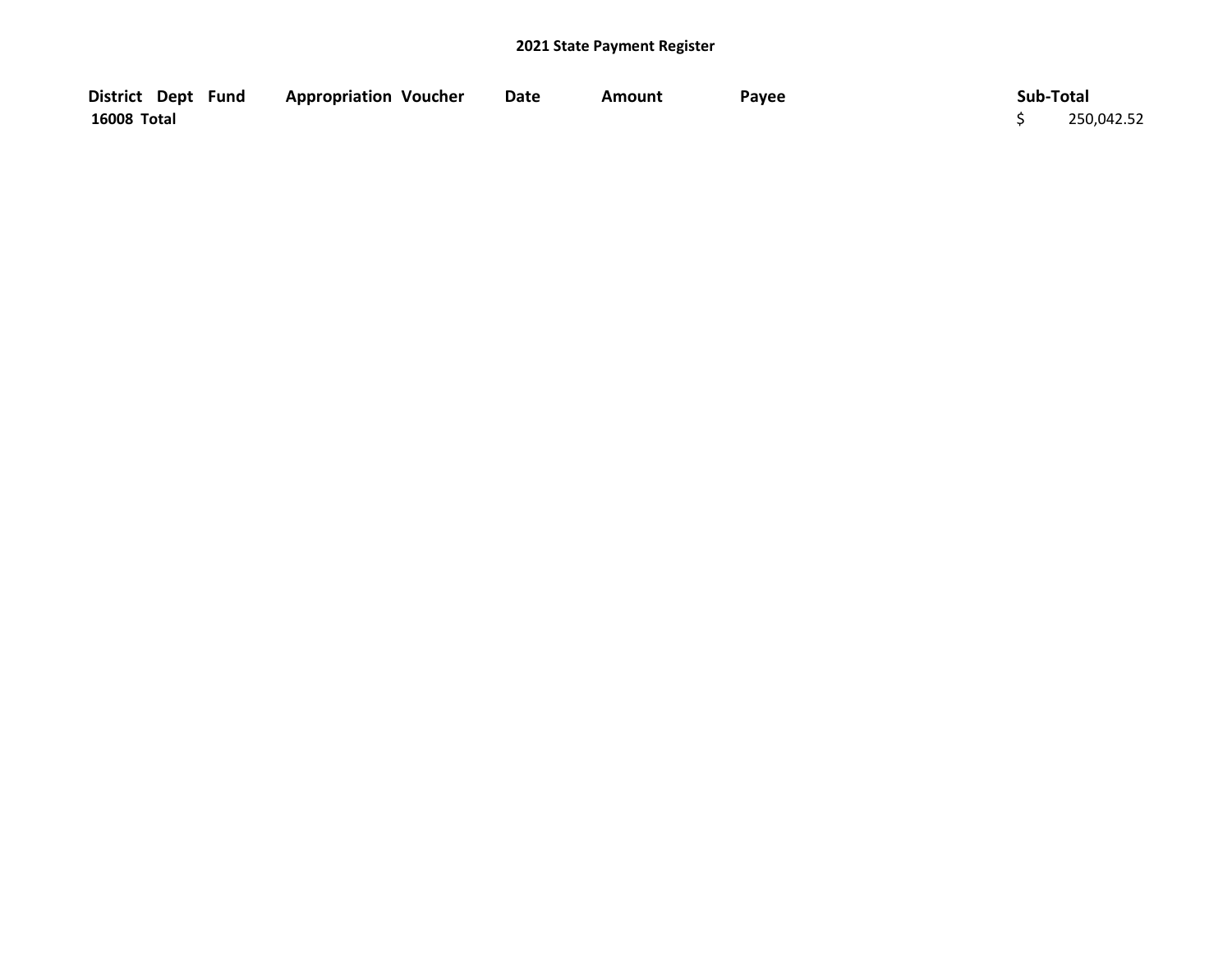**2021 State Payment Register**

| District | Dept | Fund | Appropriation | Voucher | Date | Amount | Payee | Sub-Total |
|---|---|---|---|---|---|---|---|---|
| 16008 Total | | | | | | | | $ 250,042.52 |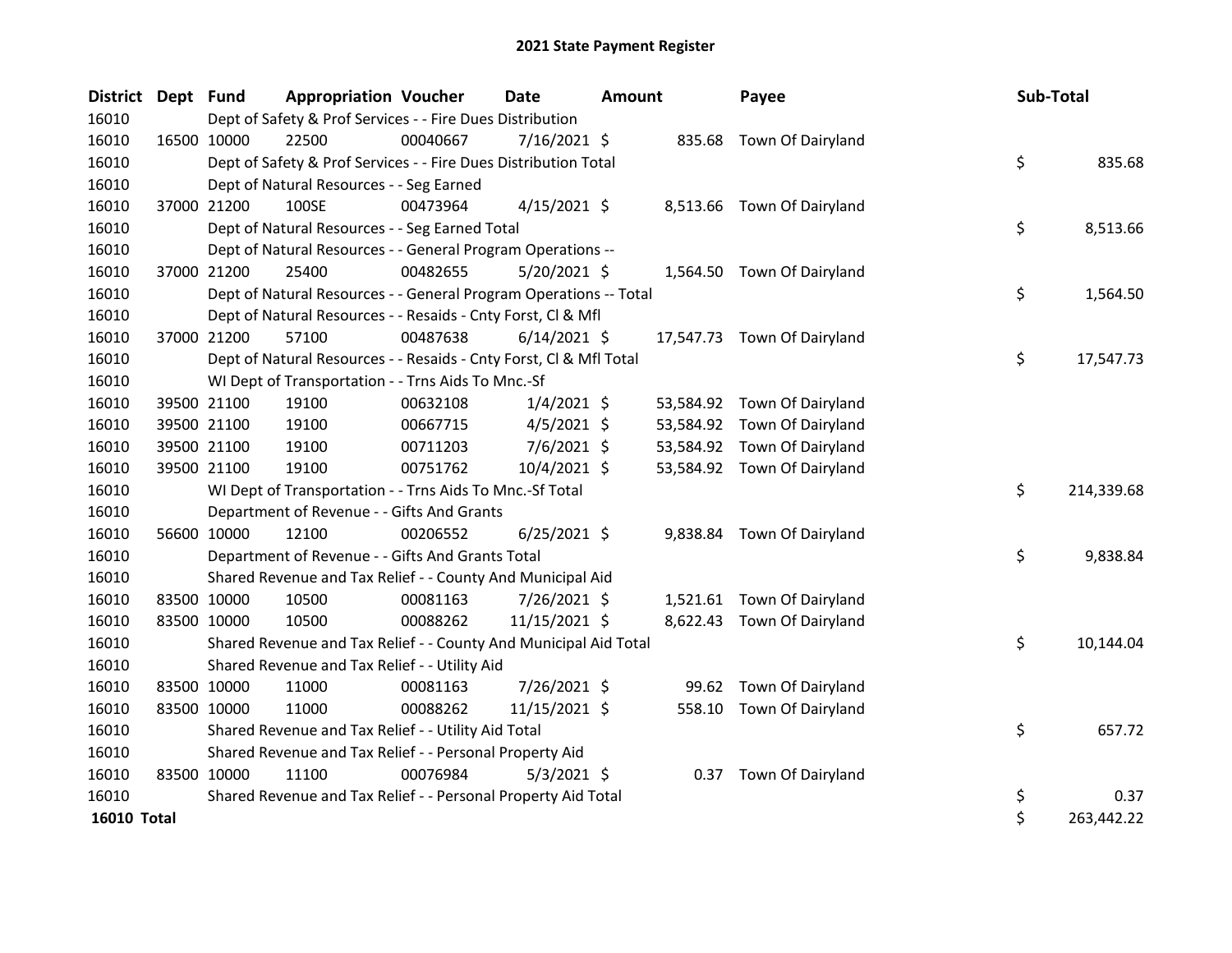# 2021 State Payment Register

| District | Dept | Fund | Appropriation | Voucher | Date | Amount | Payee | Sub-Total |
|---|---|---|---|---|---|---|---|---|
| 16010 | | Dept of Safety & Prof Services - - Fire Dues Distribution | | | | | | |
| 16010 | 16500 | 10000 | 22500 | 00040667 | 7/16/2021 | $ 835.68 | Town Of Dairyland | |
| 16010 | | Dept of Safety & Prof Services - - Fire Dues Distribution Total | | | | | | $ 835.68 |
| 16010 | | Dept of Natural Resources - - Seg Earned | | | | | | |
| 16010 | 37000 | 21200 | 100SE | 00473964 | 4/15/2021 | $ 8,513.66 | Town Of Dairyland | |
| 16010 | | Dept of Natural Resources - - Seg Earned Total | | | | | | $ 8,513.66 |
| 16010 | | Dept of Natural Resources - - General Program Operations -- | | | | | | |
| 16010 | 37000 | 21200 | 25400 | 00482655 | 5/20/2021 | $ 1,564.50 | Town Of Dairyland | |
| 16010 | | Dept of Natural Resources - - General Program Operations -- Total | | | | | | $ 1,564.50 |
| 16010 | | Dept of Natural Resources - - Resaids - Cnty Forst, Cl & Mfl | | | | | | |
| 16010 | 37000 | 21200 | 57100 | 00487638 | 6/14/2021 | $ 17,547.73 | Town Of Dairyland | |
| 16010 | | Dept of Natural Resources - - Resaids - Cnty Forst, Cl & Mfl Total | | | | | | $ 17,547.73 |
| 16010 | | WI Dept of Transportation - - Trns Aids To Mnc.-Sf | | | | | | |
| 16010 | 39500 | 21100 | 19100 | 00632108 | 1/4/2021 | $ 53,584.92 | Town Of Dairyland | |
| 16010 | 39500 | 21100 | 19100 | 00667715 | 4/5/2021 | $ 53,584.92 | Town Of Dairyland | |
| 16010 | 39500 | 21100 | 19100 | 00711203 | 7/6/2021 | $ 53,584.92 | Town Of Dairyland | |
| 16010 | 39500 | 21100 | 19100 | 00751762 | 10/4/2021 | $ 53,584.92 | Town Of Dairyland | |
| 16010 | | WI Dept of Transportation - - Trns Aids To Mnc.-Sf Total | | | | | | $ 214,339.68 |
| 16010 | | Department of Revenue - - Gifts And Grants | | | | | | |
| 16010 | 56600 | 10000 | 12100 | 00206552 | 6/25/2021 | $ 9,838.84 | Town Of Dairyland | |
| 16010 | | Department of Revenue - - Gifts And Grants Total | | | | | | $ 9,838.84 |
| 16010 | | Shared Revenue and Tax Relief - - County And Municipal Aid | | | | | | |
| 16010 | 83500 | 10000 | 10500 | 00081163 | 7/26/2021 | $ 1,521.61 | Town Of Dairyland | |
| 16010 | 83500 | 10000 | 10500 | 00088262 | 11/15/2021 | $ 8,622.43 | Town Of Dairyland | |
| 16010 | | Shared Revenue and Tax Relief - - County And Municipal Aid Total | | | | | | $ 10,144.04 |
| 16010 | | Shared Revenue and Tax Relief - - Utility Aid | | | | | | |
| 16010 | 83500 | 10000 | 11000 | 00081163 | 7/26/2021 | $ 99.62 | Town Of Dairyland | |
| 16010 | 83500 | 10000 | 11000 | 00088262 | 11/15/2021 | $ 558.10 | Town Of Dairyland | |
| 16010 | | Shared Revenue and Tax Relief - - Utility Aid Total | | | | | | $ 657.72 |
| 16010 | | Shared Revenue and Tax Relief - - Personal Property Aid | | | | | | |
| 16010 | 83500 | 10000 | 11100 | 00076984 | 5/3/2021 | $ 0.37 | Town Of Dairyland | |
| 16010 | | Shared Revenue and Tax Relief - - Personal Property Aid Total | | | | | | $ 0.37 |
| **16010 Total** | | | | | | | | $ 263,442.22 |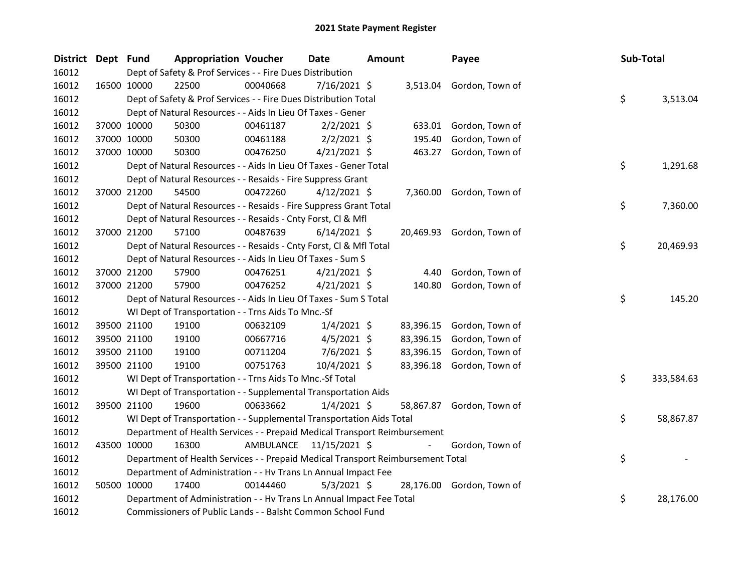# 2021 State Payment Register

| District | Dept | Fund | Appropriation | Voucher | Date | Amount | Payee | Sub-Total |
|---|---|---|---|---|---|---|---|---|
| 16012 | | Dept of Safety & Prof Services - - Fire Dues Distribution | | | | | | |
| 16012 | 16500 | 10000 | 22500 | 00040668 | 7/16/2021 | $ 3,513.04 | Gordon, Town of | |
| 16012 | | Dept of Safety & Prof Services - - Fire Dues Distribution Total | | | | | | $ 3,513.04 |
| 16012 | | Dept of Natural Resources - - Aids In Lieu Of Taxes - Gener | | | | | | |
| 16012 | 37000 | 10000 | 50300 | 00461187 | 2/2/2021 | $ 633.01 | Gordon, Town of | |
| 16012 | 37000 | 10000 | 50300 | 00461188 | 2/2/2021 | $ 195.40 | Gordon, Town of | |
| 16012 | 37000 | 10000 | 50300 | 00476250 | 4/21/2021 | $ 463.27 | Gordon, Town of | |
| 16012 | | Dept of Natural Resources - - Aids In Lieu Of Taxes - Gener Total | | | | | | $ 1,291.68 |
| 16012 | | Dept of Natural Resources - - Resaids - Fire Suppress Grant | | | | | | |
| 16012 | 37000 | 21200 | 54500 | 00472260 | 4/12/2021 | $ 7,360.00 | Gordon, Town of | |
| 16012 | | Dept of Natural Resources - - Resaids - Fire Suppress Grant Total | | | | | | $ 7,360.00 |
| 16012 | | Dept of Natural Resources - - Resaids - Cnty Forst, Cl & Mfl | | | | | | |
| 16012 | 37000 | 21200 | 57100 | 00487639 | 6/14/2021 | $ 20,469.93 | Gordon, Town of | |
| 16012 | | Dept of Natural Resources - - Resaids - Cnty Forst, Cl & Mfl Total | | | | | | $ 20,469.93 |
| 16012 | | Dept of Natural Resources - - Aids In Lieu Of Taxes - Sum S | | | | | | |
| 16012 | 37000 | 21200 | 57900 | 00476251 | 4/21/2021 | $ 4.40 | Gordon, Town of | |
| 16012 | 37000 | 21200 | 57900 | 00476252 | 4/21/2021 | $ 140.80 | Gordon, Town of | |
| 16012 | | Dept of Natural Resources - - Aids In Lieu Of Taxes - Sum S Total | | | | | | $ 145.20 |
| 16012 | | WI Dept of Transportation - - Trns Aids To Mnc.-Sf | | | | | | |
| 16012 | 39500 | 21100 | 19100 | 00632109 | 1/4/2021 | $ 83,396.15 | Gordon, Town of | |
| 16012 | 39500 | 21100 | 19100 | 00667716 | 4/5/2021 | $ 83,396.15 | Gordon, Town of | |
| 16012 | 39500 | 21100 | 19100 | 00711204 | 7/6/2021 | $ 83,396.15 | Gordon, Town of | |
| 16012 | 39500 | 21100 | 19100 | 00751763 | 10/4/2021 | $ 83,396.18 | Gordon, Town of | |
| 16012 | | WI Dept of Transportation - - Trns Aids To Mnc.-Sf Total | | | | | | $ 333,584.63 |
| 16012 | | WI Dept of Transportation - - Supplemental Transportation Aids | | | | | | |
| 16012 | 39500 | 21100 | 19600 | 00633662 | 1/4/2021 | $ 58,867.87 | Gordon, Town of | |
| 16012 | | WI Dept of Transportation - - Supplemental Transportation Aids Total | | | | | | $ 58,867.87 |
| 16012 | | Department of Health Services - - Prepaid Medical Transport Reimbursement | | | | | | |
| 16012 | 43500 | 10000 | 16300 | AMBULANCE | 11/15/2021 | $ - | Gordon, Town of | |
| 16012 | | Department of Health Services - - Prepaid Medical Transport Reimbursement Total | | | | | | $ - |
| 16012 | | Department of Administration - - Hv Trans Ln Annual Impact Fee | | | | | | |
| 16012 | 50500 | 10000 | 17400 | 00144460 | 5/3/2021 | $ 28,176.00 | Gordon, Town of | |
| 16012 | | Department of Administration - - Hv Trans Ln Annual Impact Fee Total | | | | | | $ 28,176.00 |
| 16012 | | Commissioners of Public Lands - - Balsht Common School Fund | | | | | | |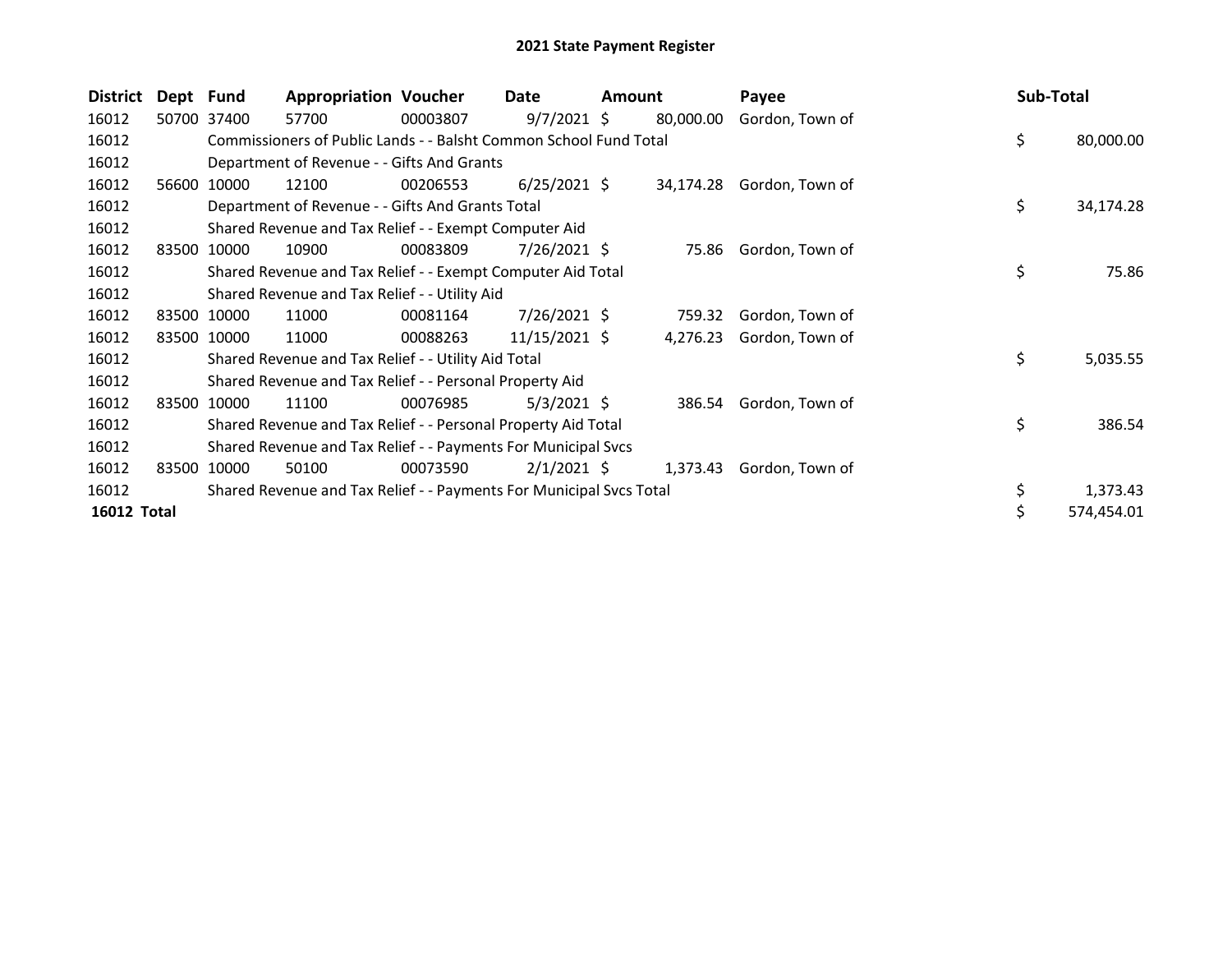# 2021 State Payment Register

| District | Dept | Fund | Appropriation | Voucher | Date | Amount | Payee | Sub-Total |
|---|---|---|---|---|---|---|---|---|
| 16012 | 50700 | 37400 | 57700 | 00003807 | 9/7/2021 | $ 80,000.00 | Gordon, Town of | |
| 16012 | | Commissioners of Public Lands - - Balsht Common School Fund Total | | | | | | $ 80,000.00 |
| 16012 | | Department of Revenue - - Gifts And Grants | | | | | | |
| 16012 | 56600 | 10000 | 12100 | 00206553 | 6/25/2021 | $ 34,174.28 | Gordon, Town of | |
| 16012 | | Department of Revenue - - Gifts And Grants Total | | | | | | $ 34,174.28 |
| 16012 | | Shared Revenue and Tax Relief - - Exempt Computer Aid | | | | | | |
| 16012 | 83500 | 10000 | 10900 | 00083809 | 7/26/2021 | $ 75.86 | Gordon, Town of | |
| 16012 | | Shared Revenue and Tax Relief - - Exempt Computer Aid Total | | | | | | $ 75.86 |
| 16012 | | Shared Revenue and Tax Relief - - Utility Aid | | | | | | |
| 16012 | 83500 | 10000 | 11000 | 00081164 | 7/26/2021 | $ 759.32 | Gordon, Town of | |
| 16012 | 83500 | 10000 | 11000 | 00088263 | 11/15/2021 | $ 4,276.23 | Gordon, Town of | |
| 16012 | | Shared Revenue and Tax Relief - - Utility Aid Total | | | | | | $ 5,035.55 |
| 16012 | | Shared Revenue and Tax Relief - - Personal Property Aid | | | | | | |
| 16012 | 83500 | 10000 | 11100 | 00076985 | 5/3/2021 | $ 386.54 | Gordon, Town of | |
| 16012 | | Shared Revenue and Tax Relief - - Personal Property Aid Total | | | | | | $ 386.54 |
| 16012 | | Shared Revenue and Tax Relief - - Payments For Municipal Svcs | | | | | | |
| 16012 | 83500 | 10000 | 50100 | 00073590 | 2/1/2021 | $ 1,373.43 | Gordon, Town of | |
| 16012 | | Shared Revenue and Tax Relief - - Payments For Municipal Svcs Total | | | | | | $ 1,373.43 |
| **16012 Total** | | | | | | | | $ 574,454.01 |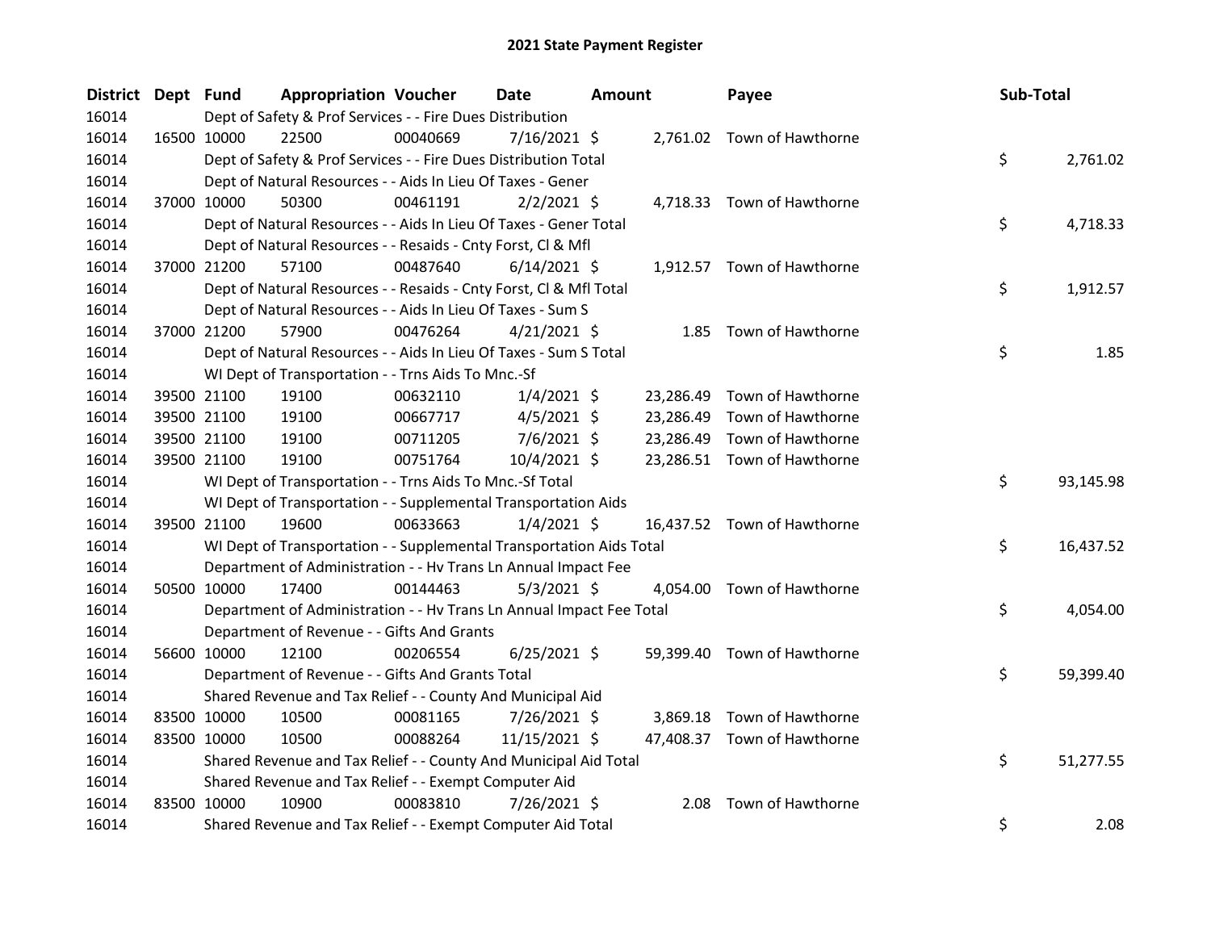# 2021 State Payment Register

| District | Dept | Fund | Appropriation | Voucher | Date | Amount | Payee | Sub-Total |
|---|---|---|---|---|---|---|---|---|
| 16014 | | Dept of Safety & Prof Services - - Fire Dues Distribution | | | | | | |
| 16014 | 16500 | 10000 | 22500 | 00040669 | 7/16/2021 | $ 2,761.02 | Town of Hawthorne | |
| 16014 | | Dept of Safety & Prof Services - - Fire Dues Distribution Total | | | | | | $ 2,761.02 |
| 16014 | | Dept of Natural Resources - - Aids In Lieu Of Taxes - Gener | | | | | | |
| 16014 | 37000 | 10000 | 50300 | 00461191 | 2/2/2021 | $ 4,718.33 | Town of Hawthorne | |
| 16014 | | Dept of Natural Resources - - Aids In Lieu Of Taxes - Gener Total | | | | | | $ 4,718.33 |
| 16014 | | Dept of Natural Resources - - Resaids - Cnty Forst, Cl & Mfl | | | | | | |
| 16014 | 37000 | 21200 | 57100 | 00487640 | 6/14/2021 | $ 1,912.57 | Town of Hawthorne | |
| 16014 | | Dept of Natural Resources - - Resaids - Cnty Forst, Cl & Mfl Total | | | | | | $ 1,912.57 |
| 16014 | | Dept of Natural Resources - - Aids In Lieu Of Taxes - Sum S | | | | | | |
| 16014 | 37000 | 21200 | 57900 | 00476264 | 4/21/2021 | $ 1.85 | Town of Hawthorne | |
| 16014 | | Dept of Natural Resources - - Aids In Lieu Of Taxes - Sum S Total | | | | | | $ 1.85 |
| 16014 | | WI Dept of Transportation - - Trns Aids To Mnc.-Sf | | | | | | |
| 16014 | 39500 | 21100 | 19100 | 00632110 | 1/4/2021 | $ 23,286.49 | Town of Hawthorne | |
| 16014 | 39500 | 21100 | 19100 | 00667717 | 4/5/2021 | $ 23,286.49 | Town of Hawthorne | |
| 16014 | 39500 | 21100 | 19100 | 00711205 | 7/6/2021 | $ 23,286.49 | Town of Hawthorne | |
| 16014 | 39500 | 21100 | 19100 | 00751764 | 10/4/2021 | $ 23,286.51 | Town of Hawthorne | |
| 16014 | | WI Dept of Transportation - - Trns Aids To Mnc.-Sf Total | | | | | | $ 93,145.98 |
| 16014 | | WI Dept of Transportation - - Supplemental Transportation Aids | | | | | | |
| 16014 | 39500 | 21100 | 19600 | 00633663 | 1/4/2021 | $ 16,437.52 | Town of Hawthorne | |
| 16014 | | WI Dept of Transportation - - Supplemental Transportation Aids Total | | | | | | $ 16,437.52 |
| 16014 | | Department of Administration - - Hv Trans Ln Annual Impact Fee | | | | | | |
| 16014 | 50500 | 10000 | 17400 | 00144463 | 5/3/2021 | $ 4,054.00 | Town of Hawthorne | |
| 16014 | | Department of Administration - - Hv Trans Ln Annual Impact Fee Total | | | | | | $ 4,054.00 |
| 16014 | | Department of Revenue - - Gifts And Grants | | | | | | |
| 16014 | 56600 | 10000 | 12100 | 00206554 | 6/25/2021 | $ 59,399.40 | Town of Hawthorne | |
| 16014 | | Department of Revenue - - Gifts And Grants Total | | | | | | $ 59,399.40 |
| 16014 | | Shared Revenue and Tax Relief - - County And Municipal Aid | | | | | | |
| 16014 | 83500 | 10000 | 10500 | 00081165 | 7/26/2021 | $ 3,869.18 | Town of Hawthorne | |
| 16014 | 83500 | 10000 | 10500 | 00088264 | 11/15/2021 | $ 47,408.37 | Town of Hawthorne | |
| 16014 | | Shared Revenue and Tax Relief - - County And Municipal Aid Total | | | | | | $ 51,277.55 |
| 16014 | | Shared Revenue and Tax Relief - - Exempt Computer Aid | | | | | | |
| 16014 | 83500 | 10000 | 10900 | 00083810 | 7/26/2021 | $ 2.08 | Town of Hawthorne | |
| 16014 | | Shared Revenue and Tax Relief - - Exempt Computer Aid Total | | | | | | $ 2.08 |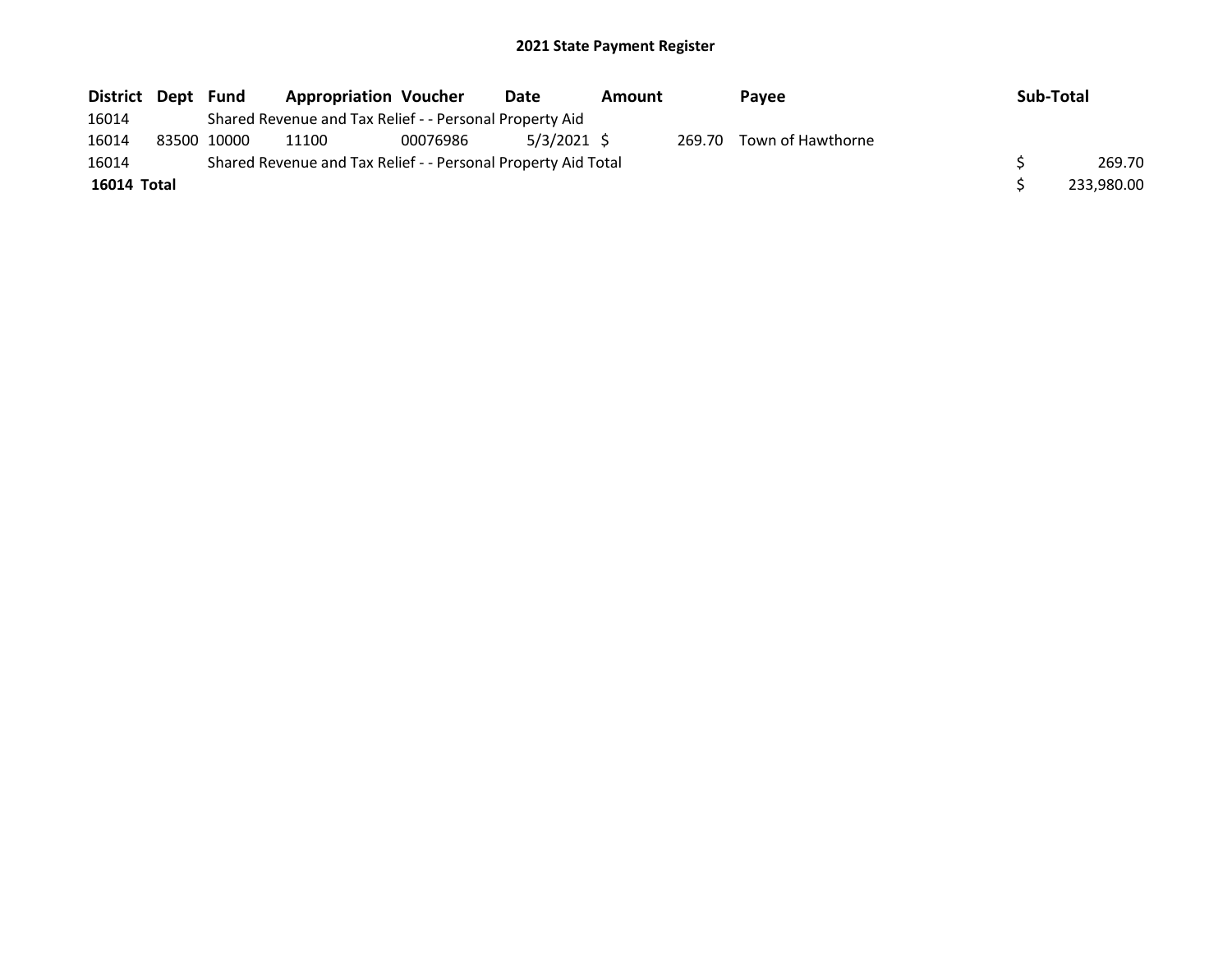## 2021 State Payment Register

| District | Dept | Fund | Appropriation | Voucher | Date | Amount | Payee | Sub-Total |
|---|---|---|---|---|---|---|---|---|
| 16014 | | Shared Revenue and Tax Relief - - Personal Property Aid | | | | | | |
| 16014 | 83500 | 10000 | 11100 | 00076986 | 5/3/2021 | $ 269.70 | Town of Hawthorne | |
| 16014 | | Shared Revenue and Tax Relief - - Personal Property Aid Total | | | | | | $ 269.70 |
| **16014 Total** | | | | | | | | $ 233,980.00 |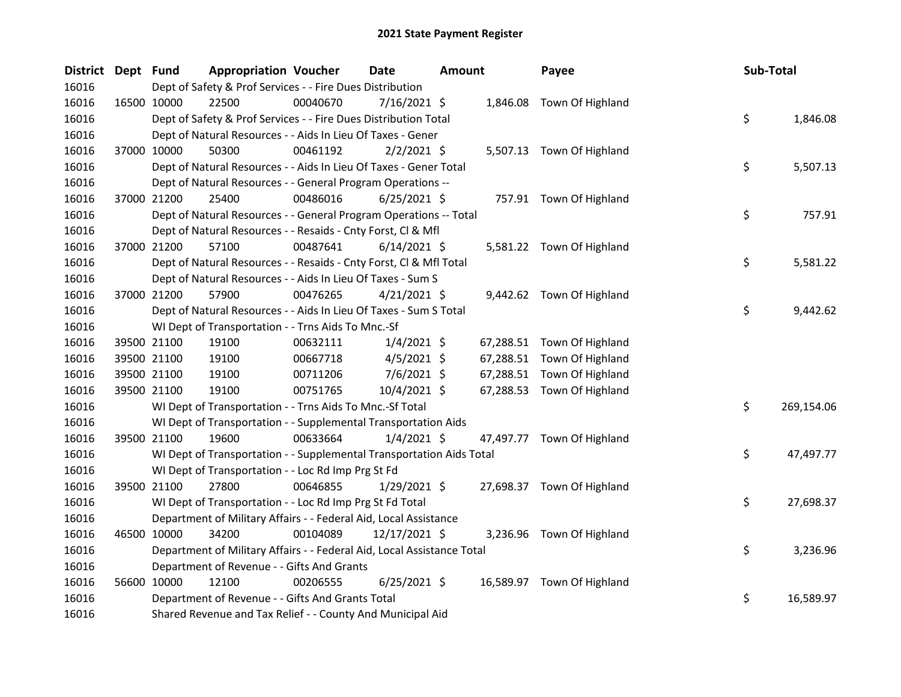# 2021 State Payment Register

| District | Dept | Fund | Appropriation | Voucher | Date | Amount | Payee | Sub-Total |
|---|---|---|---|---|---|---|---|---|
| 16016 | | Dept of Safety & Prof Services - - Fire Dues Distribution | | | | | | |
| 16016 | 16500 | 10000 | 22500 | 00040670 | 7/16/2021 | $ 1,846.08 | Town Of Highland | |
| 16016 | | Dept of Safety & Prof Services - - Fire Dues Distribution Total | | | | | | $ 1,846.08 |
| 16016 | | Dept of Natural Resources - - Aids In Lieu Of Taxes - Gener | | | | | | |
| 16016 | 37000 | 10000 | 50300 | 00461192 | 2/2/2021 | $ 5,507.13 | Town Of Highland | |
| 16016 | | Dept of Natural Resources - - Aids In Lieu Of Taxes - Gener Total | | | | | | $ 5,507.13 |
| 16016 | | Dept of Natural Resources - - General Program Operations -- | | | | | | |
| 16016 | 37000 | 21200 | 25400 | 00486016 | 6/25/2021 | $ 757.91 | Town Of Highland | |
| 16016 | | Dept of Natural Resources - - General Program Operations -- Total | | | | | | $ 757.91 |
| 16016 | | Dept of Natural Resources - - Resaids - Cnty Forst, Cl & Mfl | | | | | | |
| 16016 | 37000 | 21200 | 57100 | 00487641 | 6/14/2021 | $ 5,581.22 | Town Of Highland | |
| 16016 | | Dept of Natural Resources - - Resaids - Cnty Forst, Cl & Mfl Total | | | | | | $ 5,581.22 |
| 16016 | | Dept of Natural Resources - - Aids In Lieu Of Taxes - Sum S | | | | | | |
| 16016 | 37000 | 21200 | 57900 | 00476265 | 4/21/2021 | $ 9,442.62 | Town Of Highland | |
| 16016 | | Dept of Natural Resources - - Aids In Lieu Of Taxes - Sum S Total | | | | | | $ 9,442.62 |
| 16016 | | WI Dept of Transportation - - Trns Aids To Mnc.-Sf | | | | | | |
| 16016 | 39500 | 21100 | 19100 | 00632111 | 1/4/2021 | $ 67,288.51 | Town Of Highland | |
| 16016 | 39500 | 21100 | 19100 | 00667718 | 4/5/2021 | $ 67,288.51 | Town Of Highland | |
| 16016 | 39500 | 21100 | 19100 | 00711206 | 7/6/2021 | $ 67,288.51 | Town Of Highland | |
| 16016 | 39500 | 21100 | 19100 | 00751765 | 10/4/2021 | $ 67,288.53 | Town Of Highland | |
| 16016 | | WI Dept of Transportation - - Trns Aids To Mnc.-Sf Total | | | | | | $ 269,154.06 |
| 16016 | | WI Dept of Transportation - - Supplemental Transportation Aids | | | | | | |
| 16016 | 39500 | 21100 | 19600 | 00633664 | 1/4/2021 | $ 47,497.77 | Town Of Highland | |
| 16016 | | WI Dept of Transportation - - Supplemental Transportation Aids Total | | | | | | $ 47,497.77 |
| 16016 | | WI Dept of Transportation - - Loc Rd Imp Prg St Fd | | | | | | |
| 16016 | 39500 | 21100 | 27800 | 00646855 | 1/29/2021 | $ 27,698.37 | Town Of Highland | |
| 16016 | | WI Dept of Transportation - - Loc Rd Imp Prg St Fd Total | | | | | | $ 27,698.37 |
| 16016 | | Department of Military Affairs - - Federal Aid, Local Assistance | | | | | | |
| 16016 | 46500 | 10000 | 34200 | 00104089 | 12/17/2021 | $ 3,236.96 | Town Of Highland | |
| 16016 | | Department of Military Affairs - - Federal Aid, Local Assistance Total | | | | | | $ 3,236.96 |
| 16016 | | Department of Revenue - - Gifts And Grants | | | | | | |
| 16016 | 56600 | 10000 | 12100 | 00206555 | 6/25/2021 | $ 16,589.97 | Town Of Highland | |
| 16016 | | Department of Revenue - - Gifts And Grants Total | | | | | | $ 16,589.97 |
| 16016 | | Shared Revenue and Tax Relief - - County And Municipal Aid | | | | | | |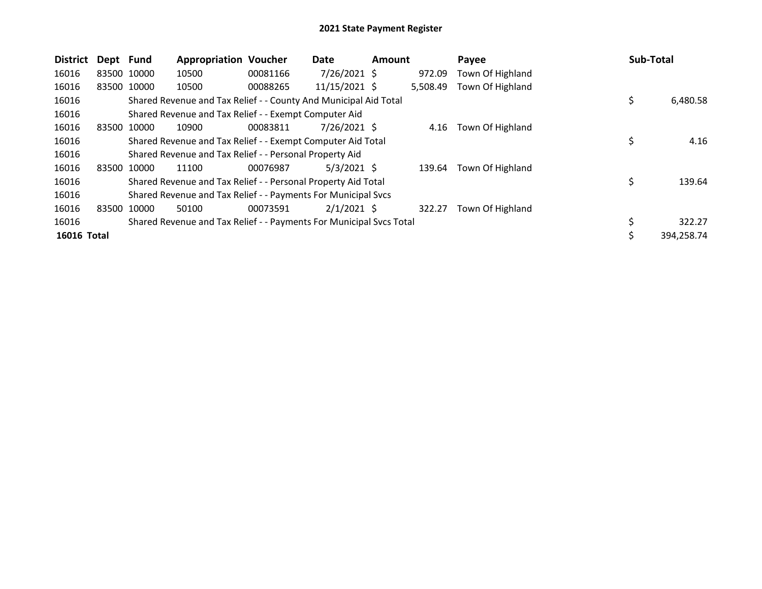# 2021 State Payment Register

| District | Dept | Fund | Appropriation | Voucher | Date | Amount | Payee | Sub-Total |
|---|---|---|---|---|---|---|---|---|
| 16016 | 83500 | 10000 | 10500 | 00081166 | 7/26/2021 | $ 972.09 | Town Of Highland | |
| 16016 | 83500 | 10000 | 10500 | 00088265 | 11/15/2021 | $ 5,508.49 | Town Of Highland | |
| 16016 | | Shared Revenue and Tax Relief - - County And Municipal Aid Total | | | | | | $ 6,480.58 |
| 16016 | | Shared Revenue and Tax Relief - - Exempt Computer Aid | | | | | | |
| 16016 | 83500 | 10000 | 10900 | 00083811 | 7/26/2021 | $ 4.16 | Town Of Highland | |
| 16016 | | Shared Revenue and Tax Relief - - Exempt Computer Aid Total | | | | | | $ 4.16 |
| 16016 | | Shared Revenue and Tax Relief - - Personal Property Aid | | | | | | |
| 16016 | 83500 | 10000 | 11100 | 00076987 | 5/3/2021 | $ 139.64 | Town Of Highland | |
| 16016 | | Shared Revenue and Tax Relief - - Personal Property Aid Total | | | | | | $ 139.64 |
| 16016 | | Shared Revenue and Tax Relief - - Payments For Municipal Svcs | | | | | | |
| 16016 | 83500 | 10000 | 50100 | 00073591 | 2/1/2021 | $ 322.27 | Town Of Highland | |
| 16016 | | Shared Revenue and Tax Relief - - Payments For Municipal Svcs Total | | | | | | $ 322.27 |
| **16016 Total** | | | | | | | | $ 394,258.74 |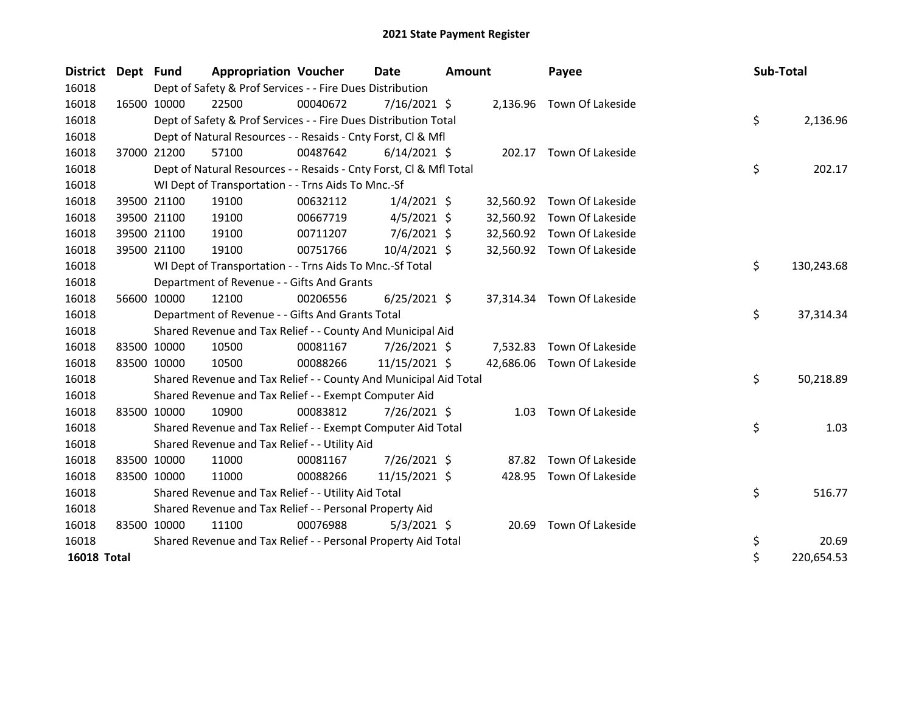# 2021 State Payment Register

| District | Dept | Fund | Appropriation | Voucher | Date | Amount | Payee | Sub-Total |
|---|---|---|---|---|---|---|---|---|
| 16018 | | Dept of Safety & Prof Services - - Fire Dues Distribution | | | | | | |
| 16018 | 16500 | 10000 | 22500 | 00040672 | 7/16/2021 | $ 2,136.96 | Town Of Lakeside | |
| 16018 | | Dept of Safety & Prof Services - - Fire Dues Distribution Total | | | | | | $ 2,136.96 |
| 16018 | | Dept of Natural Resources - - Resaids - Cnty Forst, Cl & Mfl | | | | | | |
| 16018 | 37000 | 21200 | 57100 | 00487642 | 6/14/2021 | $ 202.17 | Town Of Lakeside | |
| 16018 | | Dept of Natural Resources - - Resaids - Cnty Forst, Cl & Mfl Total | | | | | | $ 202.17 |
| 16018 | | WI Dept of Transportation - - Trns Aids To Mnc.-Sf | | | | | | |
| 16018 | 39500 | 21100 | 19100 | 00632112 | 1/4/2021 | $ 32,560.92 | Town Of Lakeside | |
| 16018 | 39500 | 21100 | 19100 | 00667719 | 4/5/2021 | $ 32,560.92 | Town Of Lakeside | |
| 16018 | 39500 | 21100 | 19100 | 00711207 | 7/6/2021 | $ 32,560.92 | Town Of Lakeside | |
| 16018 | 39500 | 21100 | 19100 | 00751766 | 10/4/2021 | $ 32,560.92 | Town Of Lakeside | |
| 16018 | | WI Dept of Transportation - - Trns Aids To Mnc.-Sf Total | | | | | | $ 130,243.68 |
| 16018 | | Department of Revenue - - Gifts And Grants | | | | | | |
| 16018 | 56600 | 10000 | 12100 | 00206556 | 6/25/2021 | $ 37,314.34 | Town Of Lakeside | |
| 16018 | | Department of Revenue - - Gifts And Grants Total | | | | | | $ 37,314.34 |
| 16018 | | Shared Revenue and Tax Relief - - County And Municipal Aid | | | | | | |
| 16018 | 83500 | 10000 | 10500 | 00081167 | 7/26/2021 | $ 7,532.83 | Town Of Lakeside | |
| 16018 | 83500 | 10000 | 10500 | 00088266 | 11/15/2021 | $ 42,686.06 | Town Of Lakeside | |
| 16018 | | Shared Revenue and Tax Relief - - County And Municipal Aid Total | | | | | | $ 50,218.89 |
| 16018 | | Shared Revenue and Tax Relief - - Exempt Computer Aid | | | | | | |
| 16018 | 83500 | 10000 | 10900 | 00083812 | 7/26/2021 | $ 1.03 | Town Of Lakeside | |
| 16018 | | Shared Revenue and Tax Relief - - Exempt Computer Aid Total | | | | | | $ 1.03 |
| 16018 | | Shared Revenue and Tax Relief - - Utility Aid | | | | | | |
| 16018 | 83500 | 10000 | 11000 | 00081167 | 7/26/2021 | $ 87.82 | Town Of Lakeside | |
| 16018 | 83500 | 10000 | 11000 | 00088266 | 11/15/2021 | $ 428.95 | Town Of Lakeside | |
| 16018 | | Shared Revenue and Tax Relief - - Utility Aid Total | | | | | | $ 516.77 |
| 16018 | | Shared Revenue and Tax Relief - - Personal Property Aid | | | | | | |
| 16018 | 83500 | 10000 | 11100 | 00076988 | 5/3/2021 | $ 20.69 | Town Of Lakeside | |
| 16018 | | Shared Revenue and Tax Relief - - Personal Property Aid Total | | | | | | $ 20.69 |
| **16018 Total** | | | | | | | | $ 220,654.53 |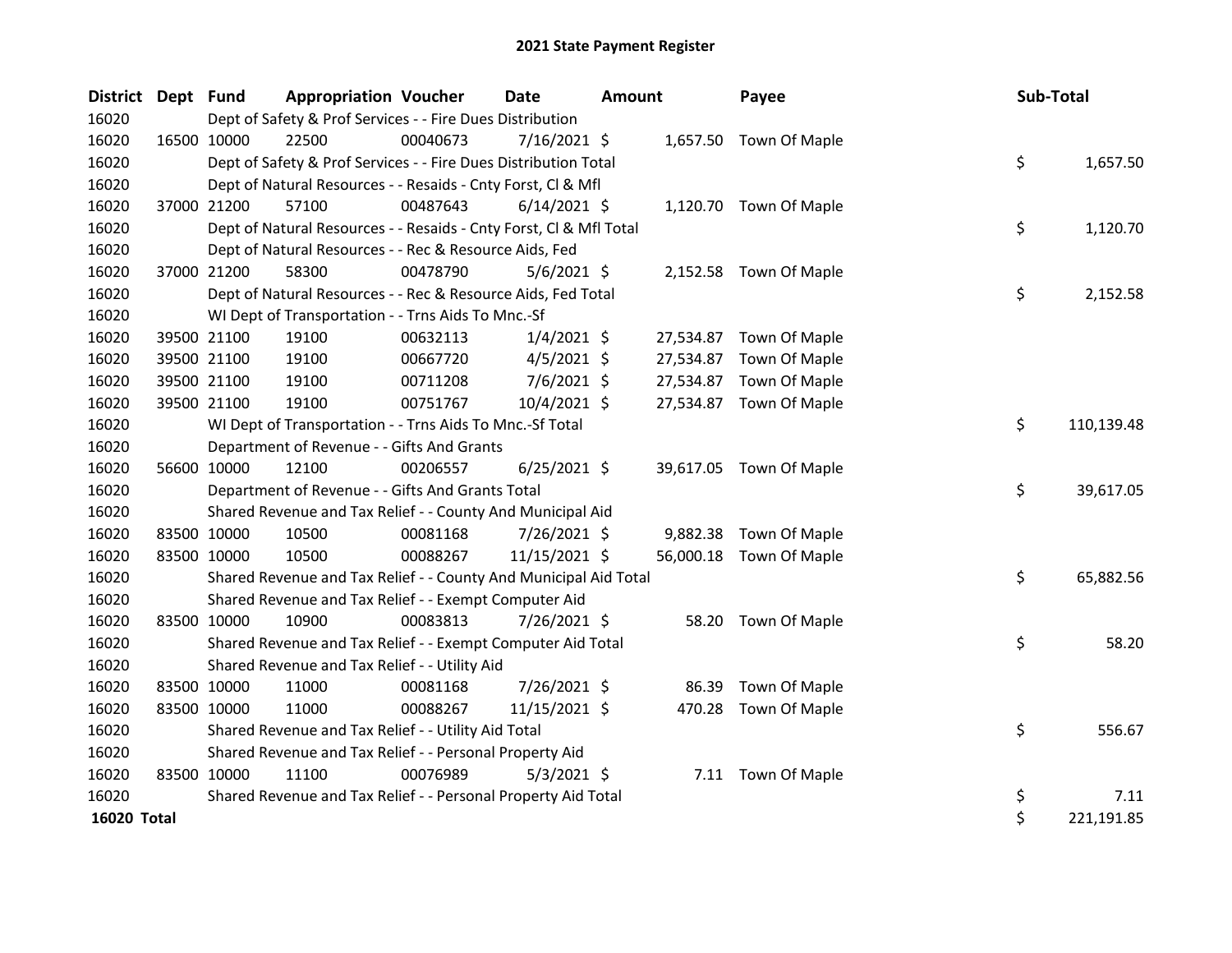# 2021 State Payment Register

| District | Dept | Fund | Appropriation | Voucher | Date | Amount | Payee | Sub-Total |
|---|---|---|---|---|---|---|---|---|
| 16020 | | Dept of Safety & Prof Services - - Fire Dues Distribution | | | | | | |
| 16020 | 16500 | 10000 | 22500 | 00040673 | 7/16/2021 | $ 1,657.50 | Town Of Maple | |
| 16020 | | Dept of Safety & Prof Services - - Fire Dues Distribution Total | | | | | | $ 1,657.50 |
| 16020 | | Dept of Natural Resources - - Resaids - Cnty Forst, Cl & Mfl | | | | | | |
| 16020 | 37000 | 21200 | 57100 | 00487643 | 6/14/2021 | $ 1,120.70 | Town Of Maple | |
| 16020 | | Dept of Natural Resources - - Resaids - Cnty Forst, Cl & Mfl Total | | | | | | $ 1,120.70 |
| 16020 | | Dept of Natural Resources - - Rec & Resource Aids, Fed | | | | | | |
| 16020 | 37000 | 21200 | 58300 | 00478790 | 5/6/2021 | $ 2,152.58 | Town Of Maple | |
| 16020 | | Dept of Natural Resources - - Rec & Resource Aids, Fed Total | | | | | | $ 2,152.58 |
| 16020 | | WI Dept of Transportation - - Trns Aids To Mnc.-Sf | | | | | | |
| 16020 | 39500 | 21100 | 19100 | 00632113 | 1/4/2021 | $ 27,534.87 | Town Of Maple | |
| 16020 | 39500 | 21100 | 19100 | 00667720 | 4/5/2021 | $ 27,534.87 | Town Of Maple | |
| 16020 | 39500 | 21100 | 19100 | 00711208 | 7/6/2021 | $ 27,534.87 | Town Of Maple | |
| 16020 | 39500 | 21100 | 19100 | 00751767 | 10/4/2021 | $ 27,534.87 | Town Of Maple | |
| 16020 | | WI Dept of Transportation - - Trns Aids To Mnc.-Sf Total | | | | | | $ 110,139.48 |
| 16020 | | Department of Revenue - - Gifts And Grants | | | | | | |
| 16020 | 56600 | 10000 | 12100 | 00206557 | 6/25/2021 | $ 39,617.05 | Town Of Maple | |
| 16020 | | Department of Revenue - - Gifts And Grants Total | | | | | | $ 39,617.05 |
| 16020 | | Shared Revenue and Tax Relief - - County And Municipal Aid | | | | | | |
| 16020 | 83500 | 10000 | 10500 | 00081168 | 7/26/2021 | $ 9,882.38 | Town Of Maple | |
| 16020 | 83500 | 10000 | 10500 | 00088267 | 11/15/2021 | $ 56,000.18 | Town Of Maple | |
| 16020 | | Shared Revenue and Tax Relief - - County And Municipal Aid Total | | | | | | $ 65,882.56 |
| 16020 | | Shared Revenue and Tax Relief - - Exempt Computer Aid | | | | | | |
| 16020 | 83500 | 10000 | 10900 | 00083813 | 7/26/2021 | $ 58.20 | Town Of Maple | |
| 16020 | | Shared Revenue and Tax Relief - - Exempt Computer Aid Total | | | | | | $ 58.20 |
| 16020 | | Shared Revenue and Tax Relief - - Utility Aid | | | | | | |
| 16020 | 83500 | 10000 | 11000 | 00081168 | 7/26/2021 | $ 86.39 | Town Of Maple | |
| 16020 | 83500 | 10000 | 11000 | 00088267 | 11/15/2021 | $ 470.28 | Town Of Maple | |
| 16020 | | Shared Revenue and Tax Relief - - Utility Aid Total | | | | | | $ 556.67 |
| 16020 | | Shared Revenue and Tax Relief - - Personal Property Aid | | | | | | |
| 16020 | 83500 | 10000 | 11100 | 00076989 | 5/3/2021 | $ 7.11 | Town Of Maple | |
| 16020 | | Shared Revenue and Tax Relief - - Personal Property Aid Total | | | | | | $ 7.11 |
| **16020 Total** | | | | | | | | $ 221,191.85 |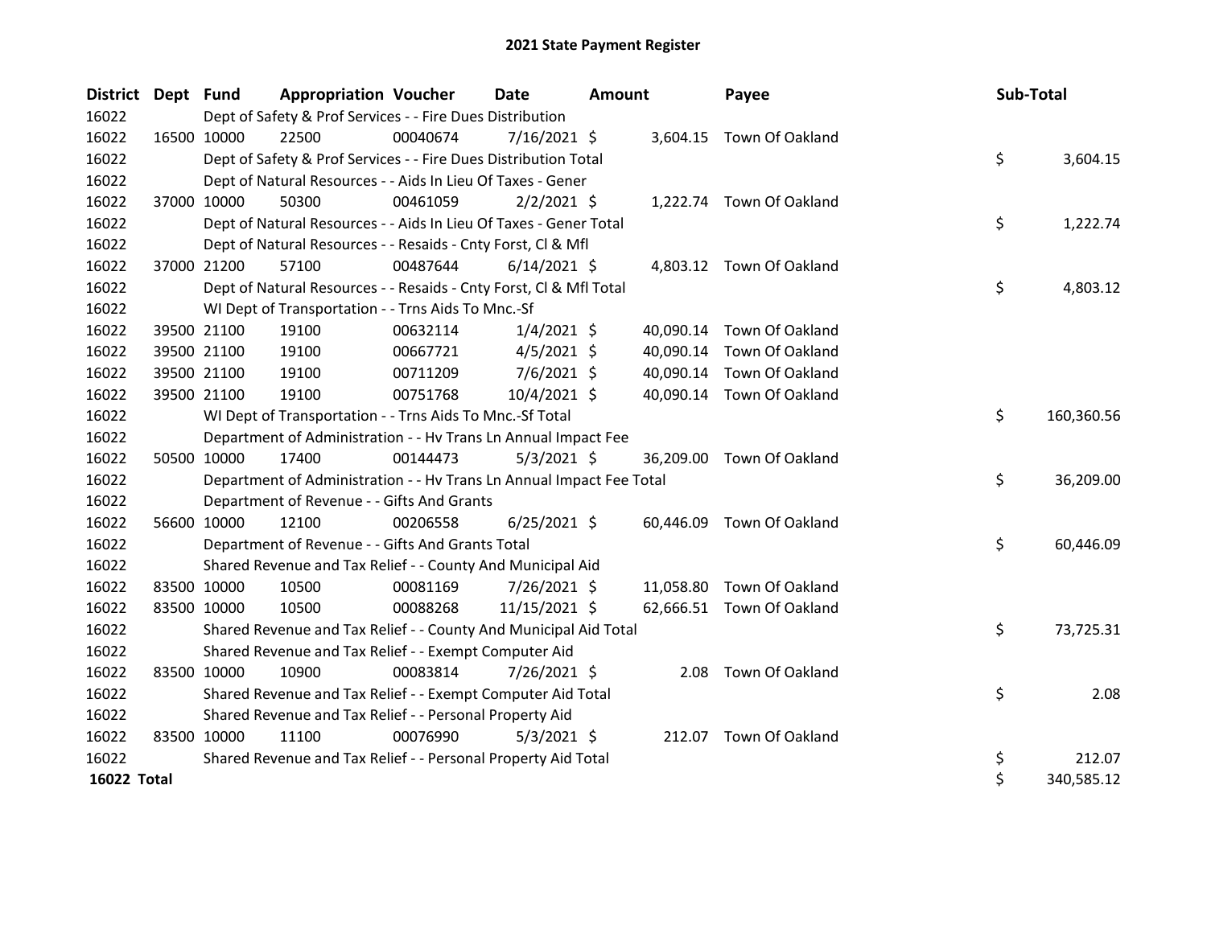# 2021 State Payment Register

| District | Dept | Fund | Appropriation | Voucher | Date | Amount | Payee | Sub-Total |
|---|---|---|---|---|---|---|---|---|
| 16022 | | Dept of Safety & Prof Services - - Fire Dues Distribution | | | | | | |
| 16022 | 16500 | 10000 | 22500 | 00040674 | 7/16/2021 | $ 3,604.15 | Town Of Oakland | |
| 16022 | | Dept of Safety & Prof Services - - Fire Dues Distribution Total | | | | | | $ 3,604.15 |
| 16022 | | Dept of Natural Resources - - Aids In Lieu Of Taxes - Gener | | | | | | |
| 16022 | 37000 | 10000 | 50300 | 00461059 | 2/2/2021 | $ 1,222.74 | Town Of Oakland | |
| 16022 | | Dept of Natural Resources - - Aids In Lieu Of Taxes - Gener Total | | | | | | $ 1,222.74 |
| 16022 | | Dept of Natural Resources - - Resaids - Cnty Forst, Cl & Mfl | | | | | | |
| 16022 | 37000 | 21200 | 57100 | 00487644 | 6/14/2021 | $ 4,803.12 | Town Of Oakland | |
| 16022 | | Dept of Natural Resources - - Resaids - Cnty Forst, Cl & Mfl Total | | | | | | $ 4,803.12 |
| 16022 | | WI Dept of Transportation - - Trns Aids To Mnc.-Sf | | | | | | |
| 16022 | 39500 | 21100 | 19100 | 00632114 | 1/4/2021 | $ 40,090.14 | Town Of Oakland | |
| 16022 | 39500 | 21100 | 19100 | 00667721 | 4/5/2021 | $ 40,090.14 | Town Of Oakland | |
| 16022 | 39500 | 21100 | 19100 | 00711209 | 7/6/2021 | $ 40,090.14 | Town Of Oakland | |
| 16022 | 39500 | 21100 | 19100 | 00751768 | 10/4/2021 | $ 40,090.14 | Town Of Oakland | |
| 16022 | | WI Dept of Transportation - - Trns Aids To Mnc.-Sf Total | | | | | | $ 160,360.56 |
| 16022 | | Department of Administration - - Hv Trans Ln Annual Impact Fee | | | | | | |
| 16022 | 50500 | 10000 | 17400 | 00144473 | 5/3/2021 | $ 36,209.00 | Town Of Oakland | |
| 16022 | | Department of Administration - - Hv Trans Ln Annual Impact Fee Total | | | | | | $ 36,209.00 |
| 16022 | | Department of Revenue - - Gifts And Grants | | | | | | |
| 16022 | 56600 | 10000 | 12100 | 00206558 | 6/25/2021 | $ 60,446.09 | Town Of Oakland | |
| 16022 | | Department of Revenue - - Gifts And Grants Total | | | | | | $ 60,446.09 |
| 16022 | | Shared Revenue and Tax Relief - - County And Municipal Aid | | | | | | |
| 16022 | 83500 | 10000 | 10500 | 00081169 | 7/26/2021 | $ 11,058.80 | Town Of Oakland | |
| 16022 | 83500 | 10000 | 10500 | 00088268 | 11/15/2021 | $ 62,666.51 | Town Of Oakland | |
| 16022 | | Shared Revenue and Tax Relief - - County And Municipal Aid Total | | | | | | $ 73,725.31 |
| 16022 | | Shared Revenue and Tax Relief - - Exempt Computer Aid | | | | | | |
| 16022 | 83500 | 10000 | 10900 | 00083814 | 7/26/2021 | $ 2.08 | Town Of Oakland | |
| 16022 | | Shared Revenue and Tax Relief - - Exempt Computer Aid Total | | | | | | $ 2.08 |
| 16022 | | Shared Revenue and Tax Relief - - Personal Property Aid | | | | | | |
| 16022 | 83500 | 10000 | 11100 | 00076990 | 5/3/2021 | $ 212.07 | Town Of Oakland | |
| 16022 | | Shared Revenue and Tax Relief - - Personal Property Aid Total | | | | | | $ 212.07 |
| **16022 Total** | | | | | | | | $ 340,585.12 |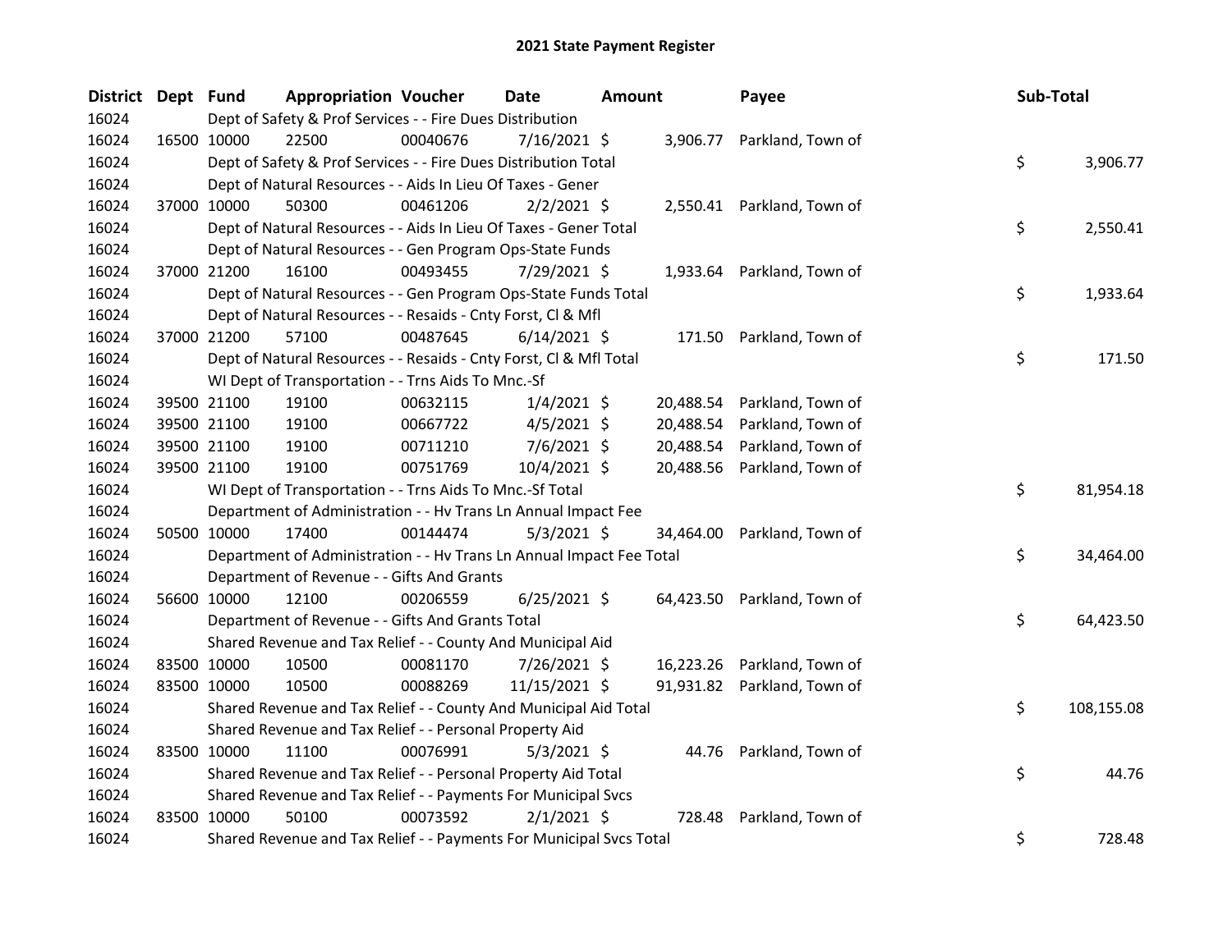# 2021 State Payment Register

| District | Dept | Fund | Appropriation | Voucher | Date | Amount | Payee | Sub-Total |
|---|---|---|---|---|---|---|---|---|
| 16024 | | Dept of Safety & Prof Services - - Fire Dues Distribution | | | | | | |
| 16024 | 16500 | 10000 | 22500 | 00040676 | 7/16/2021 | $ 3,906.77 | Parkland, Town of | |
| 16024 | | Dept of Safety & Prof Services - - Fire Dues Distribution Total | | | | | | $ 3,906.77 |
| 16024 | | Dept of Natural Resources - - Aids In Lieu Of Taxes - Gener | | | | | | |
| 16024 | 37000 | 10000 | 50300 | 00461206 | 2/2/2021 | $ 2,550.41 | Parkland, Town of | |
| 16024 | | Dept of Natural Resources - - Aids In Lieu Of Taxes - Gener Total | | | | | | $ 2,550.41 |
| 16024 | | Dept of Natural Resources - - Gen Program Ops-State Funds | | | | | | |
| 16024 | 37000 | 21200 | 16100 | 00493455 | 7/29/2021 | $ 1,933.64 | Parkland, Town of | |
| 16024 | | Dept of Natural Resources - - Gen Program Ops-State Funds Total | | | | | | $ 1,933.64 |
| 16024 | | Dept of Natural Resources - - Resaids - Cnty Forst, Cl & Mfl | | | | | | |
| 16024 | 37000 | 21200 | 57100 | 00487645 | 6/14/2021 | $ 171.50 | Parkland, Town of | |
| 16024 | | Dept of Natural Resources - - Resaids - Cnty Forst, Cl & Mfl Total | | | | | | $ 171.50 |
| 16024 | | WI Dept of Transportation - - Trns Aids To Mnc.-Sf | | | | | | |
| 16024 | 39500 | 21100 | 19100 | 00632115 | 1/4/2021 | $ 20,488.54 | Parkland, Town of | |
| 16024 | 39500 | 21100 | 19100 | 00667722 | 4/5/2021 | $ 20,488.54 | Parkland, Town of | |
| 16024 | 39500 | 21100 | 19100 | 00711210 | 7/6/2021 | $ 20,488.54 | Parkland, Town of | |
| 16024 | 39500 | 21100 | 19100 | 00751769 | 10/4/2021 | $ 20,488.56 | Parkland, Town of | |
| 16024 | | WI Dept of Transportation - - Trns Aids To Mnc.-Sf Total | | | | | | $ 81,954.18 |
| 16024 | | Department of Administration - - Hv Trans Ln Annual Impact Fee | | | | | | |
| 16024 | 50500 | 10000 | 17400 | 00144474 | 5/3/2021 | $ 34,464.00 | Parkland, Town of | |
| 16024 | | Department of Administration - - Hv Trans Ln Annual Impact Fee Total | | | | | | $ 34,464.00 |
| 16024 | | Department of Revenue - - Gifts And Grants | | | | | | |
| 16024 | 56600 | 10000 | 12100 | 00206559 | 6/25/2021 | $ 64,423.50 | Parkland, Town of | |
| 16024 | | Department of Revenue - - Gifts And Grants Total | | | | | | $ 64,423.50 |
| 16024 | | Shared Revenue and Tax Relief - - County And Municipal Aid | | | | | | |
| 16024 | 83500 | 10000 | 10500 | 00081170 | 7/26/2021 | $ 16,223.26 | Parkland, Town of | |
| 16024 | 83500 | 10000 | 10500 | 00088269 | 11/15/2021 | $ 91,931.82 | Parkland, Town of | |
| 16024 | | Shared Revenue and Tax Relief - - County And Municipal Aid Total | | | | | | $ 108,155.08 |
| 16024 | | Shared Revenue and Tax Relief - - Personal Property Aid | | | | | | |
| 16024 | 83500 | 10000 | 11100 | 00076991 | 5/3/2021 | $ 44.76 | Parkland, Town of | |
| 16024 | | Shared Revenue and Tax Relief - - Personal Property Aid Total | | | | | | $ 44.76 |
| 16024 | | Shared Revenue and Tax Relief - - Payments For Municipal Svcs | | | | | | |
| 16024 | 83500 | 10000 | 50100 | 00073592 | 2/1/2021 | $ 728.48 | Parkland, Town of | |
| 16024 | | Shared Revenue and Tax Relief - - Payments For Municipal Svcs Total | | | | | | $ 728.48 |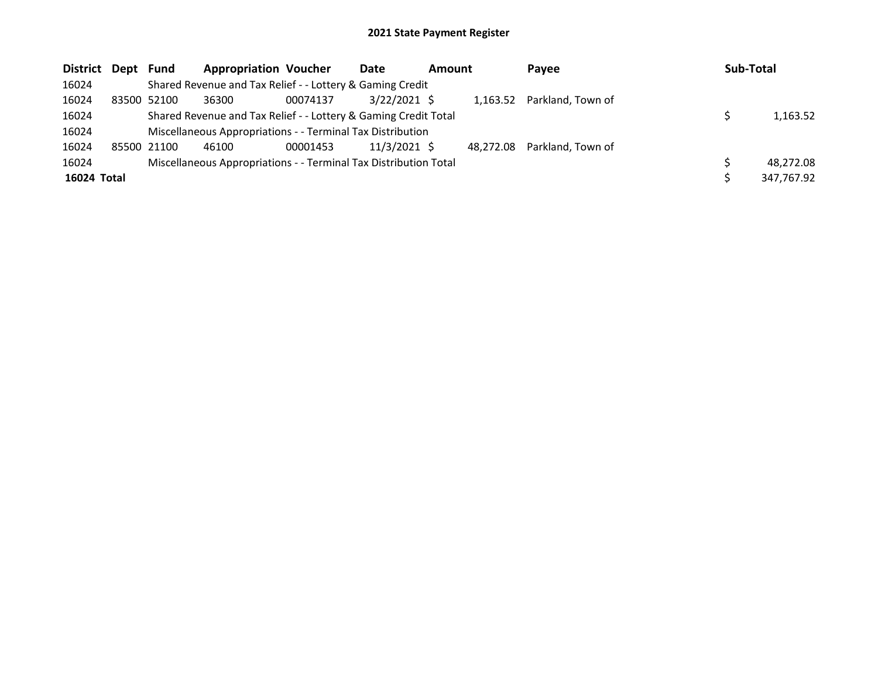# 2021 State Payment Register

| District | Dept | Fund | Appropriation | Voucher | Date | Amount | Payee | Sub-Total |
|---|---|---|---|---|---|---|---|---|
| 16024 | | Shared Revenue and Tax Relief - - Lottery & Gaming Credit | | | | | | |
| 16024 | 83500 | 52100 | 36300 | 00074137 | 3/22/2021 | $ 1,163.52 | Parkland, Town of | |
| 16024 | | Shared Revenue and Tax Relief - - Lottery & Gaming Credit Total | | | | | | $ 1,163.52 |
| 16024 | | Miscellaneous Appropriations - - Terminal Tax Distribution | | | | | | |
| 16024 | 85500 | 21100 | 46100 | 00001453 | 11/3/2021 | $ 48,272.08 | Parkland, Town of | |
| 16024 | | Miscellaneous Appropriations - - Terminal Tax Distribution Total | | | | | | $ 48,272.08 |
| **16024 Total** | | | | | | | | $ 347,767.92 |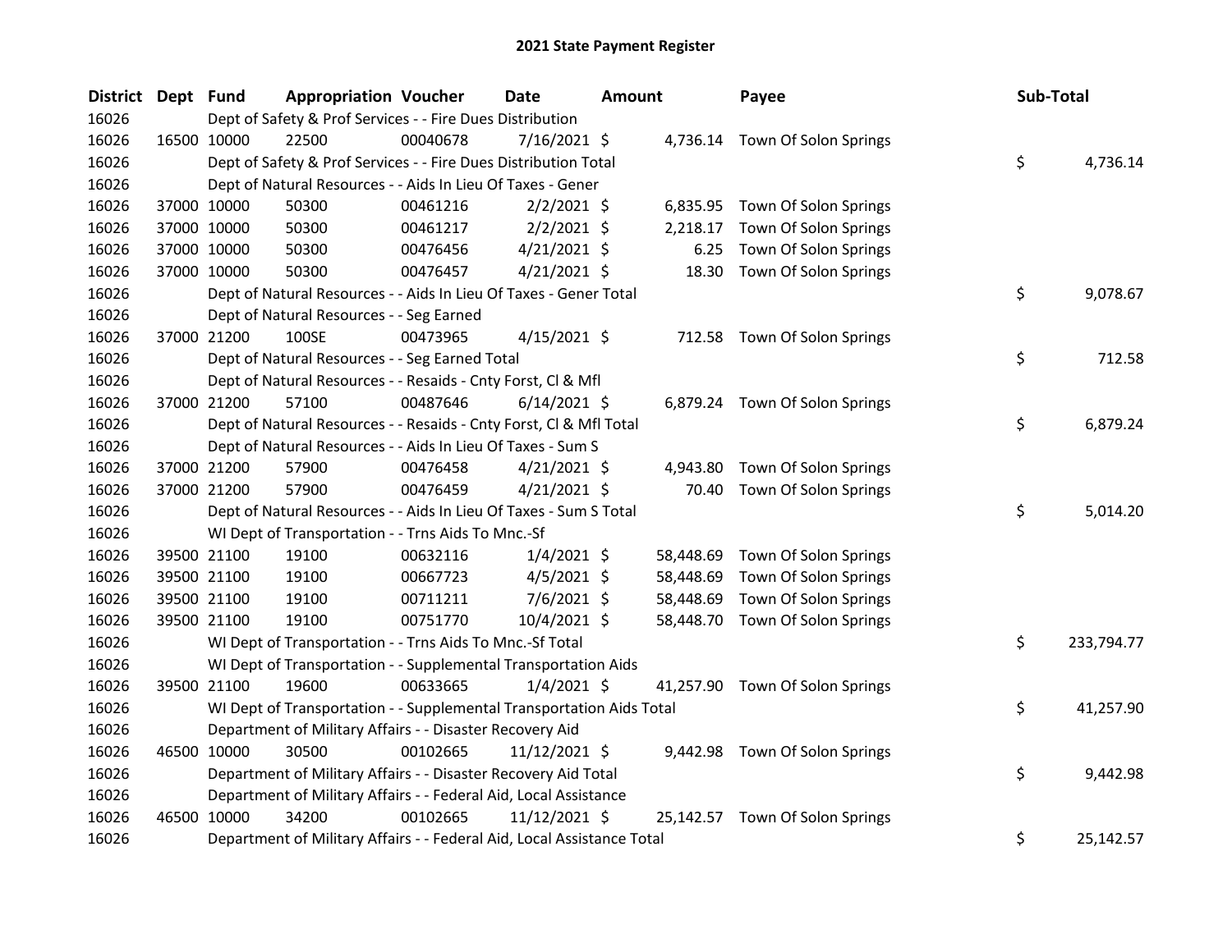# 2021 State Payment Register

| District | Dept | Fund | Appropriation | Voucher | Date | Amount | Payee | Sub-Total |
|---|---|---|---|---|---|---|---|---|
| 16026 | | Dept of Safety & Prof Services - - Fire Dues Distribution | | | | | | |
| 16026 | 16500 | 10000 | 22500 | 00040678 | 7/16/2021 | $ 4,736.14 | Town Of Solon Springs | |
| 16026 | | Dept of Safety & Prof Services - - Fire Dues Distribution Total | | | | | | $ 4,736.14 |
| 16026 | | Dept of Natural Resources - - Aids In Lieu Of Taxes - Gener | | | | | | |
| 16026 | 37000 | 10000 | 50300 | 00461216 | 2/2/2021 | $ 6,835.95 | Town Of Solon Springs | |
| 16026 | 37000 | 10000 | 50300 | 00461217 | 2/2/2021 | $ 2,218.17 | Town Of Solon Springs | |
| 16026 | 37000 | 10000 | 50300 | 00476456 | 4/21/2021 | $ 6.25 | Town Of Solon Springs | |
| 16026 | 37000 | 10000 | 50300 | 00476457 | 4/21/2021 | $ 18.30 | Town Of Solon Springs | |
| 16026 | | Dept of Natural Resources - - Aids In Lieu Of Taxes - Gener Total | | | | | | $ 9,078.67 |
| 16026 | | Dept of Natural Resources - - Seg Earned | | | | | | |
| 16026 | 37000 | 21200 | 100SE | 00473965 | 4/15/2021 | $ 712.58 | Town Of Solon Springs | |
| 16026 | | Dept of Natural Resources - - Seg Earned Total | | | | | | $ 712.58 |
| 16026 | | Dept of Natural Resources - - Resaids - Cnty Forst, Cl & Mfl | | | | | | |
| 16026 | 37000 | 21200 | 57100 | 00487646 | 6/14/2021 | $ 6,879.24 | Town Of Solon Springs | |
| 16026 | | Dept of Natural Resources - - Resaids - Cnty Forst, Cl & Mfl Total | | | | | | $ 6,879.24 |
| 16026 | | Dept of Natural Resources - - Aids In Lieu Of Taxes - Sum S | | | | | | |
| 16026 | 37000 | 21200 | 57900 | 00476458 | 4/21/2021 | $ 4,943.80 | Town Of Solon Springs | |
| 16026 | 37000 | 21200 | 57900 | 00476459 | 4/21/2021 | $ 70.40 | Town Of Solon Springs | |
| 16026 | | Dept of Natural Resources - - Aids In Lieu Of Taxes - Sum S Total | | | | | | $ 5,014.20 |
| 16026 | | WI Dept of Transportation - - Trns Aids To Mnc.-Sf | | | | | | |
| 16026 | 39500 | 21100 | 19100 | 00632116 | 1/4/2021 | $ 58,448.69 | Town Of Solon Springs | |
| 16026 | 39500 | 21100 | 19100 | 00667723 | 4/5/2021 | $ 58,448.69 | Town Of Solon Springs | |
| 16026 | 39500 | 21100 | 19100 | 00711211 | 7/6/2021 | $ 58,448.69 | Town Of Solon Springs | |
| 16026 | 39500 | 21100 | 19100 | 00751770 | 10/4/2021 | $ 58,448.70 | Town Of Solon Springs | |
| 16026 | | WI Dept of Transportation - - Trns Aids To Mnc.-Sf Total | | | | | | $ 233,794.77 |
| 16026 | | WI Dept of Transportation - - Supplemental Transportation Aids | | | | | | |
| 16026 | 39500 | 21100 | 19600 | 00633665 | 1/4/2021 | $ 41,257.90 | Town Of Solon Springs | |
| 16026 | | WI Dept of Transportation - - Supplemental Transportation Aids Total | | | | | | $ 41,257.90 |
| 16026 | | Department of Military Affairs - - Disaster Recovery Aid | | | | | | |
| 16026 | 46500 | 10000 | 30500 | 00102665 | 11/12/2021 | $ 9,442.98 | Town Of Solon Springs | |
| 16026 | | Department of Military Affairs - - Disaster Recovery Aid Total | | | | | | $ 9,442.98 |
| 16026 | | Department of Military Affairs - - Federal Aid, Local Assistance | | | | | | |
| 16026 | 46500 | 10000 | 34200 | 00102665 | 11/12/2021 | $ 25,142.57 | Town Of Solon Springs | |
| 16026 | | Department of Military Affairs - - Federal Aid, Local Assistance Total | | | | | | $ 25,142.57 |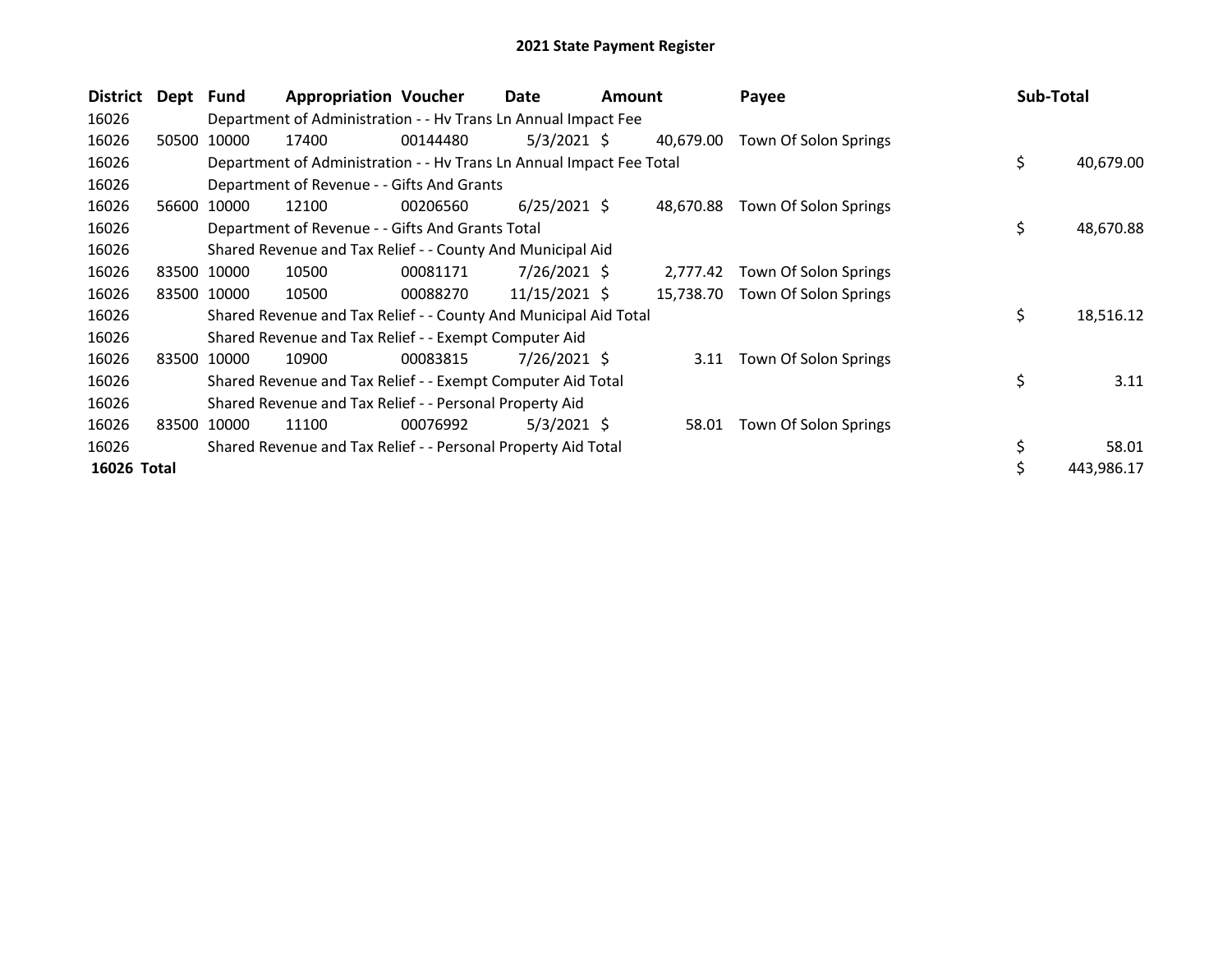# 2021 State Payment Register

| District | Dept | Fund | Appropriation | Voucher | Date | Amount | Payee | Sub-Total |
|---|---|---|---|---|---|---|---|---|
| 16026 | | Department of Administration - - Hv Trans Ln Annual Impact Fee | | | | | | |
| 16026 | 50500 | 10000 | 17400 | 00144480 | 5/3/2021 | $ 40,679.00 | Town Of Solon Springs | |
| 16026 | | Department of Administration - - Hv Trans Ln Annual Impact Fee Total | | | | | | $ 40,679.00 |
| 16026 | | Department of Revenue - - Gifts And Grants | | | | | | |
| 16026 | 56600 | 10000 | 12100 | 00206560 | 6/25/2021 | $ 48,670.88 | Town Of Solon Springs | |
| 16026 | | Department of Revenue - - Gifts And Grants Total | | | | | | $ 48,670.88 |
| 16026 | | Shared Revenue and Tax Relief - - County And Municipal Aid | | | | | | |
| 16026 | 83500 | 10000 | 10500 | 00081171 | 7/26/2021 | $ 2,777.42 | Town Of Solon Springs | |
| 16026 | 83500 | 10000 | 10500 | 00088270 | 11/15/2021 | $ 15,738.70 | Town Of Solon Springs | |
| 16026 | | Shared Revenue and Tax Relief - - County And Municipal Aid Total | | | | | | $ 18,516.12 |
| 16026 | | Shared Revenue and Tax Relief - - Exempt Computer Aid | | | | | | |
| 16026 | 83500 | 10000 | 10900 | 00083815 | 7/26/2021 | $ 3.11 | Town Of Solon Springs | |
| 16026 | | Shared Revenue and Tax Relief - - Exempt Computer Aid Total | | | | | | $ 3.11 |
| 16026 | | Shared Revenue and Tax Relief - - Personal Property Aid | | | | | | |
| 16026 | 83500 | 10000 | 11100 | 00076992 | 5/3/2021 | $ 58.01 | Town Of Solon Springs | |
| 16026 | | Shared Revenue and Tax Relief - - Personal Property Aid Total | | | | | | $ 58.01 |
| **16026 Total** | | | | | | | | $ 443,986.17 |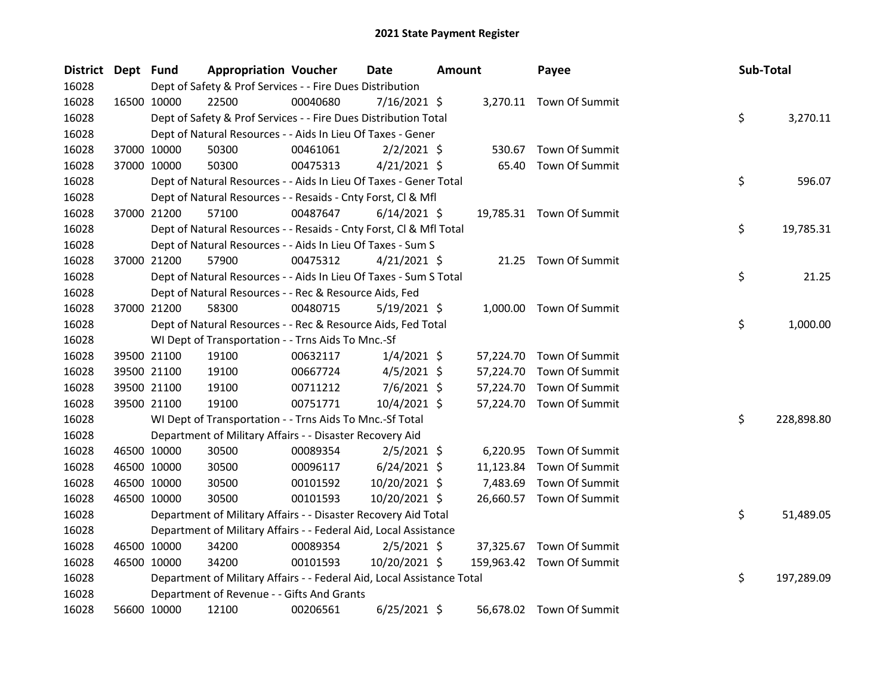# 2021 State Payment Register

| District | Dept | Fund | Appropriation | Voucher | Date | Amount | Payee | Sub-Total |
|---|---|---|---|---|---|---|---|---|
| 16028 | | Dept of Safety & Prof Services - - Fire Dues Distribution | | | | | | |
| 16028 | 16500 | 10000 | 22500 | 00040680 | 7/16/2021 | $ 3,270.11 | Town Of Summit | |
| 16028 | | Dept of Safety & Prof Services - - Fire Dues Distribution Total | | | | | | $ 3,270.11 |
| 16028 | | Dept of Natural Resources - - Aids In Lieu Of Taxes - Gener | | | | | | |
| 16028 | 37000 | 10000 | 50300 | 00461061 | 2/2/2021 | $ 530.67 | Town Of Summit | |
| 16028 | 37000 | 10000 | 50300 | 00475313 | 4/21/2021 | $ 65.40 | Town Of Summit | |
| 16028 | | Dept of Natural Resources - - Aids In Lieu Of Taxes - Gener Total | | | | | | $ 596.07 |
| 16028 | | Dept of Natural Resources - - Resaids - Cnty Forst, Cl & Mfl | | | | | | |
| 16028 | 37000 | 21200 | 57100 | 00487647 | 6/14/2021 | $ 19,785.31 | Town Of Summit | |
| 16028 | | Dept of Natural Resources - - Resaids - Cnty Forst, Cl & Mfl Total | | | | | | $ 19,785.31 |
| 16028 | | Dept of Natural Resources - - Aids In Lieu Of Taxes - Sum S | | | | | | |
| 16028 | 37000 | 21200 | 57900 | 00475312 | 4/21/2021 | $ 21.25 | Town Of Summit | |
| 16028 | | Dept of Natural Resources - - Aids In Lieu Of Taxes - Sum S Total | | | | | | $ 21.25 |
| 16028 | | Dept of Natural Resources - - Rec & Resource Aids, Fed | | | | | | |
| 16028 | 37000 | 21200 | 58300 | 00480715 | 5/19/2021 | $ 1,000.00 | Town Of Summit | |
| 16028 | | Dept of Natural Resources - - Rec & Resource Aids, Fed Total | | | | | | $ 1,000.00 |
| 16028 | | WI Dept of Transportation - - Trns Aids To Mnc.-Sf | | | | | | |
| 16028 | 39500 | 21100 | 19100 | 00632117 | 1/4/2021 | $ 57,224.70 | Town Of Summit | |
| 16028 | 39500 | 21100 | 19100 | 00667724 | 4/5/2021 | $ 57,224.70 | Town Of Summit | |
| 16028 | 39500 | 21100 | 19100 | 00711212 | 7/6/2021 | $ 57,224.70 | Town Of Summit | |
| 16028 | 39500 | 21100 | 19100 | 00751771 | 10/4/2021 | $ 57,224.70 | Town Of Summit | |
| 16028 | | WI Dept of Transportation - - Trns Aids To Mnc.-Sf Total | | | | | | $ 228,898.80 |
| 16028 | | Department of Military Affairs - - Disaster Recovery Aid | | | | | | |
| 16028 | 46500 | 10000 | 30500 | 00089354 | 2/5/2021 | $ 6,220.95 | Town Of Summit | |
| 16028 | 46500 | 10000 | 30500 | 00096117 | 6/24/2021 | $ 11,123.84 | Town Of Summit | |
| 16028 | 46500 | 10000 | 30500 | 00101592 | 10/20/2021 | $ 7,483.69 | Town Of Summit | |
| 16028 | 46500 | 10000 | 30500 | 00101593 | 10/20/2021 | $ 26,660.57 | Town Of Summit | |
| 16028 | | Department of Military Affairs - - Disaster Recovery Aid Total | | | | | | $ 51,489.05 |
| 16028 | | Department of Military Affairs - - Federal Aid, Local Assistance | | | | | | |
| 16028 | 46500 | 10000 | 34200 | 00089354 | 2/5/2021 | $ 37,325.67 | Town Of Summit | |
| 16028 | 46500 | 10000 | 34200 | 00101593 | 10/20/2021 | $ 159,963.42 | Town Of Summit | |
| 16028 | | Department of Military Affairs - - Federal Aid, Local Assistance Total | | | | | | $ 197,289.09 |
| 16028 | | Department of Revenue - - Gifts And Grants | | | | | | |
| 16028 | 56600 | 10000 | 12100 | 00206561 | 6/25/2021 | $ 56,678.02 | Town Of Summit | |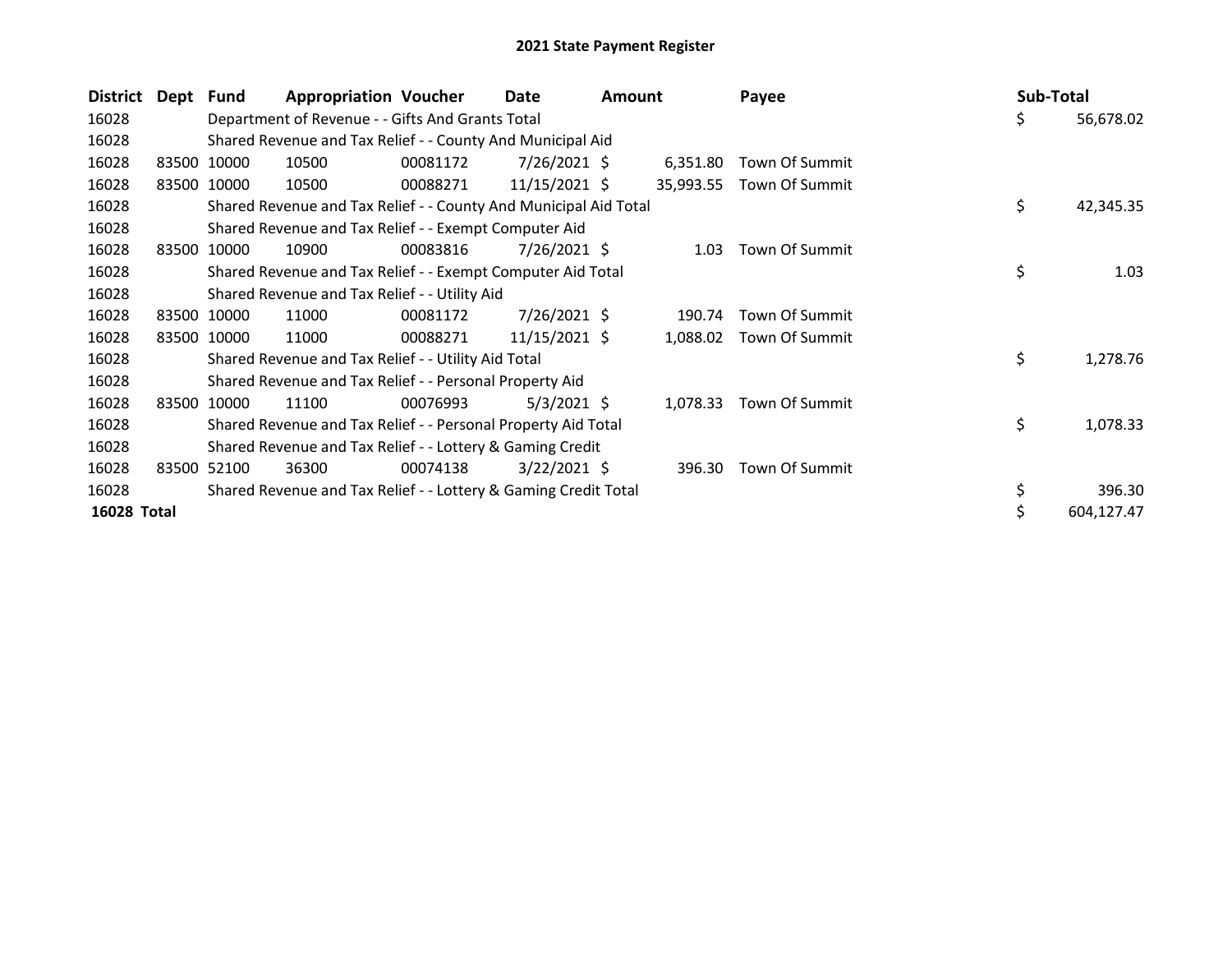# 2021 State Payment Register

| District | Dept | Fund | Appropriation | Voucher | Date | Amount | Payee | Sub-Total |
|---|---|---|---|---|---|---|---|---|
| 16028 | | Department of Revenue - - Gifts And Grants Total | | | | | | $ 56,678.02 |
| 16028 | | Shared Revenue and Tax Relief - - County And Municipal Aid | | | | | | |
| 16028 | 83500 | 10000 | 10500 | 00081172 | 7/26/2021 | $ 6,351.80 | Town Of Summit | |
| 16028 | 83500 | 10000 | 10500 | 00088271 | 11/15/2021 | $ 35,993.55 | Town Of Summit | |
| 16028 | | Shared Revenue and Tax Relief - - County And Municipal Aid Total | | | | | | $ 42,345.35 |
| 16028 | | Shared Revenue and Tax Relief - - Exempt Computer Aid | | | | | | |
| 16028 | 83500 | 10000 | 10900 | 00083816 | 7/26/2021 | $ 1.03 | Town Of Summit | |
| 16028 | | Shared Revenue and Tax Relief - - Exempt Computer Aid Total | | | | | | $ 1.03 |
| 16028 | | Shared Revenue and Tax Relief - - Utility Aid | | | | | | |
| 16028 | 83500 | 10000 | 11000 | 00081172 | 7/26/2021 | $ 190.74 | Town Of Summit | |
| 16028 | 83500 | 10000 | 11000 | 00088271 | 11/15/2021 | $ 1,088.02 | Town Of Summit | |
| 16028 | | Shared Revenue and Tax Relief - - Utility Aid Total | | | | | | $ 1,278.76 |
| 16028 | | Shared Revenue and Tax Relief - - Personal Property Aid | | | | | | |
| 16028 | 83500 | 10000 | 11100 | 00076993 | 5/3/2021 | $ 1,078.33 | Town Of Summit | |
| 16028 | | Shared Revenue and Tax Relief - - Personal Property Aid Total | | | | | | $ 1,078.33 |
| 16028 | | Shared Revenue and Tax Relief - - Lottery & Gaming Credit | | | | | | |
| 16028 | 83500 | 52100 | 36300 | 00074138 | 3/22/2021 | $ 396.30 | Town Of Summit | |
| 16028 | | Shared Revenue and Tax Relief - - Lottery & Gaming Credit Total | | | | | | $ 396.30 |
| **16028 Total** | | | | | | | | $ 604,127.47 |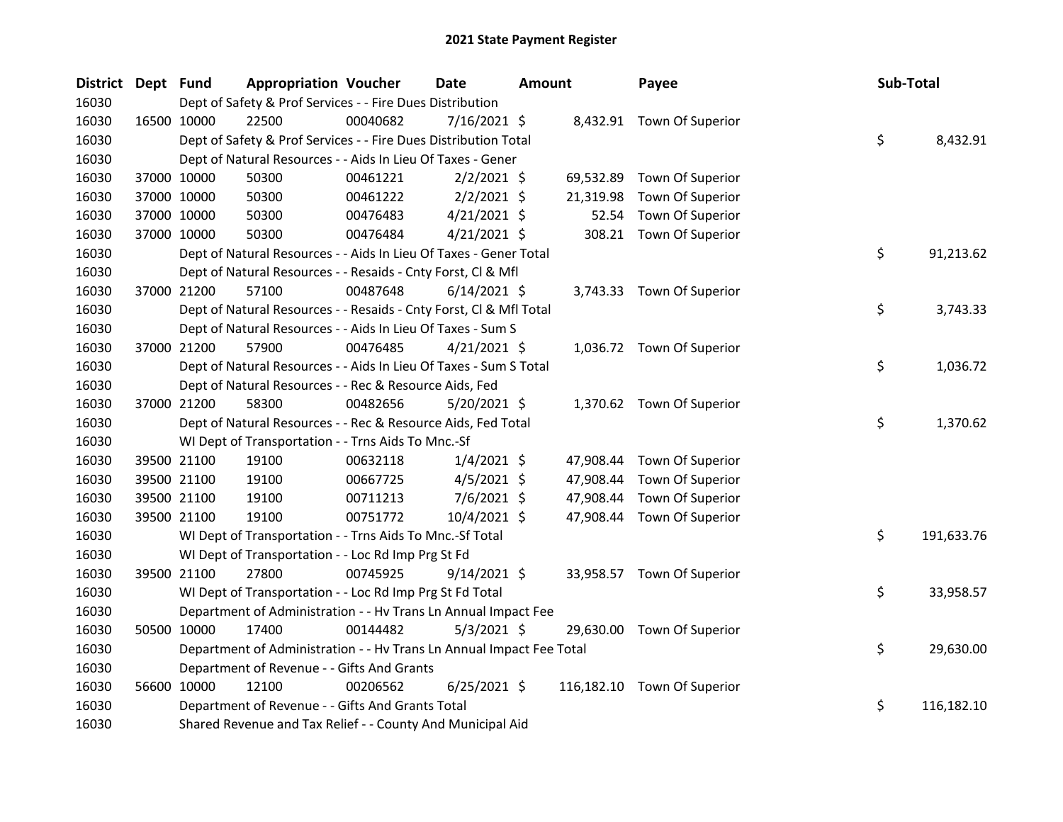# 2021 State Payment Register

| District | Dept | Fund | Appropriation | Voucher | Date | Amount | Payee | Sub-Total |
|---|---|---|---|---|---|---|---|---|
| 16030 | | Dept of Safety & Prof Services - - Fire Dues Distribution | | | | | | |
| 16030 | 16500 | 10000 | 22500 | 00040682 | 7/16/2021 | $ 8,432.91 | Town Of Superior | |
| 16030 | | Dept of Safety & Prof Services - - Fire Dues Distribution Total | | | | | | $ 8,432.91 |
| 16030 | | Dept of Natural Resources - - Aids In Lieu Of Taxes - Gener | | | | | | |
| 16030 | 37000 | 10000 | 50300 | 00461221 | 2/2/2021 | $ 69,532.89 | Town Of Superior | |
| 16030 | 37000 | 10000 | 50300 | 00461222 | 2/2/2021 | $ 21,319.98 | Town Of Superior | |
| 16030 | 37000 | 10000 | 50300 | 00476483 | 4/21/2021 | $ 52.54 | Town Of Superior | |
| 16030 | 37000 | 10000 | 50300 | 00476484 | 4/21/2021 | $ 308.21 | Town Of Superior | |
| 16030 | | Dept of Natural Resources - - Aids In Lieu Of Taxes - Gener Total | | | | | | $ 91,213.62 |
| 16030 | | Dept of Natural Resources - - Resaids - Cnty Forst, Cl & Mfl | | | | | | |
| 16030 | 37000 | 21200 | 57100 | 00487648 | 6/14/2021 | $ 3,743.33 | Town Of Superior | |
| 16030 | | Dept of Natural Resources - - Resaids - Cnty Forst, Cl & Mfl Total | | | | | | $ 3,743.33 |
| 16030 | | Dept of Natural Resources - - Aids In Lieu Of Taxes - Sum S | | | | | | |
| 16030 | 37000 | 21200 | 57900 | 00476485 | 4/21/2021 | $ 1,036.72 | Town Of Superior | |
| 16030 | | Dept of Natural Resources - - Aids In Lieu Of Taxes - Sum S Total | | | | | | $ 1,036.72 |
| 16030 | | Dept of Natural Resources - - Rec & Resource Aids, Fed | | | | | | |
| 16030 | 37000 | 21200 | 58300 | 00482656 | 5/20/2021 | $ 1,370.62 | Town Of Superior | |
| 16030 | | Dept of Natural Resources - - Rec & Resource Aids, Fed Total | | | | | | $ 1,370.62 |
| 16030 | | WI Dept of Transportation - - Trns Aids To Mnc.-Sf | | | | | | |
| 16030 | 39500 | 21100 | 19100 | 00632118 | 1/4/2021 | $ 47,908.44 | Town Of Superior | |
| 16030 | 39500 | 21100 | 19100 | 00667725 | 4/5/2021 | $ 47,908.44 | Town Of Superior | |
| 16030 | 39500 | 21100 | 19100 | 00711213 | 7/6/2021 | $ 47,908.44 | Town Of Superior | |
| 16030 | 39500 | 21100 | 19100 | 00751772 | 10/4/2021 | $ 47,908.44 | Town Of Superior | |
| 16030 | | WI Dept of Transportation - - Trns Aids To Mnc.-Sf Total | | | | | | $ 191,633.76 |
| 16030 | | WI Dept of Transportation - - Loc Rd Imp Prg St Fd | | | | | | |
| 16030 | 39500 | 21100 | 27800 | 00745925 | 9/14/2021 | $ 33,958.57 | Town Of Superior | |
| 16030 | | WI Dept of Transportation - - Loc Rd Imp Prg St Fd Total | | | | | | $ 33,958.57 |
| 16030 | | Department of Administration - - Hv Trans Ln Annual Impact Fee | | | | | | |
| 16030 | 50500 | 10000 | 17400 | 00144482 | 5/3/2021 | $ 29,630.00 | Town Of Superior | |
| 16030 | | Department of Administration - - Hv Trans Ln Annual Impact Fee Total | | | | | | $ 29,630.00 |
| 16030 | | Department of Revenue - - Gifts And Grants | | | | | | |
| 16030 | 56600 | 10000 | 12100 | 00206562 | 6/25/2021 | $ 116,182.10 | Town Of Superior | |
| 16030 | | Department of Revenue - - Gifts And Grants Total | | | | | | $ 116,182.10 |
| 16030 | | Shared Revenue and Tax Relief - - County And Municipal Aid | | | | | | |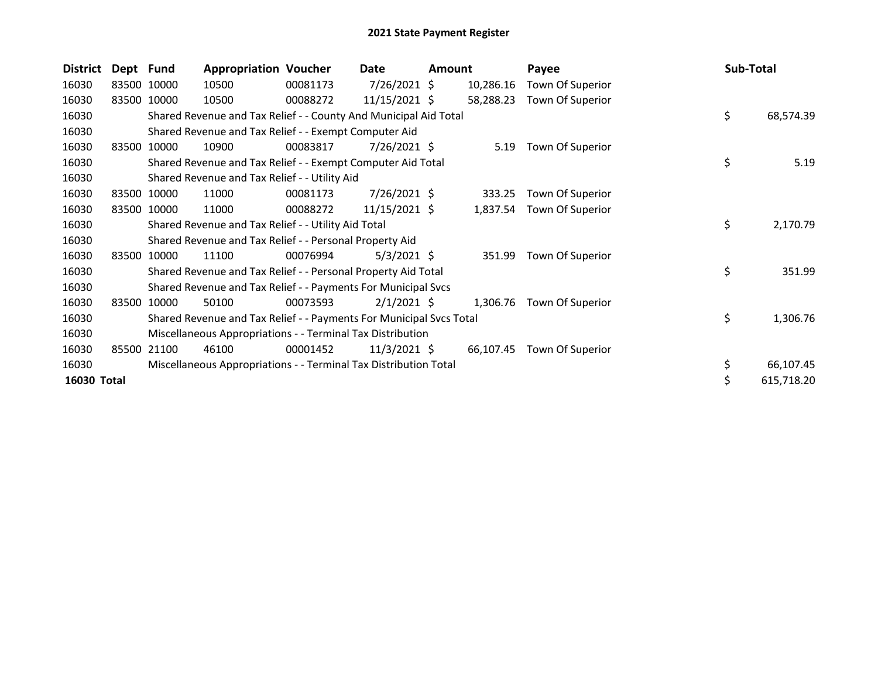# 2021 State Payment Register

| District | Dept | Fund | Appropriation | Voucher | Date | Amount | Payee | Sub-Total |
|---|---|---|---|---|---|---|---|---|
| 16030 | 83500 | 10000 | 10500 | 00081173 | 7/26/2021 | $ 10,286.16 | Town Of Superior | |
| 16030 | 83500 | 10000 | 10500 | 00088272 | 11/15/2021 | $ 58,288.23 | Town Of Superior | |
| 16030 | | Shared Revenue and Tax Relief - - County And Municipal Aid Total | | | | | | $ 68,574.39 |
| 16030 | | Shared Revenue and Tax Relief - - Exempt Computer Aid | | | | | | |
| 16030 | 83500 | 10000 | 10900 | 00083817 | 7/26/2021 | $ 5.19 | Town Of Superior | |
| 16030 | | Shared Revenue and Tax Relief - - Exempt Computer Aid Total | | | | | | $ 5.19 |
| 16030 | | Shared Revenue and Tax Relief - - Utility Aid | | | | | | |
| 16030 | 83500 | 10000 | 11000 | 00081173 | 7/26/2021 | $ 333.25 | Town Of Superior | |
| 16030 | 83500 | 10000 | 11000 | 00088272 | 11/15/2021 | $ 1,837.54 | Town Of Superior | |
| 16030 | | Shared Revenue and Tax Relief - - Utility Aid Total | | | | | | $ 2,170.79 |
| 16030 | | Shared Revenue and Tax Relief - - Personal Property Aid | | | | | | |
| 16030 | 83500 | 10000 | 11100 | 00076994 | 5/3/2021 | $ 351.99 | Town Of Superior | |
| 16030 | | Shared Revenue and Tax Relief - - Personal Property Aid Total | | | | | | $ 351.99 |
| 16030 | | Shared Revenue and Tax Relief - - Payments For Municipal Svcs | | | | | | |
| 16030 | 83500 | 10000 | 50100 | 00073593 | 2/1/2021 | $ 1,306.76 | Town Of Superior | |
| 16030 | | Shared Revenue and Tax Relief - - Payments For Municipal Svcs Total | | | | | | $ 1,306.76 |
| 16030 | | Miscellaneous Appropriations - - Terminal Tax Distribution | | | | | | |
| 16030 | 85500 | 21100 | 46100 | 00001452 | 11/3/2021 | $ 66,107.45 | Town Of Superior | |
| 16030 | | Miscellaneous Appropriations - - Terminal Tax Distribution Total | | | | | | $ 66,107.45 |
| **16030 Total** | | | | | | | | $ 615,718.20 |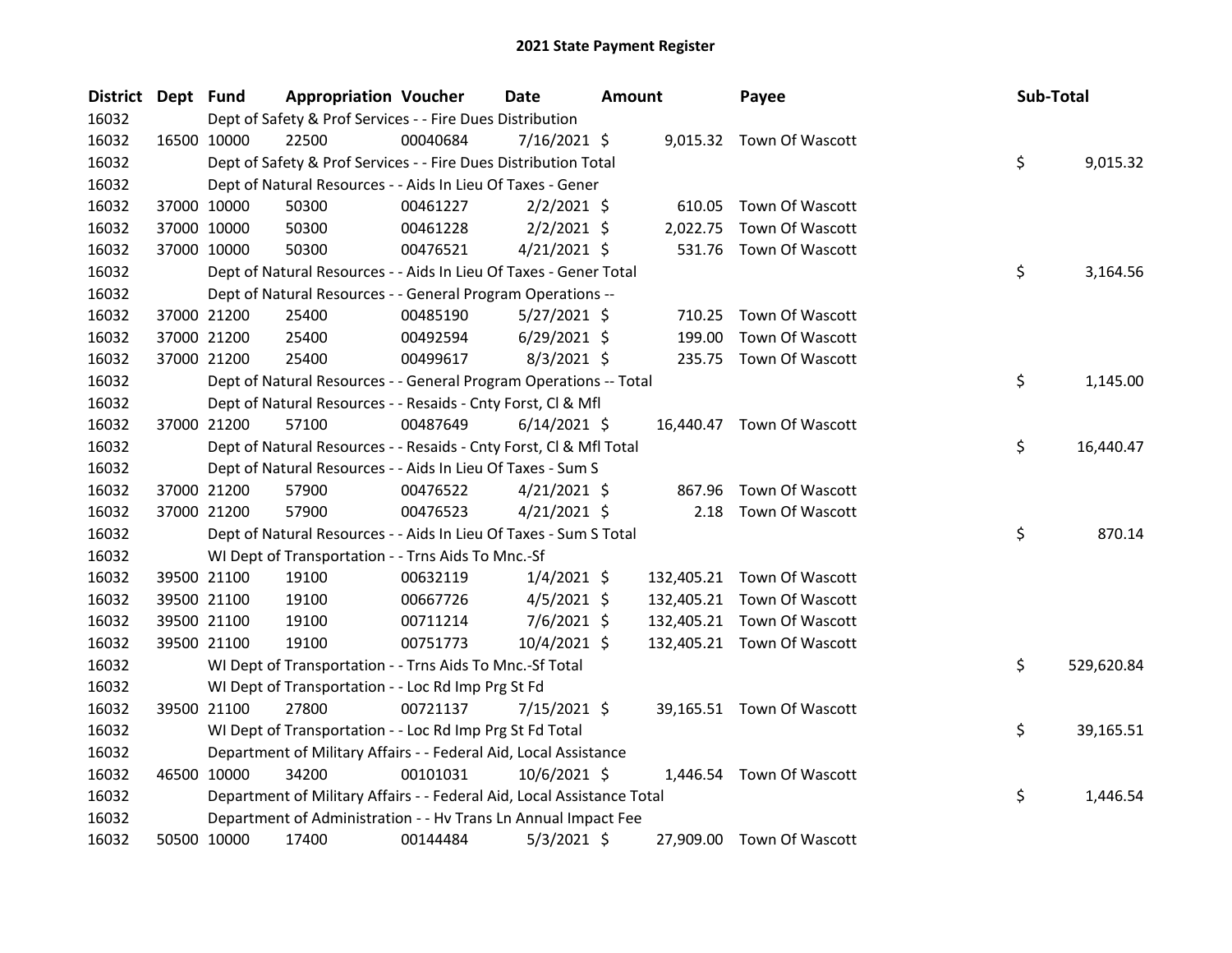# 2021 State Payment Register

| District | Dept | Fund | Appropriation | Voucher | Date | Amount | Payee | Sub-Total |
|---|---|---|---|---|---|---|---|---|
| 16032 | | Dept of Safety & Prof Services - - Fire Dues Distribution | | | | | | |
| 16032 | 16500 | 10000 | 22500 | 00040684 | 7/16/2021 | $ 9,015.32 | Town Of Wascott | |
| 16032 | | Dept of Safety & Prof Services - - Fire Dues Distribution Total | | | | | | $ 9,015.32 |
| 16032 | | Dept of Natural Resources - - Aids In Lieu Of Taxes - Gener | | | | | | |
| 16032 | 37000 | 10000 | 50300 | 00461227 | 2/2/2021 | $ 610.05 | Town Of Wascott | |
| 16032 | 37000 | 10000 | 50300 | 00461228 | 2/2/2021 | $ 2,022.75 | Town Of Wascott | |
| 16032 | 37000 | 10000 | 50300 | 00476521 | 4/21/2021 | $ 531.76 | Town Of Wascott | |
| 16032 | | Dept of Natural Resources - - Aids In Lieu Of Taxes - Gener Total | | | | | | $ 3,164.56 |
| 16032 | | Dept of Natural Resources - - General Program Operations -- | | | | | | |
| 16032 | 37000 | 21200 | 25400 | 00485190 | 5/27/2021 | $ 710.25 | Town Of Wascott | |
| 16032 | 37000 | 21200 | 25400 | 00492594 | 6/29/2021 | $ 199.00 | Town Of Wascott | |
| 16032 | 37000 | 21200 | 25400 | 00499617 | 8/3/2021 | $ 235.75 | Town Of Wascott | |
| 16032 | | Dept of Natural Resources - - General Program Operations -- Total | | | | | | $ 1,145.00 |
| 16032 | | Dept of Natural Resources - - Resaids - Cnty Forst, Cl & Mfl | | | | | | |
| 16032 | 37000 | 21200 | 57100 | 00487649 | 6/14/2021 | $ 16,440.47 | Town Of Wascott | |
| 16032 | | Dept of Natural Resources - - Resaids - Cnty Forst, Cl & Mfl Total | | | | | | $ 16,440.47 |
| 16032 | | Dept of Natural Resources - - Aids In Lieu Of Taxes - Sum S | | | | | | |
| 16032 | 37000 | 21200 | 57900 | 00476522 | 4/21/2021 | $ 867.96 | Town Of Wascott | |
| 16032 | 37000 | 21200 | 57900 | 00476523 | 4/21/2021 | $ 2.18 | Town Of Wascott | |
| 16032 | | Dept of Natural Resources - - Aids In Lieu Of Taxes - Sum S Total | | | | | | $ 870.14 |
| 16032 | | WI Dept of Transportation - - Trns Aids To Mnc.-Sf | | | | | | |
| 16032 | 39500 | 21100 | 19100 | 00632119 | 1/4/2021 | $ 132,405.21 | Town Of Wascott | |
| 16032 | 39500 | 21100 | 19100 | 00667726 | 4/5/2021 | $ 132,405.21 | Town Of Wascott | |
| 16032 | 39500 | 21100 | 19100 | 00711214 | 7/6/2021 | $ 132,405.21 | Town Of Wascott | |
| 16032 | 39500 | 21100 | 19100 | 00751773 | 10/4/2021 | $ 132,405.21 | Town Of Wascott | |
| 16032 | | WI Dept of Transportation - - Trns Aids To Mnc.-Sf Total | | | | | | $ 529,620.84 |
| 16032 | | WI Dept of Transportation - - Loc Rd Imp Prg St Fd | | | | | | |
| 16032 | 39500 | 21100 | 27800 | 00721137 | 7/15/2021 | $ 39,165.51 | Town Of Wascott | |
| 16032 | | WI Dept of Transportation - - Loc Rd Imp Prg St Fd Total | | | | | | $ 39,165.51 |
| 16032 | | Department of Military Affairs - - Federal Aid, Local Assistance | | | | | | |
| 16032 | 46500 | 10000 | 34200 | 00101031 | 10/6/2021 | $ 1,446.54 | Town Of Wascott | |
| 16032 | | Department of Military Affairs - - Federal Aid, Local Assistance Total | | | | | | $ 1,446.54 |
| 16032 | | Department of Administration - - Hv Trans Ln Annual Impact Fee | | | | | | |
| 16032 | 50500 | 10000 | 17400 | 00144484 | 5/3/2021 | $ 27,909.00 | Town Of Wascott | |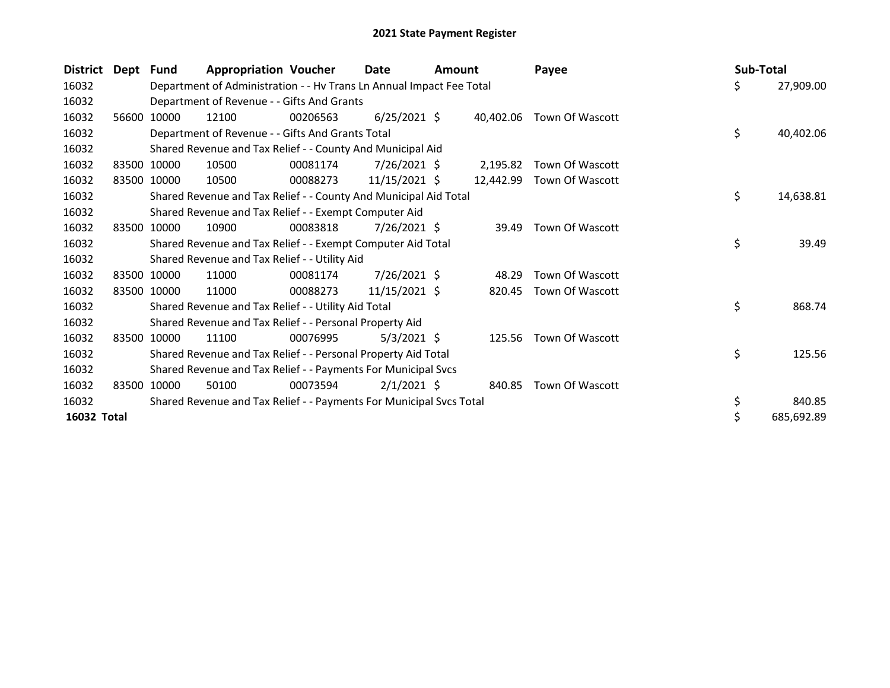# 2021 State Payment Register

| District | Dept | Fund | Appropriation | Voucher | Date | Amount | Payee | Sub-Total |
|---|---|---|---|---|---|---|---|---|
| 16032 | | Department of Administration - - Hv Trans Ln Annual Impact Fee Total | | | | | | $ 27,909.00 |
| 16032 | | Department of Revenue - - Gifts And Grants | | | | | | |
| 16032 | 56600 | 10000 | 12100 | 00206563 | 6/25/2021 | $ 40,402.06 | Town Of Wascott | |
| 16032 | | Department of Revenue - - Gifts And Grants Total | | | | | | $ 40,402.06 |
| 16032 | | Shared Revenue and Tax Relief - - County And Municipal Aid | | | | | | |
| 16032 | 83500 | 10000 | 10500 | 00081174 | 7/26/2021 | $ 2,195.82 | Town Of Wascott | |
| 16032 | 83500 | 10000 | 10500 | 00088273 | 11/15/2021 | $ 12,442.99 | Town Of Wascott | |
| 16032 | | Shared Revenue and Tax Relief - - County And Municipal Aid Total | | | | | | $ 14,638.81 |
| 16032 | | Shared Revenue and Tax Relief - - Exempt Computer Aid | | | | | | |
| 16032 | 83500 | 10000 | 10900 | 00083818 | 7/26/2021 | $ 39.49 | Town Of Wascott | |
| 16032 | | Shared Revenue and Tax Relief - - Exempt Computer Aid Total | | | | | | $ 39.49 |
| 16032 | | Shared Revenue and Tax Relief - - Utility Aid | | | | | | |
| 16032 | 83500 | 10000 | 11000 | 00081174 | 7/26/2021 | $ 48.29 | Town Of Wascott | |
| 16032 | 83500 | 10000 | 11000 | 00088273 | 11/15/2021 | $ 820.45 | Town Of Wascott | |
| 16032 | | Shared Revenue and Tax Relief - - Utility Aid Total | | | | | | $ 868.74 |
| 16032 | | Shared Revenue and Tax Relief - - Personal Property Aid | | | | | | |
| 16032 | 83500 | 10000 | 11100 | 00076995 | 5/3/2021 | $ 125.56 | Town Of Wascott | |
| 16032 | | Shared Revenue and Tax Relief - - Personal Property Aid Total | | | | | | $ 125.56 |
| 16032 | | Shared Revenue and Tax Relief - - Payments For Municipal Svcs | | | | | | |
| 16032 | 83500 | 10000 | 50100 | 00073594 | 2/1/2021 | $ 840.85 | Town Of Wascott | |
| 16032 | | Shared Revenue and Tax Relief - - Payments For Municipal Svcs Total | | | | | | $ 840.85 |
| **16032 Total** | | | | | | | | $ 685,692.89 |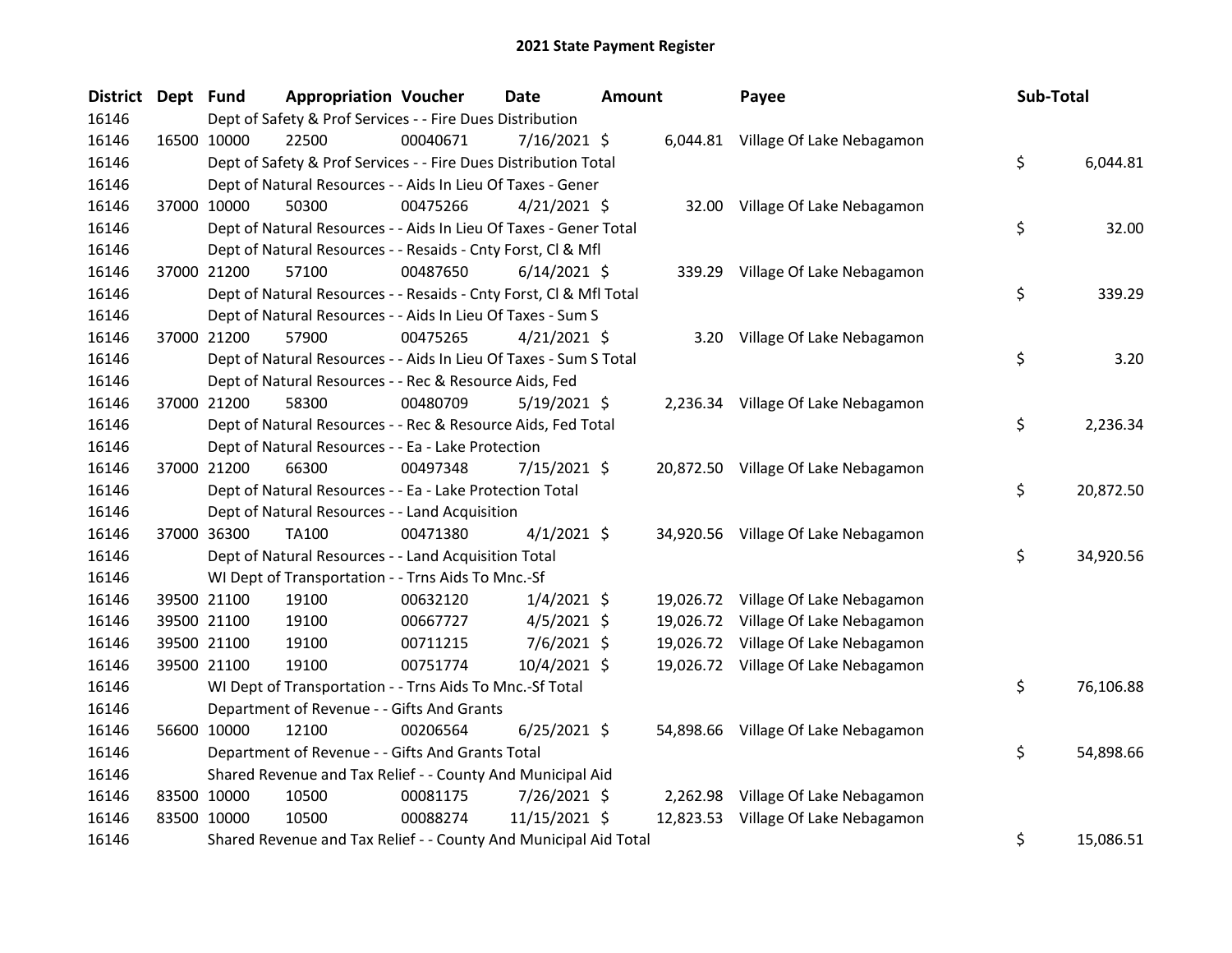# 2021 State Payment Register

| District | Dept | Fund | Appropriation | Voucher | Date | Amount | Payee | Sub-Total |
|---|---|---|---|---|---|---|---|---|
| 16146 | | Dept of Safety & Prof Services - - Fire Dues Distribution | | | | | | |
| 16146 | 16500 | 10000 | 22500 | 00040671 | 7/16/2021 | $ 6,044.81 | Village Of Lake Nebagamon | |
| 16146 | | Dept of Safety & Prof Services - - Fire Dues Distribution Total | | | | | | $ 6,044.81 |
| 16146 | | Dept of Natural Resources - - Aids In Lieu Of Taxes - Gener | | | | | | |
| 16146 | 37000 | 10000 | 50300 | 00475266 | 4/21/2021 | $ 32.00 | Village Of Lake Nebagamon | |
| 16146 | | Dept of Natural Resources - - Aids In Lieu Of Taxes - Gener Total | | | | | | $ 32.00 |
| 16146 | | Dept of Natural Resources - - Resaids - Cnty Forst, Cl & Mfl | | | | | | |
| 16146 | 37000 | 21200 | 57100 | 00487650 | 6/14/2021 | $ 339.29 | Village Of Lake Nebagamon | |
| 16146 | | Dept of Natural Resources - - Resaids - Cnty Forst, Cl & Mfl Total | | | | | | $ 339.29 |
| 16146 | | Dept of Natural Resources - - Aids In Lieu Of Taxes - Sum S | | | | | | |
| 16146 | 37000 | 21200 | 57900 | 00475265 | 4/21/2021 | $ 3.20 | Village Of Lake Nebagamon | |
| 16146 | | Dept of Natural Resources - - Aids In Lieu Of Taxes - Sum S Total | | | | | | $ 3.20 |
| 16146 | | Dept of Natural Resources - - Rec & Resource Aids, Fed | | | | | | |
| 16146 | 37000 | 21200 | 58300 | 00480709 | 5/19/2021 | $ 2,236.34 | Village Of Lake Nebagamon | |
| 16146 | | Dept of Natural Resources - - Rec & Resource Aids, Fed Total | | | | | | $ 2,236.34 |
| 16146 | | Dept of Natural Resources - - Ea - Lake Protection | | | | | | |
| 16146 | 37000 | 21200 | 66300 | 00497348 | 7/15/2021 | $ 20,872.50 | Village Of Lake Nebagamon | |
| 16146 | | Dept of Natural Resources - - Ea - Lake Protection Total | | | | | | $ 20,872.50 |
| 16146 | | Dept of Natural Resources - - Land Acquisition | | | | | | |
| 16146 | 37000 | 36300 | TA100 | 00471380 | 4/1/2021 | $ 34,920.56 | Village Of Lake Nebagamon | |
| 16146 | | Dept of Natural Resources - - Land Acquisition Total | | | | | | $ 34,920.56 |
| 16146 | | WI Dept of Transportation - - Trns Aids To Mnc.-Sf | | | | | | |
| 16146 | 39500 | 21100 | 19100 | 00632120 | 1/4/2021 | $ 19,026.72 | Village Of Lake Nebagamon | |
| 16146 | 39500 | 21100 | 19100 | 00667727 | 4/5/2021 | $ 19,026.72 | Village Of Lake Nebagamon | |
| 16146 | 39500 | 21100 | 19100 | 00711215 | 7/6/2021 | $ 19,026.72 | Village Of Lake Nebagamon | |
| 16146 | 39500 | 21100 | 19100 | 00751774 | 10/4/2021 | $ 19,026.72 | Village Of Lake Nebagamon | |
| 16146 | | WI Dept of Transportation - - Trns Aids To Mnc.-Sf Total | | | | | | $ 76,106.88 |
| 16146 | | Department of Revenue - - Gifts And Grants | | | | | | |
| 16146 | 56600 | 10000 | 12100 | 00206564 | 6/25/2021 | $ 54,898.66 | Village Of Lake Nebagamon | |
| 16146 | | Department of Revenue - - Gifts And Grants Total | | | | | | $ 54,898.66 |
| 16146 | | Shared Revenue and Tax Relief - - County And Municipal Aid | | | | | | |
| 16146 | 83500 | 10000 | 10500 | 00081175 | 7/26/2021 | $ 2,262.98 | Village Of Lake Nebagamon | |
| 16146 | 83500 | 10000 | 10500 | 00088274 | 11/15/2021 | $ 12,823.53 | Village Of Lake Nebagamon | |
| 16146 | | Shared Revenue and Tax Relief - - County And Municipal Aid Total | | | | | | $ 15,086.51 |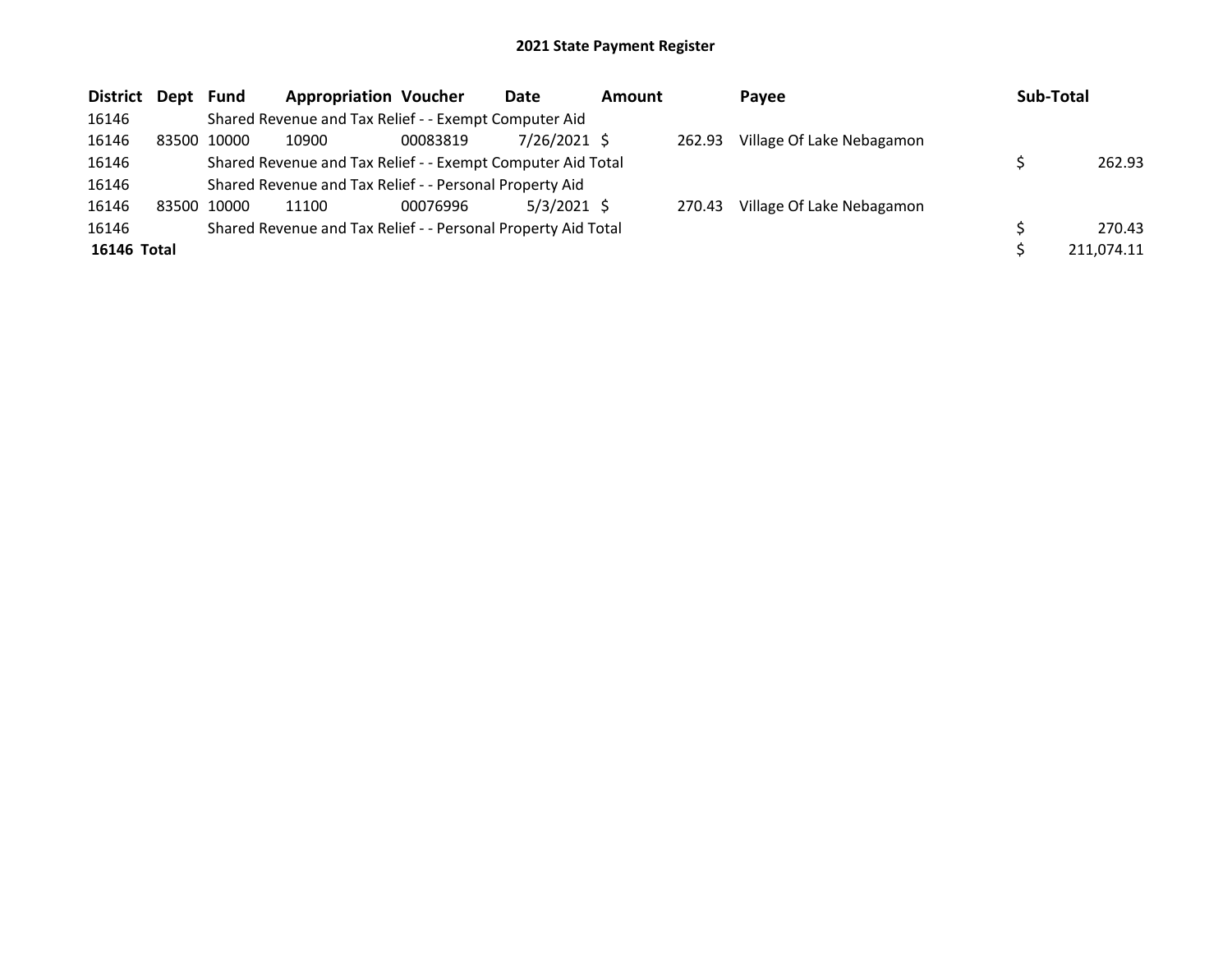# 2021 State Payment Register

| District | Dept | Fund | Appropriation | Voucher | Date | Amount | Payee | Sub-Total |
|---|---|---|---|---|---|---|---|---|
| 16146 | | Shared Revenue and Tax Relief - - Exempt Computer Aid | | | | | | |
| 16146 | 83500 | 10000 | 10900 | 00083819 | 7/26/2021 | $ 262.93 | Village Of Lake Nebagamon | |
| 16146 | | Shared Revenue and Tax Relief - - Exempt Computer Aid Total | | | | | | $ 262.93 |
| 16146 | | Shared Revenue and Tax Relief - - Personal Property Aid | | | | | | |
| 16146 | 83500 | 10000 | 11100 | 00076996 | 5/3/2021 | $ 270.43 | Village Of Lake Nebagamon | |
| 16146 | | Shared Revenue and Tax Relief - - Personal Property Aid Total | | | | | | $ 270.43 |
| **16146 Total** | | | | | | | | $ 211,074.11 |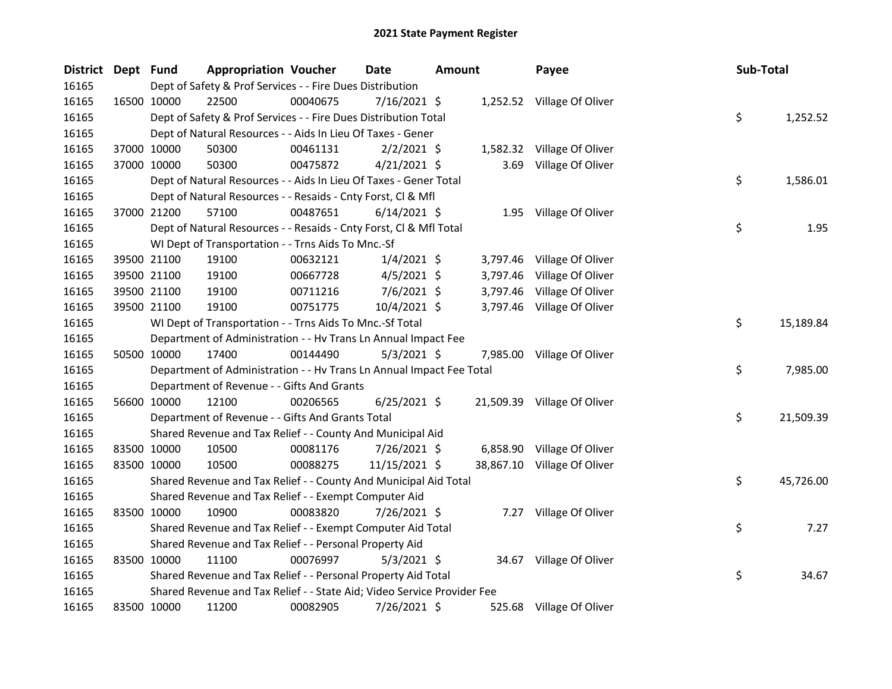# 2021 State Payment Register

| District | Dept | Fund | Appropriation | Voucher | Date | Amount | Payee | Sub-Total |
|---|---|---|---|---|---|---|---|---|
| 16165 | | Dept of Safety & Prof Services - - Fire Dues Distribution | | | | | | |
| 16165 | 16500 | 10000 | 22500 | 00040675 | 7/16/2021 | $ 1,252.52 | Village Of Oliver | |
| 16165 | | Dept of Safety & Prof Services - - Fire Dues Distribution Total | | | | | | $ 1,252.52 |
| 16165 | | Dept of Natural Resources - - Aids In Lieu Of Taxes - Gener | | | | | | |
| 16165 | 37000 | 10000 | 50300 | 00461131 | 2/2/2021 | $ 1,582.32 | Village Of Oliver | |
| 16165 | 37000 | 10000 | 50300 | 00475872 | 4/21/2021 | $ 3.69 | Village Of Oliver | |
| 16165 | | Dept of Natural Resources - - Aids In Lieu Of Taxes - Gener Total | | | | | | $ 1,586.01 |
| 16165 | | Dept of Natural Resources - - Resaids - Cnty Forst, Cl & Mfl | | | | | | |
| 16165 | 37000 | 21200 | 57100 | 00487651 | 6/14/2021 | $ 1.95 | Village Of Oliver | |
| 16165 | | Dept of Natural Resources - - Resaids - Cnty Forst, Cl & Mfl Total | | | | | | $ 1.95 |
| 16165 | | WI Dept of Transportation - - Trns Aids To Mnc.-Sf | | | | | | |
| 16165 | 39500 | 21100 | 19100 | 00632121 | 1/4/2021 | $ 3,797.46 | Village Of Oliver | |
| 16165 | 39500 | 21100 | 19100 | 00667728 | 4/5/2021 | $ 3,797.46 | Village Of Oliver | |
| 16165 | 39500 | 21100 | 19100 | 00711216 | 7/6/2021 | $ 3,797.46 | Village Of Oliver | |
| 16165 | 39500 | 21100 | 19100 | 00751775 | 10/4/2021 | $ 3,797.46 | Village Of Oliver | |
| 16165 | | WI Dept of Transportation - - Trns Aids To Mnc.-Sf Total | | | | | | $ 15,189.84 |
| 16165 | | Department of Administration - - Hv Trans Ln Annual Impact Fee | | | | | | |
| 16165 | 50500 | 10000 | 17400 | 00144490 | 5/3/2021 | $ 7,985.00 | Village Of Oliver | |
| 16165 | | Department of Administration - - Hv Trans Ln Annual Impact Fee Total | | | | | | $ 7,985.00 |
| 16165 | | Department of Revenue - - Gifts And Grants | | | | | | |
| 16165 | 56600 | 10000 | 12100 | 00206565 | 6/25/2021 | $ 21,509.39 | Village Of Oliver | |
| 16165 | | Department of Revenue - - Gifts And Grants Total | | | | | | $ 21,509.39 |
| 16165 | | Shared Revenue and Tax Relief - - County And Municipal Aid | | | | | | |
| 16165 | 83500 | 10000 | 10500 | 00081176 | 7/26/2021 | $ 6,858.90 | Village Of Oliver | |
| 16165 | 83500 | 10000 | 10500 | 00088275 | 11/15/2021 | $ 38,867.10 | Village Of Oliver | |
| 16165 | | Shared Revenue and Tax Relief - - County And Municipal Aid Total | | | | | | $ 45,726.00 |
| 16165 | | Shared Revenue and Tax Relief - - Exempt Computer Aid | | | | | | |
| 16165 | 83500 | 10000 | 10900 | 00083820 | 7/26/2021 | $ 7.27 | Village Of Oliver | |
| 16165 | | Shared Revenue and Tax Relief - - Exempt Computer Aid Total | | | | | | $ 7.27 |
| 16165 | | Shared Revenue and Tax Relief - - Personal Property Aid | | | | | | |
| 16165 | 83500 | 10000 | 11100 | 00076997 | 5/3/2021 | $ 34.67 | Village Of Oliver | |
| 16165 | | Shared Revenue and Tax Relief - - Personal Property Aid Total | | | | | | $ 34.67 |
| 16165 | | Shared Revenue and Tax Relief - - State Aid; Video Service Provider Fee | | | | | | |
| 16165 | 83500 | 10000 | 11200 | 00082905 | 7/26/2021 | $ 525.68 | Village Of Oliver | |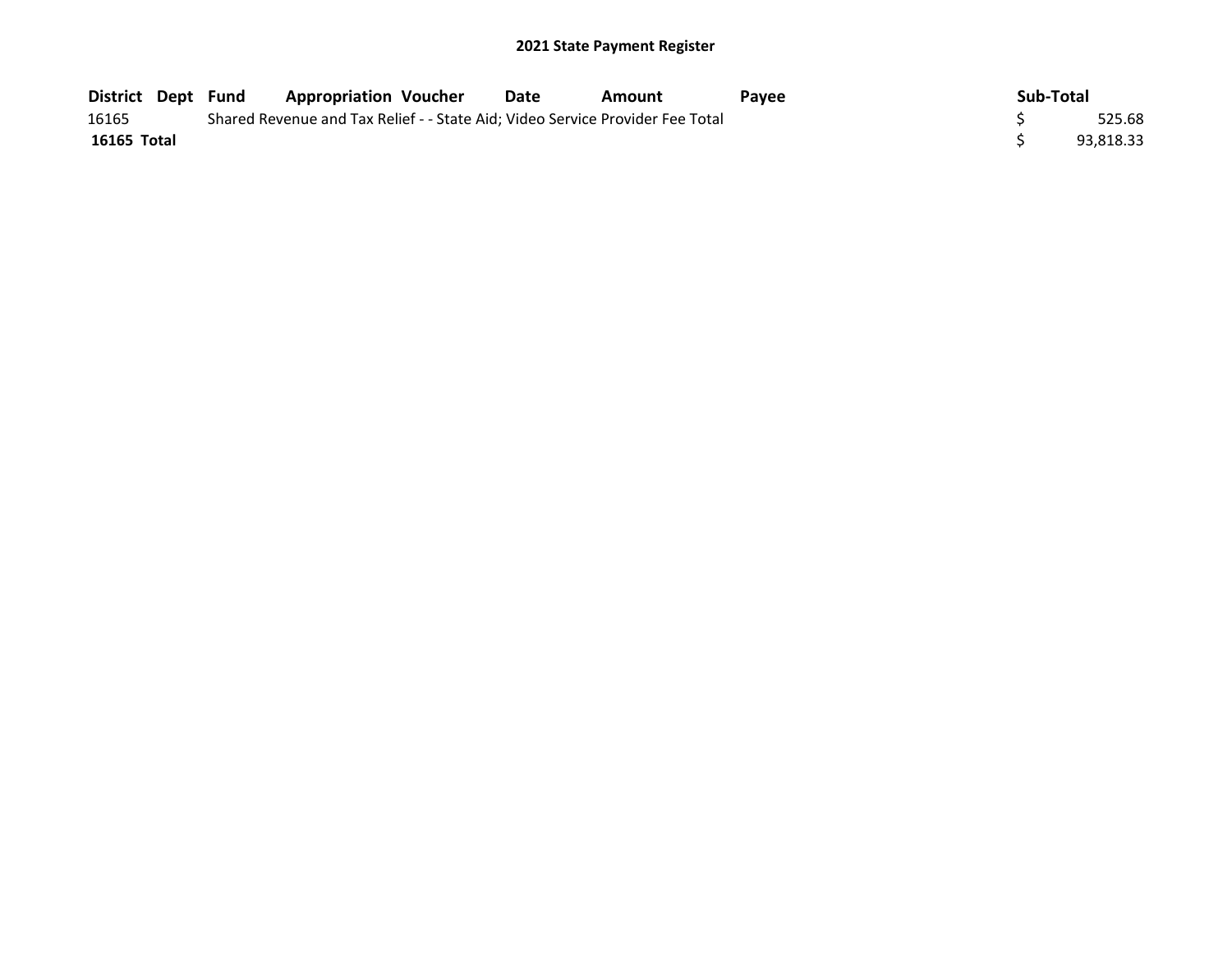## 2021 State Payment Register

| District | Dept | Fund | Appropriation | Voucher | Date | Amount | Payee | Sub-Total |
|---|---|---|---|---|---|---|---|---|
| 16165 | | Shared Revenue and Tax Relief - - State Aid; Video Service Provider Fee Total | | | | | | $ 525.68 |
| **16165 Total** | | | | | | | | $ 93,818.33 |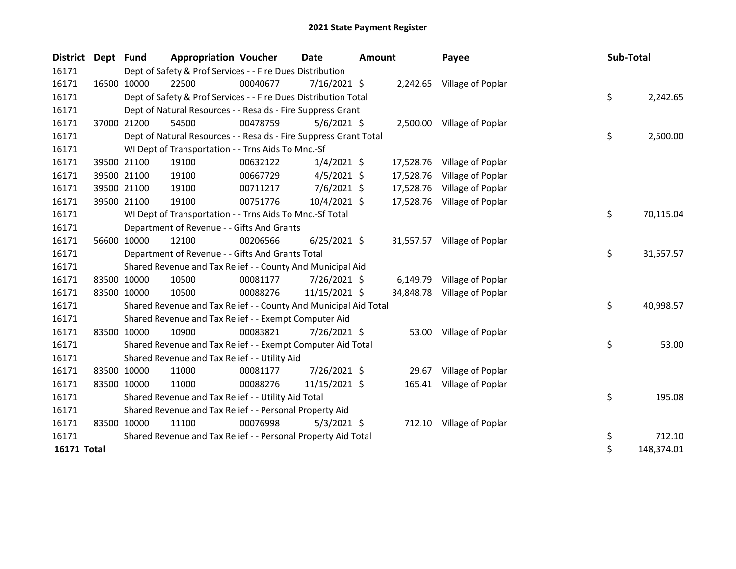# 2021 State Payment Register

| District | Dept | Fund | Appropriation | Voucher | Date | Amount | Payee | Sub-Total |
|---|---|---|---|---|---|---|---|---|
| 16171 | | Dept of Safety & Prof Services - - Fire Dues Distribution | | | | | | |
| 16171 | 16500 | 10000 | 22500 | 00040677 | 7/16/2021 | $ 2,242.65 | Village of Poplar | |
| 16171 | | Dept of Safety & Prof Services - - Fire Dues Distribution Total | | | | | | $ 2,242.65 |
| 16171 | | Dept of Natural Resources - - Resaids - Fire Suppress Grant | | | | | | |
| 16171 | 37000 | 21200 | 54500 | 00478759 | 5/6/2021 | $ 2,500.00 | Village of Poplar | |
| 16171 | | Dept of Natural Resources - - Resaids - Fire Suppress Grant Total | | | | | | $ 2,500.00 |
| 16171 | | WI Dept of Transportation - - Trns Aids To Mnc.-Sf | | | | | | |
| 16171 | 39500 | 21100 | 19100 | 00632122 | 1/4/2021 | $ 17,528.76 | Village of Poplar | |
| 16171 | 39500 | 21100 | 19100 | 00667729 | 4/5/2021 | $ 17,528.76 | Village of Poplar | |
| 16171 | 39500 | 21100 | 19100 | 00711217 | 7/6/2021 | $ 17,528.76 | Village of Poplar | |
| 16171 | 39500 | 21100 | 19100 | 00751776 | 10/4/2021 | $ 17,528.76 | Village of Poplar | |
| 16171 | | WI Dept of Transportation - - Trns Aids To Mnc.-Sf Total | | | | | | $ 70,115.04 |
| 16171 | | Department of Revenue - - Gifts And Grants | | | | | | |
| 16171 | 56600 | 10000 | 12100 | 00206566 | 6/25/2021 | $ 31,557.57 | Village of Poplar | |
| 16171 | | Department of Revenue - - Gifts And Grants Total | | | | | | $ 31,557.57 |
| 16171 | | Shared Revenue and Tax Relief - - County And Municipal Aid | | | | | | |
| 16171 | 83500 | 10000 | 10500 | 00081177 | 7/26/2021 | $ 6,149.79 | Village of Poplar | |
| 16171 | 83500 | 10000 | 10500 | 00088276 | 11/15/2021 | $ 34,848.78 | Village of Poplar | |
| 16171 | | Shared Revenue and Tax Relief - - County And Municipal Aid Total | | | | | | $ 40,998.57 |
| 16171 | | Shared Revenue and Tax Relief - - Exempt Computer Aid | | | | | | |
| 16171 | 83500 | 10000 | 10900 | 00083821 | 7/26/2021 | $ 53.00 | Village of Poplar | |
| 16171 | | Shared Revenue and Tax Relief - - Exempt Computer Aid Total | | | | | | $ 53.00 |
| 16171 | | Shared Revenue and Tax Relief - - Utility Aid | | | | | | |
| 16171 | 83500 | 10000 | 11000 | 00081177 | 7/26/2021 | $ 29.67 | Village of Poplar | |
| 16171 | 83500 | 10000 | 11000 | 00088276 | 11/15/2021 | $ 165.41 | Village of Poplar | |
| 16171 | | Shared Revenue and Tax Relief - - Utility Aid Total | | | | | | $ 195.08 |
| 16171 | | Shared Revenue and Tax Relief - - Personal Property Aid | | | | | | |
| 16171 | 83500 | 10000 | 11100 | 00076998 | 5/3/2021 | $ 712.10 | Village of Poplar | |
| 16171 | | Shared Revenue and Tax Relief - - Personal Property Aid Total | | | | | | $ 712.10 |
| **16171 Total** | | | | | | | | $ 148,374.01 |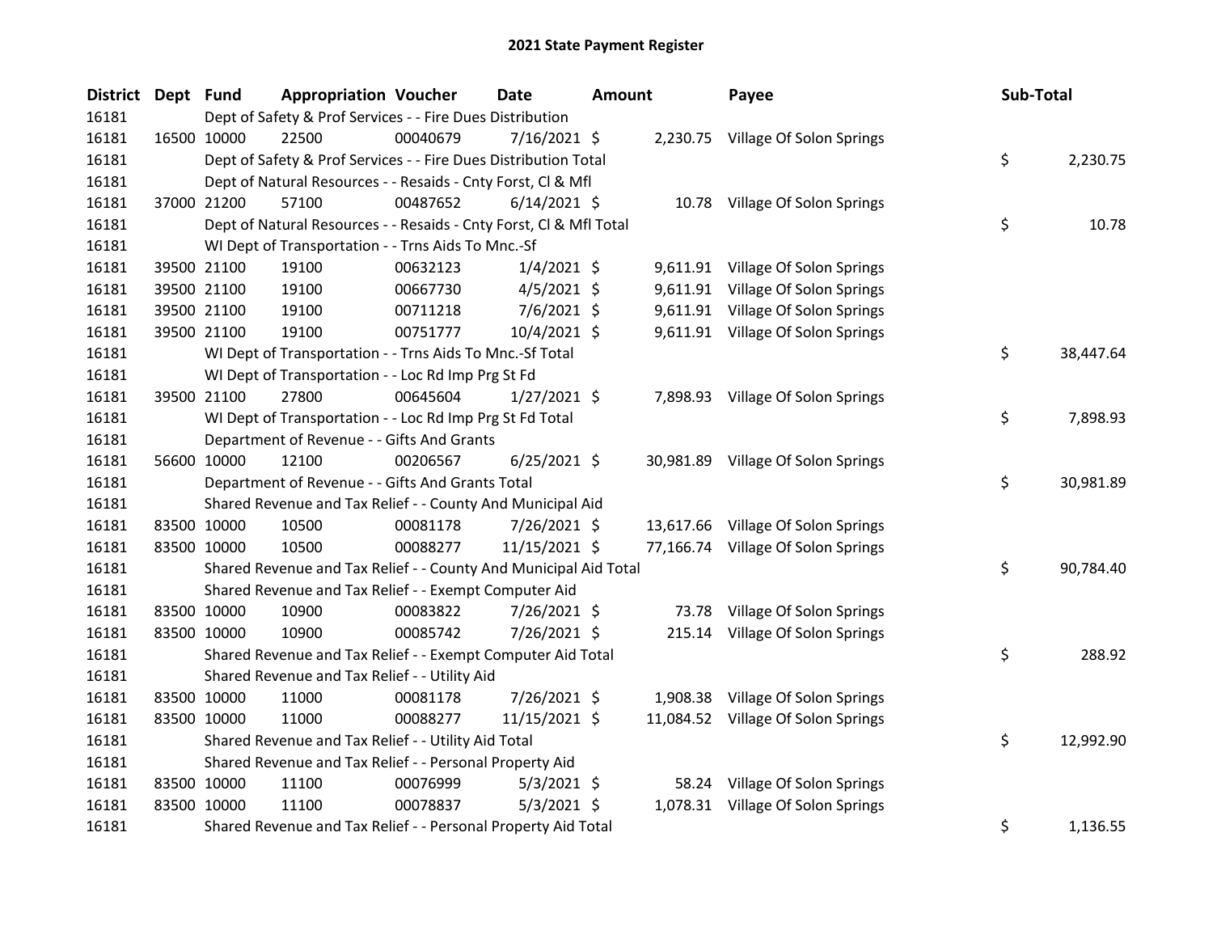# 2021 State Payment Register

| District | Dept | Fund | Appropriation | Voucher | Date | Amount | Payee | Sub-Total |
|---|---|---|---|---|---|---|---|---|
| 16181 | | Dept of Safety & Prof Services - - Fire Dues Distribution | | | | | | |
| 16181 | 16500 | 10000 | 22500 | 00040679 | 7/16/2021 | $ 2,230.75 | Village Of Solon Springs | |
| 16181 | | Dept of Safety & Prof Services - - Fire Dues Distribution Total | | | | | | $ 2,230.75 |
| 16181 | | Dept of Natural Resources - - Resaids - Cnty Forst, Cl & Mfl | | | | | | |
| 16181 | 37000 | 21200 | 57100 | 00487652 | 6/14/2021 | $ 10.78 | Village Of Solon Springs | |
| 16181 | | Dept of Natural Resources - - Resaids - Cnty Forst, Cl & Mfl Total | | | | | | $ 10.78 |
| 16181 | | WI Dept of Transportation - - Trns Aids To Mnc.-Sf | | | | | | |
| 16181 | 39500 | 21100 | 19100 | 00632123 | 1/4/2021 | $ 9,611.91 | Village Of Solon Springs | |
| 16181 | 39500 | 21100 | 19100 | 00667730 | 4/5/2021 | $ 9,611.91 | Village Of Solon Springs | |
| 16181 | 39500 | 21100 | 19100 | 00711218 | 7/6/2021 | $ 9,611.91 | Village Of Solon Springs | |
| 16181 | 39500 | 21100 | 19100 | 00751777 | 10/4/2021 | $ 9,611.91 | Village Of Solon Springs | |
| 16181 | | WI Dept of Transportation - - Trns Aids To Mnc.-Sf Total | | | | | | $ 38,447.64 |
| 16181 | | WI Dept of Transportation - - Loc Rd Imp Prg St Fd | | | | | | |
| 16181 | 39500 | 21100 | 27800 | 00645604 | 1/27/2021 | $ 7,898.93 | Village Of Solon Springs | |
| 16181 | | WI Dept of Transportation - - Loc Rd Imp Prg St Fd Total | | | | | | $ 7,898.93 |
| 16181 | | Department of Revenue - - Gifts And Grants | | | | | | |
| 16181 | 56600 | 10000 | 12100 | 00206567 | 6/25/2021 | $ 30,981.89 | Village Of Solon Springs | |
| 16181 | | Department of Revenue - - Gifts And Grants Total | | | | | | $ 30,981.89 |
| 16181 | | Shared Revenue and Tax Relief - - County And Municipal Aid | | | | | | |
| 16181 | 83500 | 10000 | 10500 | 00081178 | 7/26/2021 | $ 13,617.66 | Village Of Solon Springs | |
| 16181 | 83500 | 10000 | 10500 | 00088277 | 11/15/2021 | $ 77,166.74 | Village Of Solon Springs | |
| 16181 | | Shared Revenue and Tax Relief - - County And Municipal Aid Total | | | | | | $ 90,784.40 |
| 16181 | | Shared Revenue and Tax Relief - - Exempt Computer Aid | | | | | | |
| 16181 | 83500 | 10000 | 10900 | 00083822 | 7/26/2021 | $ 73.78 | Village Of Solon Springs | |
| 16181 | 83500 | 10000 | 10900 | 00085742 | 7/26/2021 | $ 215.14 | Village Of Solon Springs | |
| 16181 | | Shared Revenue and Tax Relief - - Exempt Computer Aid Total | | | | | | $ 288.92 |
| 16181 | | Shared Revenue and Tax Relief - - Utility Aid | | | | | | |
| 16181 | 83500 | 10000 | 11000 | 00081178 | 7/26/2021 | $ 1,908.38 | Village Of Solon Springs | |
| 16181 | 83500 | 10000 | 11000 | 00088277 | 11/15/2021 | $ 11,084.52 | Village Of Solon Springs | |
| 16181 | | Shared Revenue and Tax Relief - - Utility Aid Total | | | | | | $ 12,992.90 |
| 16181 | | Shared Revenue and Tax Relief - - Personal Property Aid | | | | | | |
| 16181 | 83500 | 10000 | 11100 | 00076999 | 5/3/2021 | $ 58.24 | Village Of Solon Springs | |
| 16181 | 83500 | 10000 | 11100 | 00078837 | 5/3/2021 | $ 1,078.31 | Village Of Solon Springs | |
| 16181 | | Shared Revenue and Tax Relief - - Personal Property Aid Total | | | | | | $ 1,136.55 |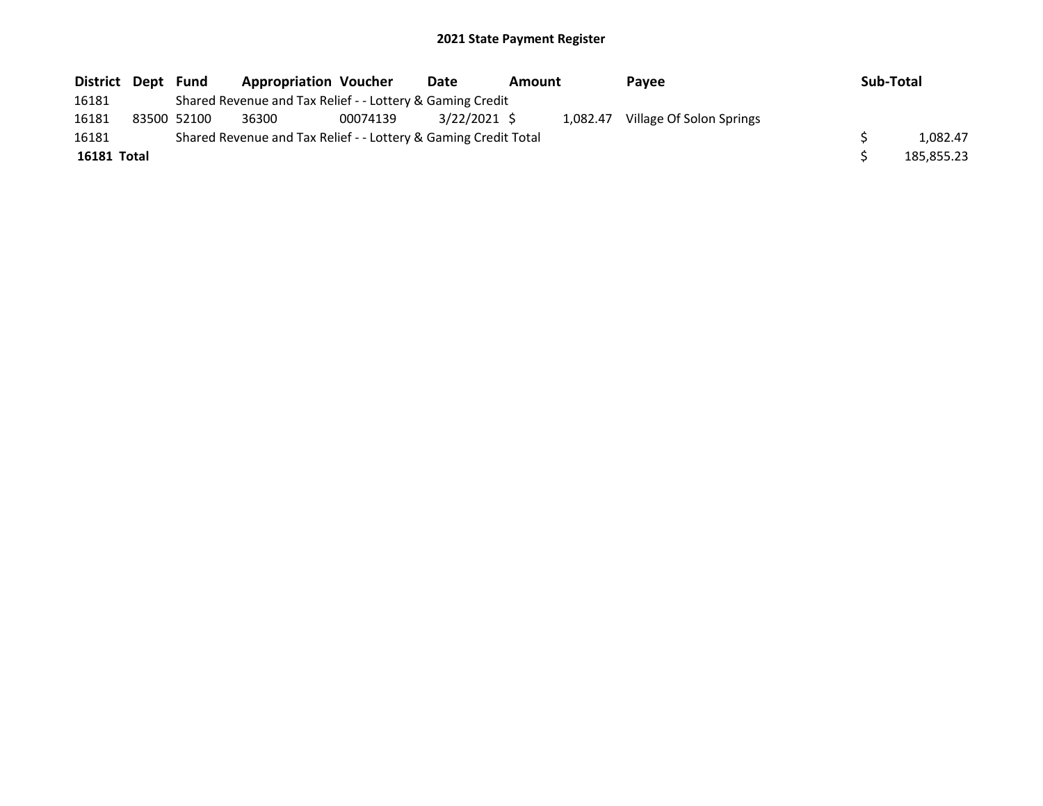## 2021 State Payment Register

| District | Dept | Fund | Appropriation | Voucher | Date | Amount | Payee | Sub-Total |
|---|---|---|---|---|---|---|---|---|
| 16181 | | Shared Revenue and Tax Relief - - Lottery & Gaming Credit | | | | | | |
| 16181 | 83500 | 52100 | 36300 | 00074139 | 3/22/2021 | $ 1,082.47 | Village Of Solon Springs | |
| 16181 | | Shared Revenue and Tax Relief - - Lottery & Gaming Credit Total | | | | | | $ 1,082.47 |
| **16181 Total** | | | | | | | | $ 185,855.23 |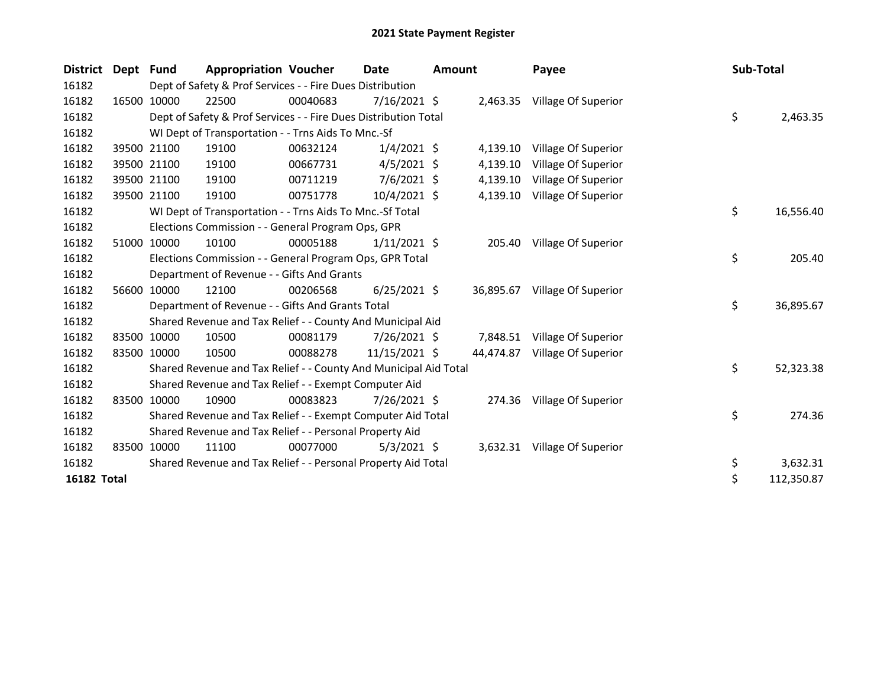# 2021 State Payment Register

| District | Dept | Fund | Appropriation | Voucher | Date | Amount | Payee | Sub-Total |
|---|---|---|---|---|---|---|---|---|
| 16182 | | Dept of Safety & Prof Services - - Fire Dues Distribution | | | | | | |
| 16182 | 16500 | 10000 | 22500 | 00040683 | 7/16/2021 | $ 2,463.35 | Village Of Superior | |
| 16182 | | Dept of Safety & Prof Services - - Fire Dues Distribution Total | | | | | | $ 2,463.35 |
| 16182 | | WI Dept of Transportation - - Trns Aids To Mnc.-Sf | | | | | | |
| 16182 | 39500 | 21100 | 19100 | 00632124 | 1/4/2021 | $ 4,139.10 | Village Of Superior | |
| 16182 | 39500 | 21100 | 19100 | 00667731 | 4/5/2021 | $ 4,139.10 | Village Of Superior | |
| 16182 | 39500 | 21100 | 19100 | 00711219 | 7/6/2021 | $ 4,139.10 | Village Of Superior | |
| 16182 | 39500 | 21100 | 19100 | 00751778 | 10/4/2021 | $ 4,139.10 | Village Of Superior | |
| 16182 | | WI Dept of Transportation - - Trns Aids To Mnc.-Sf Total | | | | | | $ 16,556.40 |
| 16182 | | Elections Commission - - General Program Ops, GPR | | | | | | |
| 16182 | 51000 | 10000 | 10100 | 00005188 | 1/11/2021 | $ 205.40 | Village Of Superior | |
| 16182 | | Elections Commission - - General Program Ops, GPR Total | | | | | | $ 205.40 |
| 16182 | | Department of Revenue - - Gifts And Grants | | | | | | |
| 16182 | 56600 | 10000 | 12100 | 00206568 | 6/25/2021 | $ 36,895.67 | Village Of Superior | |
| 16182 | | Department of Revenue - - Gifts And Grants Total | | | | | | $ 36,895.67 |
| 16182 | | Shared Revenue and Tax Relief - - County And Municipal Aid | | | | | | |
| 16182 | 83500 | 10000 | 10500 | 00081179 | 7/26/2021 | $ 7,848.51 | Village Of Superior | |
| 16182 | 83500 | 10000 | 10500 | 00088278 | 11/15/2021 | $ 44,474.87 | Village Of Superior | |
| 16182 | | Shared Revenue and Tax Relief - - County And Municipal Aid Total | | | | | | $ 52,323.38 |
| 16182 | | Shared Revenue and Tax Relief - - Exempt Computer Aid | | | | | | |
| 16182 | 83500 | 10000 | 10900 | 00083823 | 7/26/2021 | $ 274.36 | Village Of Superior | |
| 16182 | | Shared Revenue and Tax Relief - - Exempt Computer Aid Total | | | | | | $ 274.36 |
| 16182 | | Shared Revenue and Tax Relief - - Personal Property Aid | | | | | | |
| 16182 | 83500 | 10000 | 11100 | 00077000 | 5/3/2021 | $ 3,632.31 | Village Of Superior | |
| 16182 | | Shared Revenue and Tax Relief - - Personal Property Aid Total | | | | | | $ 3,632.31 |
| **16182 Total** | | | | | | | | $ 112,350.87 |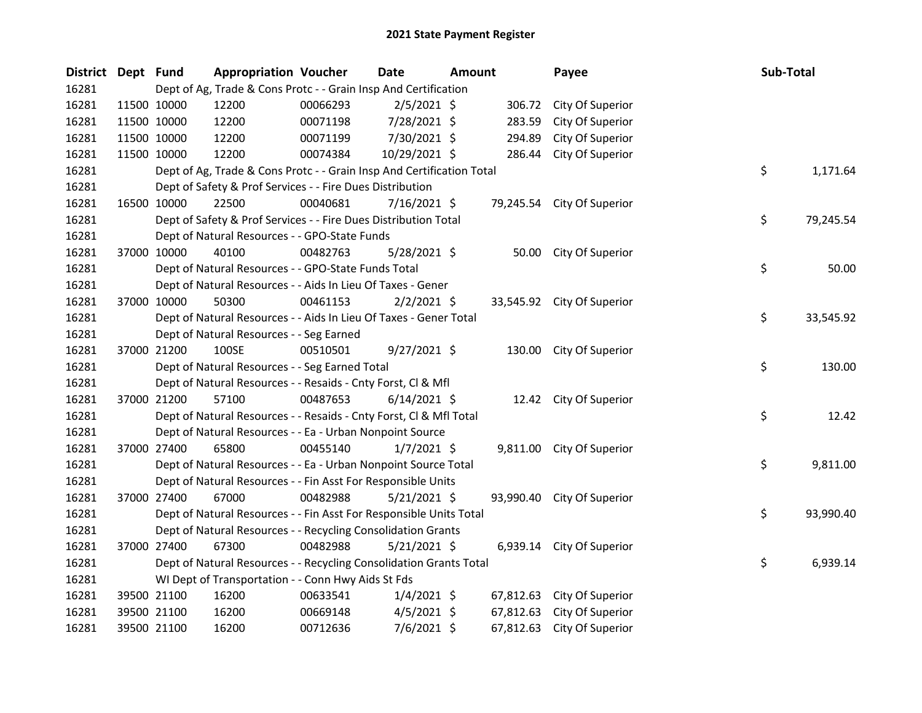# 2021 State Payment Register

| District | Dept | Fund | Appropriation | Voucher | Date | Amount | Payee | Sub-Total |
|---|---|---|---|---|---|---|---|---|
| 16281 | Dept of Ag, Trade & Cons Protc - - Grain Insp And Certification | | | | | | | |
| 16281 | 11500 | 10000 | 12200 | 00066293 | 2/5/2021 | $ 306.72 | City Of Superior | |
| 16281 | 11500 | 10000 | 12200 | 00071198 | 7/28/2021 | $ 283.59 | City Of Superior | |
| 16281 | 11500 | 10000 | 12200 | 00071199 | 7/30/2021 | $ 294.89 | City Of Superior | |
| 16281 | 11500 | 10000 | 12200 | 00074384 | 10/29/2021 | $ 286.44 | City Of Superior | |
| 16281 | Dept of Ag, Trade & Cons Protc - - Grain Insp And Certification Total | | | | | | | $ 1,171.64 |
| 16281 | Dept of Safety & Prof Services - - Fire Dues Distribution | | | | | | | |
| 16281 | 16500 | 10000 | 22500 | 00040681 | 7/16/2021 | $ 79,245.54 | City Of Superior | |
| 16281 | Dept of Safety & Prof Services - - Fire Dues Distribution Total | | | | | | | $ 79,245.54 |
| 16281 | Dept of Natural Resources - - GPO-State Funds | | | | | | | |
| 16281 | 37000 | 10000 | 40100 | 00482763 | 5/28/2021 | $ 50.00 | City Of Superior | |
| 16281 | Dept of Natural Resources - - GPO-State Funds Total | | | | | | | $ 50.00 |
| 16281 | Dept of Natural Resources - - Aids In Lieu Of Taxes - Gener | | | | | | | |
| 16281 | 37000 | 10000 | 50300 | 00461153 | 2/2/2021 | $ 33,545.92 | City Of Superior | |
| 16281 | Dept of Natural Resources - - Aids In Lieu Of Taxes - Gener Total | | | | | | | $ 33,545.92 |
| 16281 | Dept of Natural Resources - - Seg Earned | | | | | | | |
| 16281 | 37000 | 21200 | 100SE | 00510501 | 9/27/2021 | $ 130.00 | City Of Superior | |
| 16281 | Dept of Natural Resources - - Seg Earned Total | | | | | | | $ 130.00 |
| 16281 | Dept of Natural Resources - - Resaids - Cnty Forst, Cl & Mfl | | | | | | | |
| 16281 | 37000 | 21200 | 57100 | 00487653 | 6/14/2021 | $ 12.42 | City Of Superior | |
| 16281 | Dept of Natural Resources - - Resaids - Cnty Forst, Cl & Mfl Total | | | | | | | $ 12.42 |
| 16281 | Dept of Natural Resources - - Ea - Urban Nonpoint Source | | | | | | | |
| 16281 | 37000 | 27400 | 65800 | 00455140 | 1/7/2021 | $ 9,811.00 | City Of Superior | |
| 16281 | Dept of Natural Resources - - Ea - Urban Nonpoint Source Total | | | | | | | $ 9,811.00 |
| 16281 | Dept of Natural Resources - - Fin Asst For Responsible Units | | | | | | | |
| 16281 | 37000 | 27400 | 67000 | 00482988 | 5/21/2021 | $ 93,990.40 | City Of Superior | |
| 16281 | Dept of Natural Resources - - Fin Asst For Responsible Units Total | | | | | | | $ 93,990.40 |
| 16281 | Dept of Natural Resources - - Recycling Consolidation Grants | | | | | | | |
| 16281 | 37000 | 27400 | 67300 | 00482988 | 5/21/2021 | $ 6,939.14 | City Of Superior | |
| 16281 | Dept of Natural Resources - - Recycling Consolidation Grants Total | | | | | | | $ 6,939.14 |
| 16281 | WI Dept of Transportation - - Conn Hwy Aids St Fds | | | | | | | |
| 16281 | 39500 | 21100 | 16200 | 00633541 | 1/4/2021 | $ 67,812.63 | City Of Superior | |
| 16281 | 39500 | 21100 | 16200 | 00669148 | 4/5/2021 | $ 67,812.63 | City Of Superior | |
| 16281 | 39500 | 21100 | 16200 | 00712636 | 7/6/2021 | $ 67,812.63 | City Of Superior | |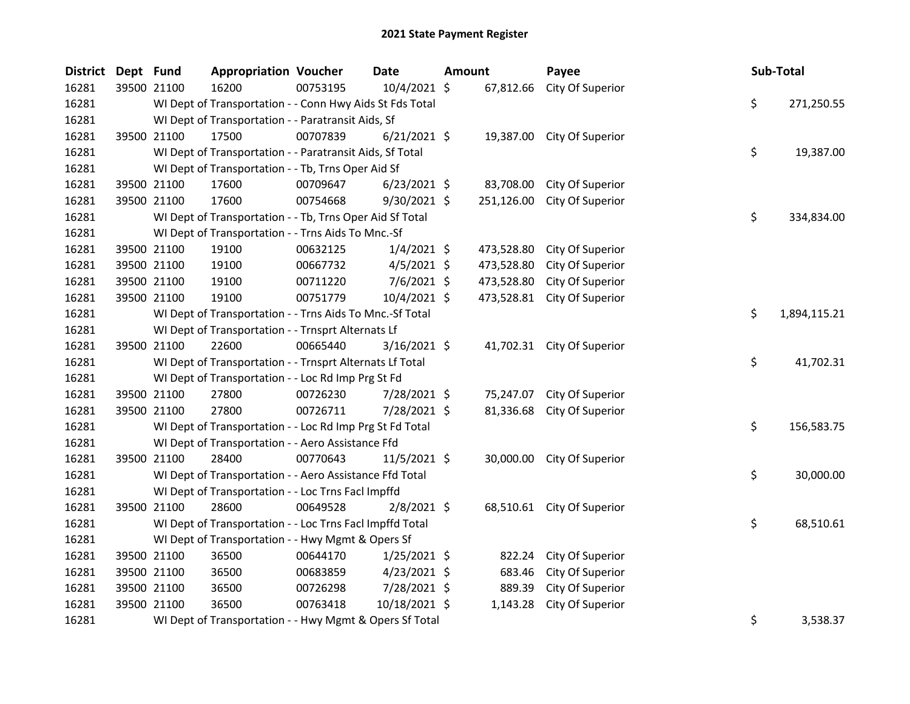# 2021 State Payment Register

| District | Dept | Fund | Appropriation | Voucher | Date | Amount | Payee | Sub-Total |
|---|---|---|---|---|---|---|---|---|
| 16281 | 39500 | 21100 | 16200 | 00753195 | 10/4/2021 | $ 67,812.66 | City Of Superior | |
| 16281 | | | WI Dept of Transportation - - Conn Hwy Aids St Fds Total | | | | | $ 271,250.55 |
| 16281 | | | WI Dept of Transportation - - Paratransit Aids, Sf | | | | | |
| 16281 | 39500 | 21100 | 17500 | 00707839 | 6/21/2021 | $ 19,387.00 | City Of Superior | |
| 16281 | | | WI Dept of Transportation - - Paratransit Aids, Sf Total | | | | | $ 19,387.00 |
| 16281 | | | WI Dept of Transportation - - Tb, Trns Oper Aid Sf | | | | | |
| 16281 | 39500 | 21100 | 17600 | 00709647 | 6/23/2021 | $ 83,708.00 | City Of Superior | |
| 16281 | 39500 | 21100 | 17600 | 00754668 | 9/30/2021 | $ 251,126.00 | City Of Superior | |
| 16281 | | | WI Dept of Transportation - - Tb, Trns Oper Aid Sf Total | | | | | $ 334,834.00 |
| 16281 | | | WI Dept of Transportation - - Trns Aids To Mnc.-Sf | | | | | |
| 16281 | 39500 | 21100 | 19100 | 00632125 | 1/4/2021 | $ 473,528.80 | City Of Superior | |
| 16281 | 39500 | 21100 | 19100 | 00667732 | 4/5/2021 | $ 473,528.80 | City Of Superior | |
| 16281 | 39500 | 21100 | 19100 | 00711220 | 7/6/2021 | $ 473,528.80 | City Of Superior | |
| 16281 | 39500 | 21100 | 19100 | 00751779 | 10/4/2021 | $ 473,528.81 | City Of Superior | |
| 16281 | | | WI Dept of Transportation - - Trns Aids To Mnc.-Sf Total | | | | | $ 1,894,115.21 |
| 16281 | | | WI Dept of Transportation - - Trnsprt Alternats Lf | | | | | |
| 16281 | 39500 | 21100 | 22600 | 00665440 | 3/16/2021 | $ 41,702.31 | City Of Superior | |
| 16281 | | | WI Dept of Transportation - - Trnsprt Alternats Lf Total | | | | | $ 41,702.31 |
| 16281 | | | WI Dept of Transportation - - Loc Rd Imp Prg St Fd | | | | | |
| 16281 | 39500 | 21100 | 27800 | 00726230 | 7/28/2021 | $ 75,247.07 | City Of Superior | |
| 16281 | 39500 | 21100 | 27800 | 00726711 | 7/28/2021 | $ 81,336.68 | City Of Superior | |
| 16281 | | | WI Dept of Transportation - - Loc Rd Imp Prg St Fd Total | | | | | $ 156,583.75 |
| 16281 | | | WI Dept of Transportation - - Aero Assistance Ffd | | | | | |
| 16281 | 39500 | 21100 | 28400 | 00770643 | 11/5/2021 | $ 30,000.00 | City Of Superior | |
| 16281 | | | WI Dept of Transportation - - Aero Assistance Ffd Total | | | | | $ 30,000.00 |
| 16281 | | | WI Dept of Transportation - - Loc Trns Facl Impffd | | | | | |
| 16281 | 39500 | 21100 | 28600 | 00649528 | 2/8/2021 | $ 68,510.61 | City Of Superior | |
| 16281 | | | WI Dept of Transportation - - Loc Trns Facl Impffd Total | | | | | $ 68,510.61 |
| 16281 | | | WI Dept of Transportation - - Hwy Mgmt & Opers Sf | | | | | |
| 16281 | 39500 | 21100 | 36500 | 00644170 | 1/25/2021 | $ 822.24 | City Of Superior | |
| 16281 | 39500 | 21100 | 36500 | 00683859 | 4/23/2021 | $ 683.46 | City Of Superior | |
| 16281 | 39500 | 21100 | 36500 | 00726298 | 7/28/2021 | $ 889.39 | City Of Superior | |
| 16281 | 39500 | 21100 | 36500 | 00763418 | 10/18/2021 | $ 1,143.28 | City Of Superior | |
| 16281 | | | WI Dept of Transportation - - Hwy Mgmt & Opers Sf Total | | | | | $ 3,538.37 |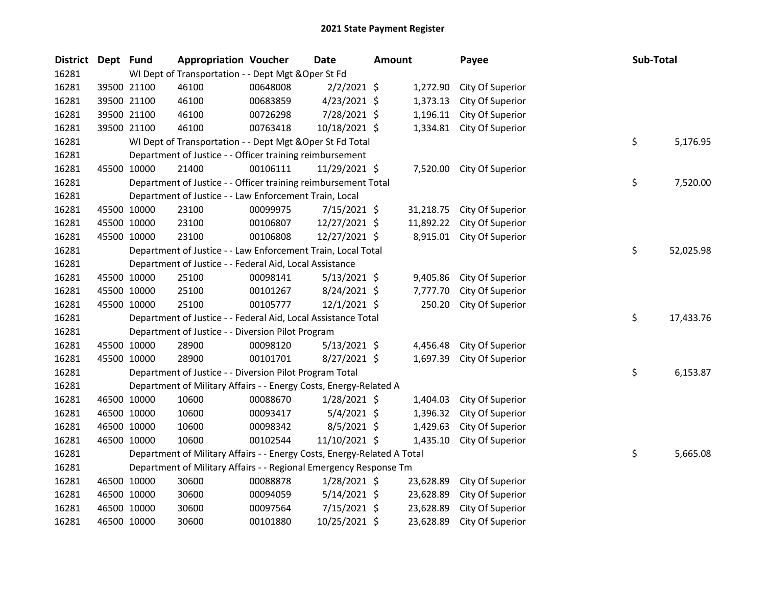# 2021 State Payment Register

| District | Dept | Fund | Appropriation | Voucher | Date | Amount | Payee | Sub-Total |
|---|---|---|---|---|---|---|---|---|
| 16281 | WI Dept of Transportation - - Dept Mgt &Oper St Fd | | | | | | | |
| 16281 | 39500 | 21100 | 46100 | 00648008 | 2/2/2021 | $ 1,272.90 | City Of Superior | |
| 16281 | 39500 | 21100 | 46100 | 00683859 | 4/23/2021 | $ 1,373.13 | City Of Superior | |
| 16281 | 39500 | 21100 | 46100 | 00726298 | 7/28/2021 | $ 1,196.11 | City Of Superior | |
| 16281 | 39500 | 21100 | 46100 | 00763418 | 10/18/2021 | $ 1,334.81 | City Of Superior | |
| 16281 | WI Dept of Transportation - - Dept Mgt &Oper St Fd Total | | | | | | | $ 5,176.95 |
| 16281 | Department of Justice - - Officer training reimbursement | | | | | | | |
| 16281 | 45500 | 10000 | 21400 | 00106111 | 11/29/2021 | $ 7,520.00 | City Of Superior | |
| 16281 | Department of Justice - - Officer training reimbursement Total | | | | | | | $ 7,520.00 |
| 16281 | Department of Justice - - Law Enforcement Train, Local | | | | | | | |
| 16281 | 45500 | 10000 | 23100 | 00099975 | 7/15/2021 | $ 31,218.75 | City Of Superior | |
| 16281 | 45500 | 10000 | 23100 | 00106807 | 12/27/2021 | $ 11,892.22 | City Of Superior | |
| 16281 | 45500 | 10000 | 23100 | 00106808 | 12/27/2021 | $ 8,915.01 | City Of Superior | |
| 16281 | Department of Justice - - Law Enforcement Train, Local Total | | | | | | | $ 52,025.98 |
| 16281 | Department of Justice - - Federal Aid, Local Assistance | | | | | | | |
| 16281 | 45500 | 10000 | 25100 | 00098141 | 5/13/2021 | $ 9,405.86 | City Of Superior | |
| 16281 | 45500 | 10000 | 25100 | 00101267 | 8/24/2021 | $ 7,777.70 | City Of Superior | |
| 16281 | 45500 | 10000 | 25100 | 00105777 | 12/1/2021 | $ 250.20 | City Of Superior | |
| 16281 | Department of Justice - - Federal Aid, Local Assistance Total | | | | | | | $ 17,433.76 |
| 16281 | Department of Justice - - Diversion Pilot Program | | | | | | | |
| 16281 | 45500 | 10000 | 28900 | 00098120 | 5/13/2021 | $ 4,456.48 | City Of Superior | |
| 16281 | 45500 | 10000 | 28900 | 00101701 | 8/27/2021 | $ 1,697.39 | City Of Superior | |
| 16281 | Department of Justice - - Diversion Pilot Program Total | | | | | | | $ 6,153.87 |
| 16281 | Department of Military Affairs - - Energy Costs, Energy-Related A | | | | | | | |
| 16281 | 46500 | 10000 | 10600 | 00088670 | 1/28/2021 | $ 1,404.03 | City Of Superior | |
| 16281 | 46500 | 10000 | 10600 | 00093417 | 5/4/2021 | $ 1,396.32 | City Of Superior | |
| 16281 | 46500 | 10000 | 10600 | 00098342 | 8/5/2021 | $ 1,429.63 | City Of Superior | |
| 16281 | 46500 | 10000 | 10600 | 00102544 | 11/10/2021 | $ 1,435.10 | City Of Superior | |
| 16281 | Department of Military Affairs - - Energy Costs, Energy-Related A Total | | | | | | | $ 5,665.08 |
| 16281 | Department of Military Affairs - - Regional Emergency Response Tm | | | | | | | |
| 16281 | 46500 | 10000 | 30600 | 00088878 | 1/28/2021 | $ 23,628.89 | City Of Superior | |
| 16281 | 46500 | 10000 | 30600 | 00094059 | 5/14/2021 | $ 23,628.89 | City Of Superior | |
| 16281 | 46500 | 10000 | 30600 | 00097564 | 7/15/2021 | $ 23,628.89 | City Of Superior | |
| 16281 | 46500 | 10000 | 30600 | 00101880 | 10/25/2021 | $ 23,628.89 | City Of Superior | |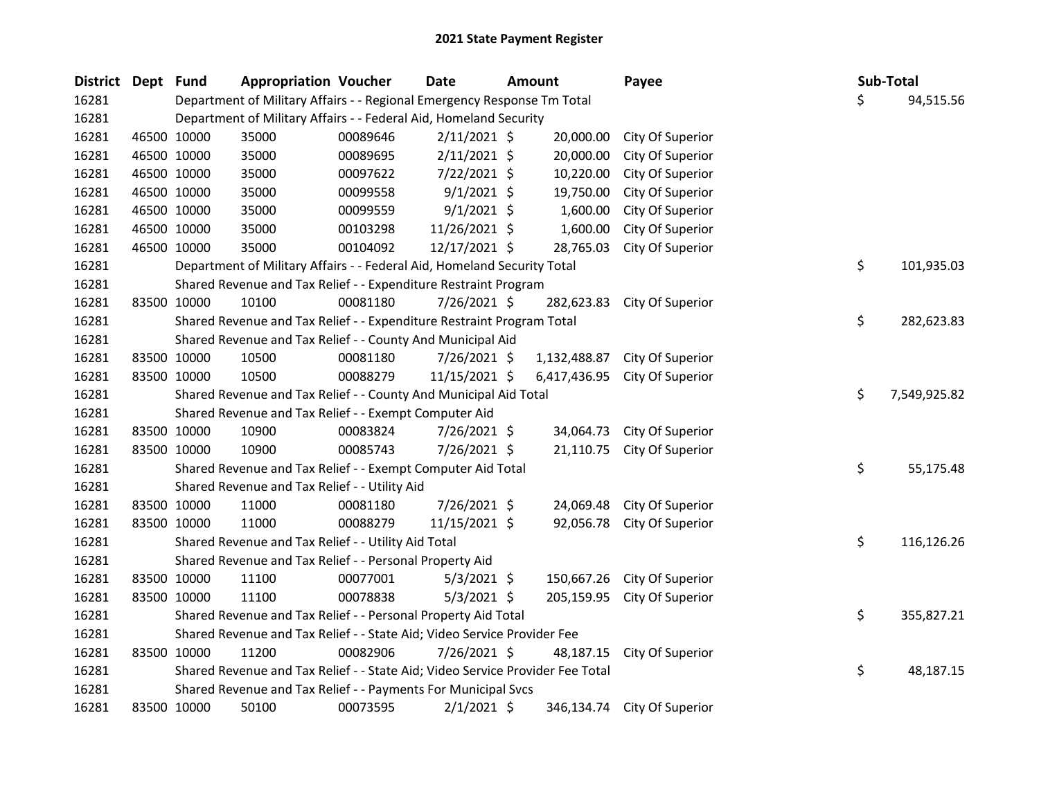# 2021 State Payment Register

| District | Dept | Fund | Appropriation | Voucher | Date | Amount | Payee | Sub-Total |
|---|---|---|---|---|---|---|---|---|
| 16281 | | Department of Military Affairs - - Regional Emergency Response Tm Total | | | | | | $ 94,515.56 |
| 16281 | | Department of Military Affairs - - Federal Aid, Homeland Security | | | | | | |
| 16281 | 46500 | 10000 | 35000 | 00089646 | 2/11/2021 | $ 20,000.00 | City Of Superior | |
| 16281 | 46500 | 10000 | 35000 | 00089695 | 2/11/2021 | $ 20,000.00 | City Of Superior | |
| 16281 | 46500 | 10000 | 35000 | 00097622 | 7/22/2021 | $ 10,220.00 | City Of Superior | |
| 16281 | 46500 | 10000 | 35000 | 00099558 | 9/1/2021 | $ 19,750.00 | City Of Superior | |
| 16281 | 46500 | 10000 | 35000 | 00099559 | 9/1/2021 | $ 1,600.00 | City Of Superior | |
| 16281 | 46500 | 10000 | 35000 | 00103298 | 11/26/2021 | $ 1,600.00 | City Of Superior | |
| 16281 | 46500 | 10000 | 35000 | 00104092 | 12/17/2021 | $ 28,765.03 | City Of Superior | |
| 16281 | | Department of Military Affairs - - Federal Aid, Homeland Security Total | | | | | | $ 101,935.03 |
| 16281 | | Shared Revenue and Tax Relief - - Expenditure Restraint Program | | | | | | |
| 16281 | 83500 | 10000 | 10100 | 00081180 | 7/26/2021 | $ 282,623.83 | City Of Superior | |
| 16281 | | Shared Revenue and Tax Relief - - Expenditure Restraint Program Total | | | | | | $ 282,623.83 |
| 16281 | | Shared Revenue and Tax Relief - - County And Municipal Aid | | | | | | |
| 16281 | 83500 | 10000 | 10500 | 00081180 | 7/26/2021 | $ 1,132,488.87 | City Of Superior | |
| 16281 | 83500 | 10000 | 10500 | 00088279 | 11/15/2021 | $ 6,417,436.95 | City Of Superior | |
| 16281 | | Shared Revenue and Tax Relief - - County And Municipal Aid Total | | | | | | $ 7,549,925.82 |
| 16281 | | Shared Revenue and Tax Relief - - Exempt Computer Aid | | | | | | |
| 16281 | 83500 | 10000 | 10900 | 00083824 | 7/26/2021 | $ 34,064.73 | City Of Superior | |
| 16281 | 83500 | 10000 | 10900 | 00085743 | 7/26/2021 | $ 21,110.75 | City Of Superior | |
| 16281 | | Shared Revenue and Tax Relief - - Exempt Computer Aid Total | | | | | | $ 55,175.48 |
| 16281 | | Shared Revenue and Tax Relief - - Utility Aid | | | | | | |
| 16281 | 83500 | 10000 | 11000 | 00081180 | 7/26/2021 | $ 24,069.48 | City Of Superior | |
| 16281 | 83500 | 10000 | 11000 | 00088279 | 11/15/2021 | $ 92,056.78 | City Of Superior | |
| 16281 | | Shared Revenue and Tax Relief - - Utility Aid Total | | | | | | $ 116,126.26 |
| 16281 | | Shared Revenue and Tax Relief - - Personal Property Aid | | | | | | |
| 16281 | 83500 | 10000 | 11100 | 00077001 | 5/3/2021 | $ 150,667.26 | City Of Superior | |
| 16281 | 83500 | 10000 | 11100 | 00078838 | 5/3/2021 | $ 205,159.95 | City Of Superior | |
| 16281 | | Shared Revenue and Tax Relief - - Personal Property Aid Total | | | | | | $ 355,827.21 |
| 16281 | | Shared Revenue and Tax Relief - - State Aid; Video Service Provider Fee | | | | | | |
| 16281 | 83500 | 10000 | 11200 | 00082906 | 7/26/2021 | $ 48,187.15 | City Of Superior | |
| 16281 | | Shared Revenue and Tax Relief - - State Aid; Video Service Provider Fee Total | | | | | | $ 48,187.15 |
| 16281 | | Shared Revenue and Tax Relief - - Payments For Municipal Svcs | | | | | | |
| 16281 | 83500 | 10000 | 50100 | 00073595 | 2/1/2021 | $ 346,134.74 | City Of Superior | |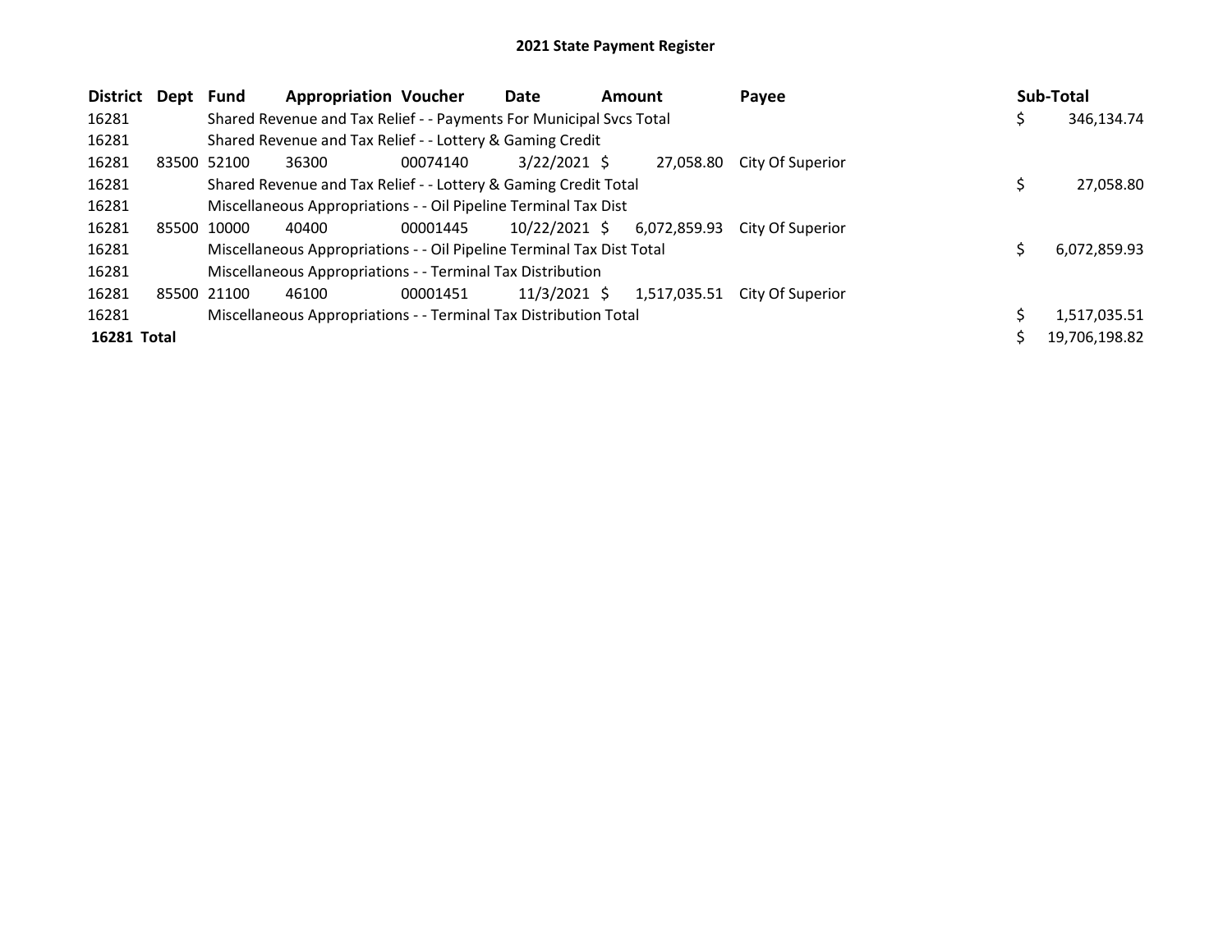# 2021 State Payment Register

| District | Dept | Fund | Appropriation | Voucher | Date | Amount | Payee | Sub-Total |
|---|---|---|---|---|---|---|---|---|
| 16281 | | Shared Revenue and Tax Relief - - Payments For Municipal Svcs Total | | | | | | $ 346,134.74 |
| 16281 | | Shared Revenue and Tax Relief - - Lottery & Gaming Credit | | | | | | |
| 16281 | 83500 | 52100 | 36300 | 00074140 | 3/22/2021 | $ 27,058.80 | City Of Superior | |
| 16281 | | Shared Revenue and Tax Relief - - Lottery & Gaming Credit Total | | | | | | $ 27,058.80 |
| 16281 | | Miscellaneous Appropriations - - Oil Pipeline Terminal Tax Dist | | | | | | |
| 16281 | 85500 | 10000 | 40400 | 00001445 | 10/22/2021 | $ 6,072,859.93 | City Of Superior | |
| 16281 | | Miscellaneous Appropriations - - Oil Pipeline Terminal Tax Dist Total | | | | | | $ 6,072,859.93 |
| 16281 | | Miscellaneous Appropriations - - Terminal Tax Distribution | | | | | | |
| 16281 | 85500 | 21100 | 46100 | 00001451 | 11/3/2021 | $ 1,517,035.51 | City Of Superior | |
| 16281 | | Miscellaneous Appropriations - - Terminal Tax Distribution Total | | | | | | $ 1,517,035.51 |
| **16281 Total** | | | | | | | | $ 19,706,198.82 |